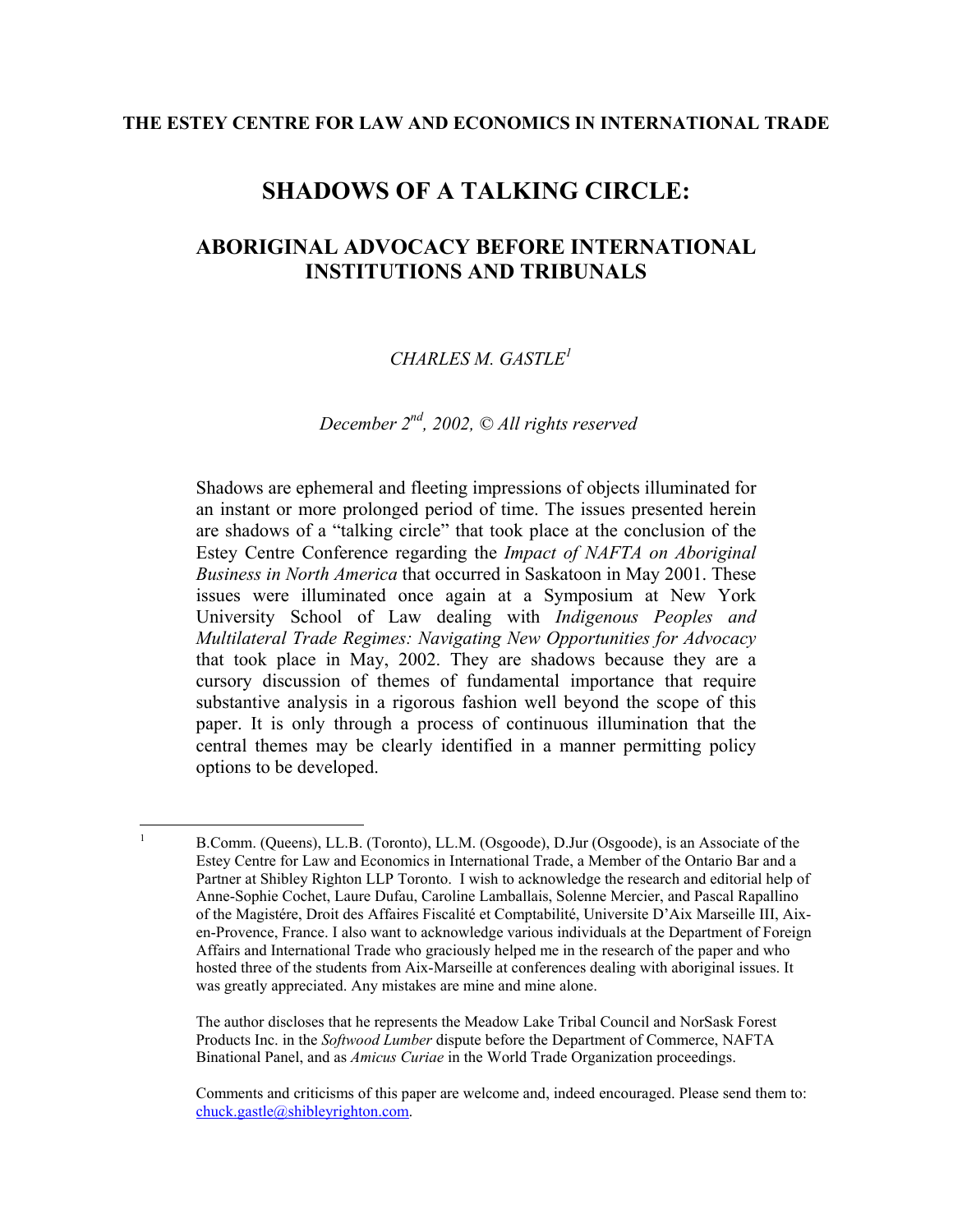**THE ESTEY CENTRE FOR LAW AND ECONOMICS IN INTERNATIONAL TRADE**

# SHADOWS OF A TALKING CIRCLE:

## ABORIGINAL ADVOCACY BEFORE INTERNATIONAL INSTITUTIONS AND TRIBUNALS

*CHARLES M. GASTLE*[1]

*December 2nd, 2002, © All rights reserved*

Shadows are ephemeral and fleeting impressions of objects illuminated for an instant or more prolonged period of time. The issues presented herein are shadows of a "talking circle" that took place at the conclusion of the Estey Centre Conference regarding the *Impact of NAFTA on Aboriginal Business in North America* that occurred in Saskatoon in May 2001. These issues were illuminated once again at a Symposium at New York University School of Law dealing with *Indigenous Peoples and Multilateral Trade Regimes: Navigating New Opportunities for Advocacy* that took place in May, 2002. They are shadows because they are a cursory discussion of themes of fundamental importance that require substantive analysis in a rigorous fashion well beyond the scope of this paper. It is only through a process of continuous illumination that the central themes may be clearly identified in a manner permitting policy options to be developed.

---

[1] B.Comm. (Queens), LL.B. (Toronto), LL.M. (Osgoode), D.Jur (Osgoode), is an Associate of the Estey Centre for Law and Economics in International Trade, a Member of the Ontario Bar and a Partner at Shibley Righton LLP Toronto. I wish to acknowledge the research and editorial help of Anne-Sophie Cochet, Laure Dufau, Caroline Lamballais, Solenne Mercier, and Pascal Rapallino of the Magistére, Droit des Affaires Fiscalité et Comptabilité, Universite D'Aix Marseille III, Aix-en-Provence, France. I also want to acknowledge various individuals at the Department of Foreign Affairs and International Trade who graciously helped me in the research of the paper and who hosted three of the students from Aix-Marseille at conferences dealing with aboriginal issues. It was greatly appreciated. Any mistakes are mine and mine alone.

The author discloses that he represents the Meadow Lake Tribal Council and NorSask Forest Products Inc. in the *Softwood Lumber* dispute before the Department of Commerce, NAFTA Binational Panel, and as *Amicus Curiae* in the World Trade Organization proceedings.

Comments and criticisms of this paper are welcome and, indeed encouraged. Please send them to: chuck.gastle@shibleyrighton.com.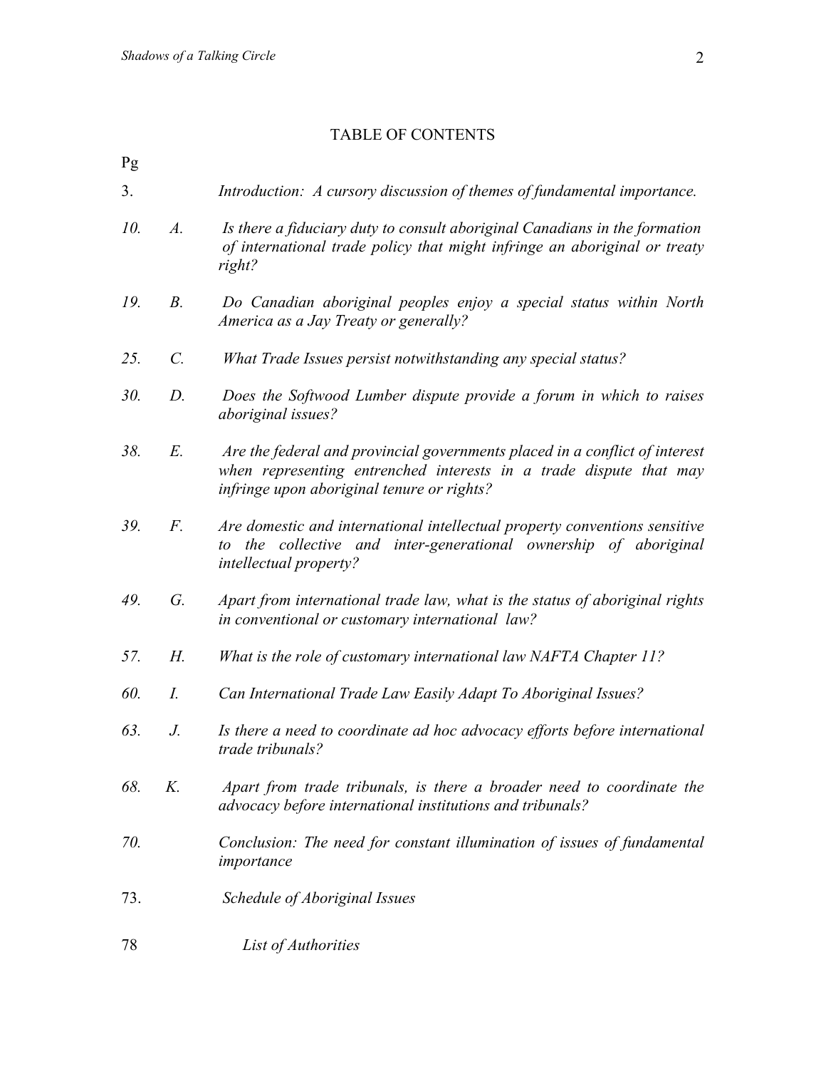# TABLE OF CONTENTS

| Pg | | |
|---|---|---|
| 3. | | *Introduction: A cursory discussion of themes of fundamental importance.* |
| *10.* | *A.* | *Is there a fiduciary duty to consult aboriginal Canadians in the formation of international trade policy that might infringe an aboriginal or treaty right?* |
| *19.* | *B.* | *Do Canadian aboriginal peoples enjoy a special status within North America as a Jay Treaty or generally?* |
| *25.* | *C.* | *What Trade Issues persist notwithstanding any special status?* |
| *30.* | *D.* | *Does the Softwood Lumber dispute provide a forum in which to raises aboriginal issues?* |
| *38.* | *E.* | *Are the federal and provincial governments placed in a conflict of interest when representing entrenched interests in a trade dispute that may infringe upon aboriginal tenure or rights?* |
| *39.* | *F.* | *Are domestic and international intellectual property conventions sensitive to the collective and inter-generational ownership of aboriginal intellectual property?* |
| *49.* | *G.* | *Apart from international trade law, what is the status of aboriginal rights in conventional or customary international law?* |
| *57.* | *H.* | *What is the role of customary international law NAFTA Chapter 11?* |
| *60.* | *I.* | *Can International Trade Law Easily Adapt To Aboriginal Issues?* |
| *63.* | *J.* | *Is there a need to coordinate ad hoc advocacy efforts before international trade tribunals?* |
| *68.* | *K.* | *Apart from trade tribunals, is there a broader need to coordinate the advocacy before international institutions and tribunals?* |
| *70.* | | *Conclusion: The need for constant illumination of issues of fundamental importance* |
| 73. | | *Schedule of Aboriginal Issues* |
| 78 | | *List of Authorities* |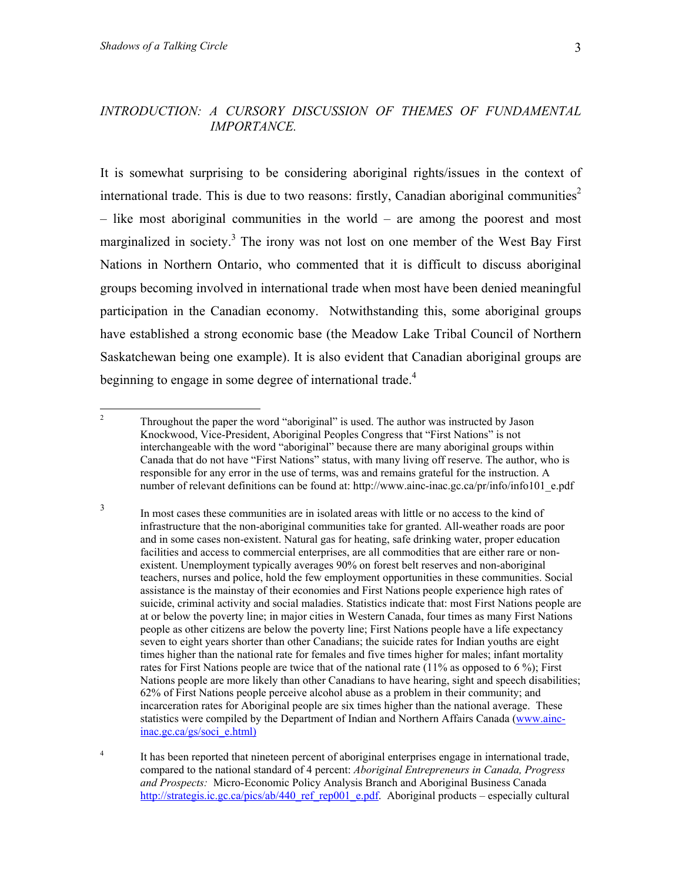## *INTRODUCTION: A CURSORY DISCUSSION OF THEMES OF FUNDAMENTAL IMPORTANCE.*

It is somewhat surprising to be considering aboriginal rights/issues in the context of international trade. This is due to two reasons: firstly, Canadian aboriginal communities[2] – like most aboriginal communities in the world – are among the poorest and most marginalized in society.[3] The irony was not lost on one member of the West Bay First Nations in Northern Ontario, who commented that it is difficult to discuss aboriginal groups becoming involved in international trade when most have been denied meaningful participation in the Canadian economy. Notwithstanding this, some aboriginal groups have established a strong economic base (the Meadow Lake Tribal Council of Northern Saskatchewan being one example). It is also evident that Canadian aboriginal groups are beginning to engage in some degree of international trade.[4]

---

[2] Throughout the paper the word "aboriginal" is used. The author was instructed by Jason Knockwood, Vice-President, Aboriginal Peoples Congress that "First Nations" is not interchangeable with the word "aboriginal" because there are many aboriginal groups within Canada that do not have "First Nations" status, with many living off reserve. The author, who is responsible for any error in the use of terms, was and remains grateful for the instruction. A number of relevant definitions can be found at: http://www.ainc-inac.gc.ca/pr/info/info101_e.pdf

[3] In most cases these communities are in isolated areas with little or no access to the kind of infrastructure that the non-aboriginal communities take for granted. All-weather roads are poor and in some cases non-existent. Natural gas for heating, safe drinking water, proper education facilities and access to commercial enterprises, are all commodities that are either rare or non-existent. Unemployment typically averages 90% on forest belt reserves and non-aboriginal teachers, nurses and police, hold the few employment opportunities in these communities. Social assistance is the mainstay of their economies and First Nations people experience high rates of suicide, criminal activity and social maladies. Statistics indicate that: most First Nations people are at or below the poverty line; in major cities in Western Canada, four times as many First Nations people as other citizens are below the poverty line; First Nations people have a life expectancy seven to eight years shorter than other Canadians; the suicide rates for Indian youths are eight times higher than the national rate for females and five times higher for males; infant mortality rates for First Nations people are twice that of the national rate (11% as opposed to 6 %); First Nations people are more likely than other Canadians to have hearing, sight and speech disabilities; 62% of First Nations people perceive alcohol abuse as a problem in their community; and incarceration rates for Aboriginal people are six times higher than the national average. These statistics were compiled by the Department of Indian and Northern Affairs Canada (www.ainc-inac.gc.ca/gs/soci_e.html)

[4] It has been reported that nineteen percent of aboriginal enterprises engage in international trade, compared to the national standard of 4 percent: *Aboriginal Entrepreneurs in Canada, Progress and Prospects:* Micro-Economic Policy Analysis Branch and Aboriginal Business Canada http://strategis.ic.gc.ca/pics/ab/440_ref_rep001_e.pdf. Aboriginal products – especially cultural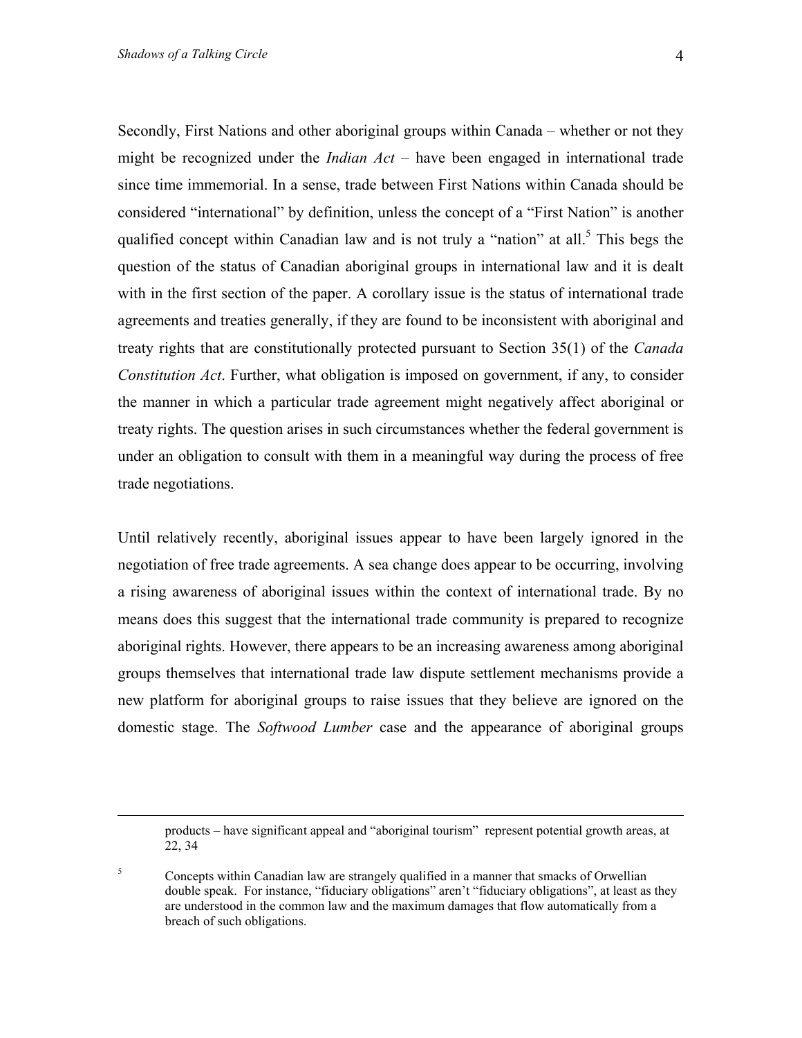Secondly, First Nations and other aboriginal groups within Canada – whether or not they might be recognized under the *Indian Act* – have been engaged in international trade since time immemorial. In a sense, trade between First Nations within Canada should be considered "international" by definition, unless the concept of a "First Nation" is another qualified concept within Canadian law and is not truly a "nation" at all.[5] This begs the question of the status of Canadian aboriginal groups in international law and it is dealt with in the first section of the paper. A corollary issue is the status of international trade agreements and treaties generally, if they are found to be inconsistent with aboriginal and treaty rights that are constitutionally protected pursuant to Section 35(1) of the *Canada Constitution Act*. Further, what obligation is imposed on government, if any, to consider the manner in which a particular trade agreement might negatively affect aboriginal or treaty rights. The question arises in such circumstances whether the federal government is under an obligation to consult with them in a meaningful way during the process of free trade negotiations.

Until relatively recently, aboriginal issues appear to have been largely ignored in the negotiation of free trade agreements. A sea change does appear to be occurring, involving a rising awareness of aboriginal issues within the context of international trade. By no means does this suggest that the international trade community is prepared to recognize aboriginal rights. However, there appears to be an increasing awareness among aboriginal groups themselves that international trade law dispute settlement mechanisms provide a new platform for aboriginal groups to raise issues that they believe are ignored on the domestic stage. The *Softwood Lumber* case and the appearance of aboriginal groups

---

products – have significant appeal and "aboriginal tourism" represent potential growth areas, at 22, 34

[5] Concepts within Canadian law are strangely qualified in a manner that smacks of Orwellian double speak. For instance, "fiduciary obligations" aren't "fiduciary obligations", at least as they are understood in the common law and the maximum damages that flow automatically from a breach of such obligations.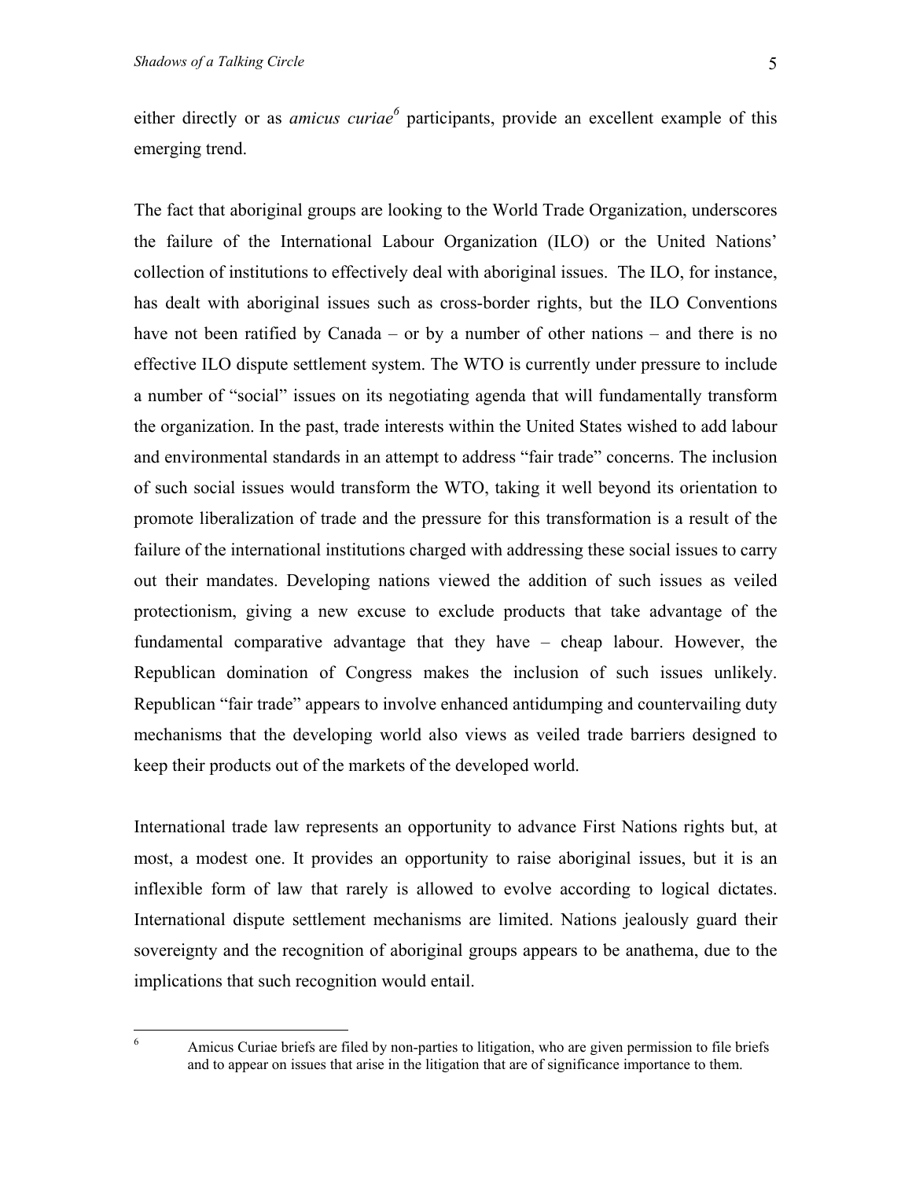either directly or as *amicus curiae*[6] participants, provide an excellent example of this emerging trend.

The fact that aboriginal groups are looking to the World Trade Organization, underscores the failure of the International Labour Organization (ILO) or the United Nations' collection of institutions to effectively deal with aboriginal issues. The ILO, for instance, has dealt with aboriginal issues such as cross-border rights, but the ILO Conventions have not been ratified by Canada – or by a number of other nations – and there is no effective ILO dispute settlement system. The WTO is currently under pressure to include a number of "social" issues on its negotiating agenda that will fundamentally transform the organization. In the past, trade interests within the United States wished to add labour and environmental standards in an attempt to address "fair trade" concerns. The inclusion of such social issues would transform the WTO, taking it well beyond its orientation to promote liberalization of trade and the pressure for this transformation is a result of the failure of the international institutions charged with addressing these social issues to carry out their mandates. Developing nations viewed the addition of such issues as veiled protectionism, giving a new excuse to exclude products that take advantage of the fundamental comparative advantage that they have – cheap labour. However, the Republican domination of Congress makes the inclusion of such issues unlikely. Republican "fair trade" appears to involve enhanced antidumping and countervailing duty mechanisms that the developing world also views as veiled trade barriers designed to keep their products out of the markets of the developed world.

International trade law represents an opportunity to advance First Nations rights but, at most, a modest one. It provides an opportunity to raise aboriginal issues, but it is an inflexible form of law that rarely is allowed to evolve according to logical dictates. International dispute settlement mechanisms are limited. Nations jealously guard their sovereignty and the recognition of aboriginal groups appears to be anathema, due to the implications that such recognition would entail.

---

[6] Amicus Curiae briefs are filed by non-parties to litigation, who are given permission to file briefs and to appear on issues that arise in the litigation that are of significance importance to them.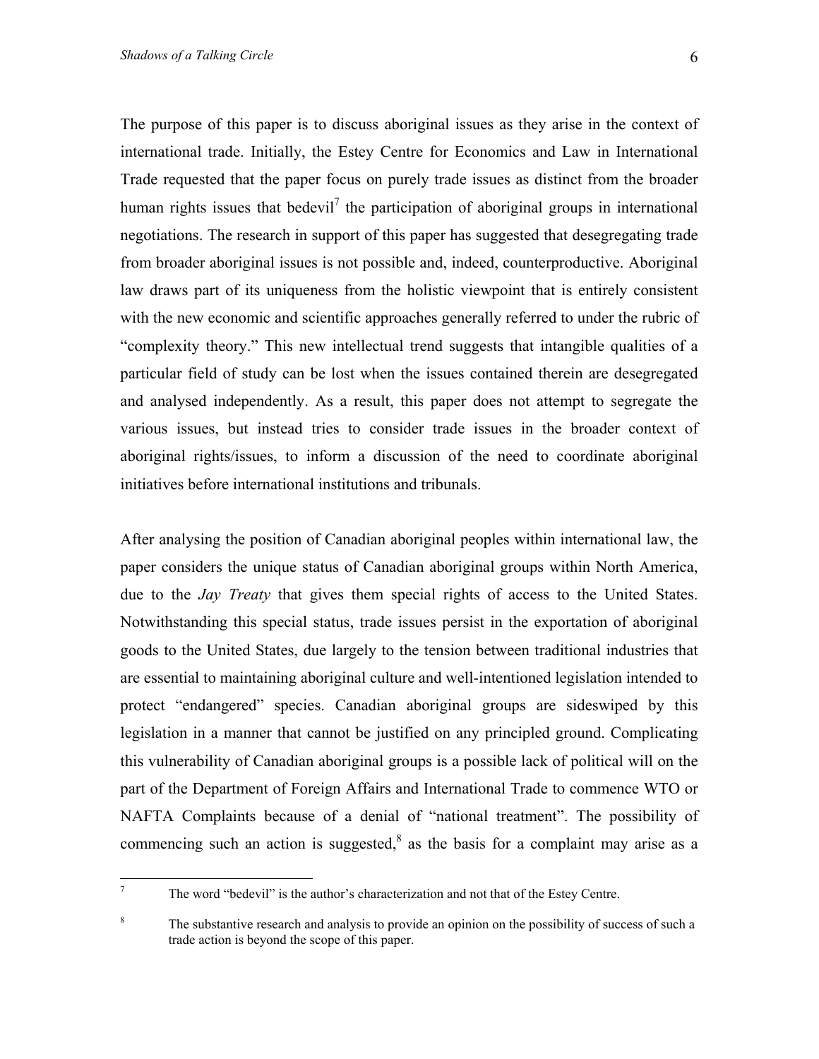The purpose of this paper is to discuss aboriginal issues as they arise in the context of international trade. Initially, the Estey Centre for Economics and Law in International Trade requested that the paper focus on purely trade issues as distinct from the broader human rights issues that bedevil[7] the participation of aboriginal groups in international negotiations. The research in support of this paper has suggested that desegregating trade from broader aboriginal issues is not possible and, indeed, counterproductive. Aboriginal law draws part of its uniqueness from the holistic viewpoint that is entirely consistent with the new economic and scientific approaches generally referred to under the rubric of "complexity theory." This new intellectual trend suggests that intangible qualities of a particular field of study can be lost when the issues contained therein are desegregated and analysed independently. As a result, this paper does not attempt to segregate the various issues, but instead tries to consider trade issues in the broader context of aboriginal rights/issues, to inform a discussion of the need to coordinate aboriginal initiatives before international institutions and tribunals.

After analysing the position of Canadian aboriginal peoples within international law, the paper considers the unique status of Canadian aboriginal groups within North America, due to the *Jay Treaty* that gives them special rights of access to the United States. Notwithstanding this special status, trade issues persist in the exportation of aboriginal goods to the United States, due largely to the tension between traditional industries that are essential to maintaining aboriginal culture and well-intentioned legislation intended to protect "endangered" species. Canadian aboriginal groups are sideswiped by this legislation in a manner that cannot be justified on any principled ground. Complicating this vulnerability of Canadian aboriginal groups is a possible lack of political will on the part of the Department of Foreign Affairs and International Trade to commence WTO or NAFTA Complaints because of a denial of "national treatment". The possibility of commencing such an action is suggested,[8] as the basis for a complaint may arise as a

---

[7] The word "bedevil" is the author's characterization and not that of the Estey Centre.

[8] The substantive research and analysis to provide an opinion on the possibility of success of such a trade action is beyond the scope of this paper.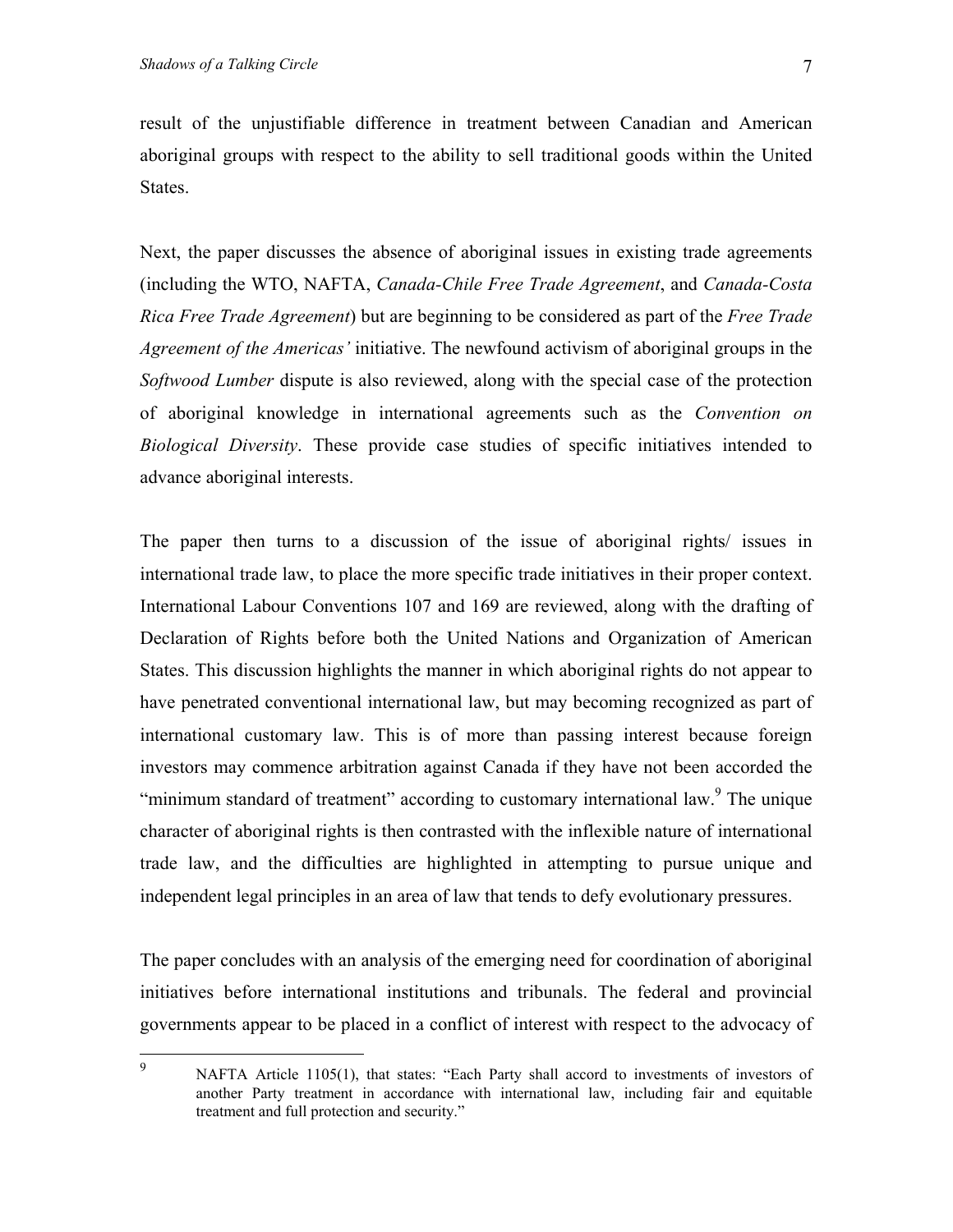result of the unjustifiable difference in treatment between Canadian and American aboriginal groups with respect to the ability to sell traditional goods within the United States.

Next, the paper discusses the absence of aboriginal issues in existing trade agreements (including the WTO, NAFTA, *Canada-Chile Free Trade Agreement*, and *Canada-Costa Rica Free Trade Agreement*) but are beginning to be considered as part of the *Free Trade Agreement of the Americas'* initiative. The newfound activism of aboriginal groups in the *Softwood Lumber* dispute is also reviewed, along with the special case of the protection of aboriginal knowledge in international agreements such as the *Convention on Biological Diversity*. These provide case studies of specific initiatives intended to advance aboriginal interests.

The paper then turns to a discussion of the issue of aboriginal rights/ issues in international trade law, to place the more specific trade initiatives in their proper context. International Labour Conventions 107 and 169 are reviewed, along with the drafting of Declaration of Rights before both the United Nations and Organization of American States. This discussion highlights the manner in which aboriginal rights do not appear to have penetrated conventional international law, but may becoming recognized as part of international customary law. This is of more than passing interest because foreign investors may commence arbitration against Canada if they have not been accorded the "minimum standard of treatment" according to customary international law.[9] The unique character of aboriginal rights is then contrasted with the inflexible nature of international trade law, and the difficulties are highlighted in attempting to pursue unique and independent legal principles in an area of law that tends to defy evolutionary pressures.

The paper concludes with an analysis of the emerging need for coordination of aboriginal initiatives before international institutions and tribunals. The federal and provincial governments appear to be placed in a conflict of interest with respect to the advocacy of

---

[9] NAFTA Article 1105(1), that states: "Each Party shall accord to investments of investors of another Party treatment in accordance with international law, including fair and equitable treatment and full protection and security."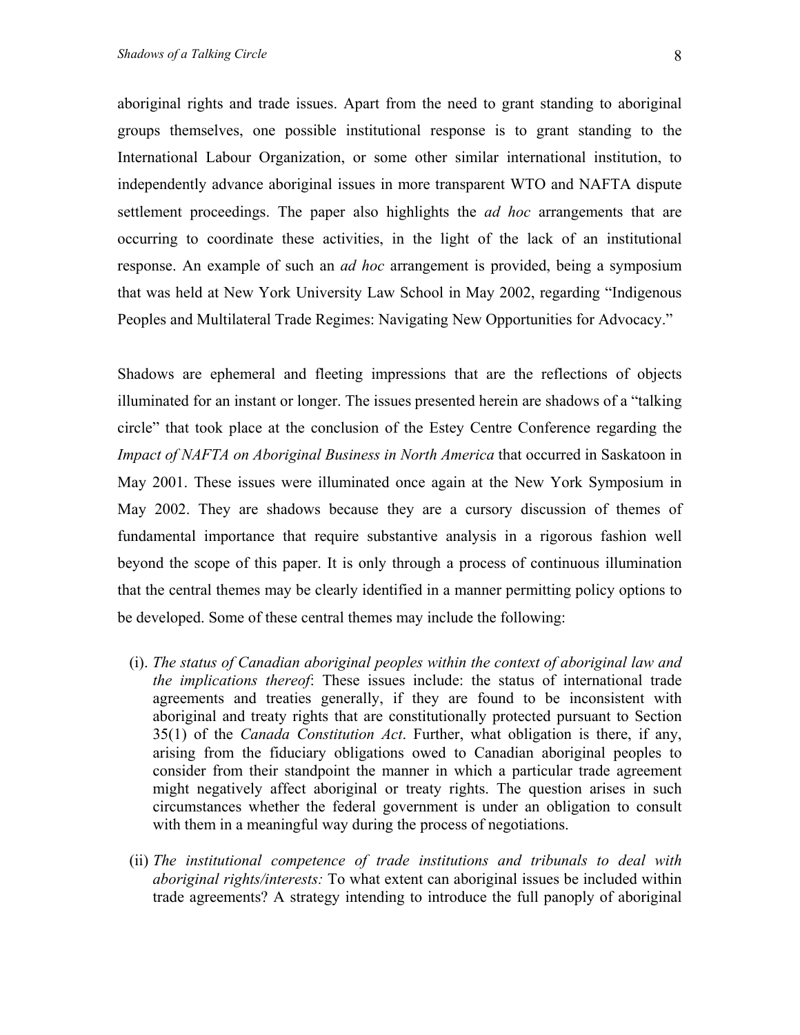aboriginal rights and trade issues. Apart from the need to grant standing to aboriginal groups themselves, one possible institutional response is to grant standing to the International Labour Organization, or some other similar international institution, to independently advance aboriginal issues in more transparent WTO and NAFTA dispute settlement proceedings. The paper also highlights the *ad hoc* arrangements that are occurring to coordinate these activities, in the light of the lack of an institutional response. An example of such an *ad hoc* arrangement is provided, being a symposium that was held at New York University Law School in May 2002, regarding "Indigenous Peoples and Multilateral Trade Regimes: Navigating New Opportunities for Advocacy."

Shadows are ephemeral and fleeting impressions that are the reflections of objects illuminated for an instant or longer. The issues presented herein are shadows of a "talking circle" that took place at the conclusion of the Estey Centre Conference regarding the *Impact of NAFTA on Aboriginal Business in North America* that occurred in Saskatoon in May 2001. These issues were illuminated once again at the New York Symposium in May 2002. They are shadows because they are a cursory discussion of themes of fundamental importance that require substantive analysis in a rigorous fashion well beyond the scope of this paper. It is only through a process of continuous illumination that the central themes may be clearly identified in a manner permitting policy options to be developed. Some of these central themes may include the following:

(i). *The status of Canadian aboriginal peoples within the context of aboriginal law and the implications thereof*: These issues include: the status of international trade agreements and treaties generally, if they are found to be inconsistent with aboriginal and treaty rights that are constitutionally protected pursuant to Section 35(1) of the *Canada Constitution Act*. Further, what obligation is there, if any, arising from the fiduciary obligations owed to Canadian aboriginal peoples to consider from their standpoint the manner in which a particular trade agreement might negatively affect aboriginal or treaty rights. The question arises in such circumstances whether the federal government is under an obligation to consult with them in a meaningful way during the process of negotiations.

(ii) *The institutional competence of trade institutions and tribunals to deal with aboriginal rights/interests:* To what extent can aboriginal issues be included within trade agreements? A strategy intending to introduce the full panoply of aboriginal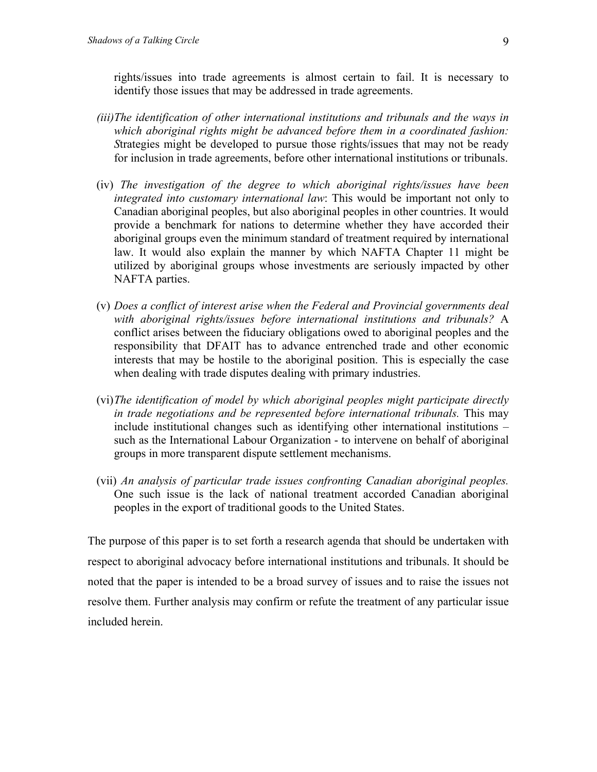rights/issues into trade agreements is almost certain to fail. It is necessary to identify those issues that may be addressed in trade agreements.

(iii) *The identification of other international institutions and tribunals and the ways in which aboriginal rights might be advanced before them in a coordinated fashion: S*trategies might be developed to pursue those rights/issues that may not be ready for inclusion in trade agreements, before other international institutions or tribunals.

(iv) *The investigation of the degree to which aboriginal rights/issues have been integrated into customary international law*: This would be important not only to Canadian aboriginal peoples, but also aboriginal peoples in other countries. It would provide a benchmark for nations to determine whether they have accorded their aboriginal groups even the minimum standard of treatment required by international law. It would also explain the manner by which NAFTA Chapter 11 might be utilized by aboriginal groups whose investments are seriously impacted by other NAFTA parties.

(v) *Does a conflict of interest arise when the Federal and Provincial governments deal with aboriginal rights/issues before international institutions and tribunals?* A conflict arises between the fiduciary obligations owed to aboriginal peoples and the responsibility that DFAIT has to advance entrenched trade and other economic interests that may be hostile to the aboriginal position. This is especially the case when dealing with trade disputes dealing with primary industries.

(vi) *The identification of model by which aboriginal peoples might participate directly in trade negotiations and be represented before international tribunals.* This may include institutional changes such as identifying other international institutions – such as the International Labour Organization - to intervene on behalf of aboriginal groups in more transparent dispute settlement mechanisms.

(vii) *An analysis of particular trade issues confronting Canadian aboriginal peoples.* One such issue is the lack of national treatment accorded Canadian aboriginal peoples in the export of traditional goods to the United States.

The purpose of this paper is to set forth a research agenda that should be undertaken with respect to aboriginal advocacy before international institutions and tribunals. It should be noted that the paper is intended to be a broad survey of issues and to raise the issues not resolve them. Further analysis may confirm or refute the treatment of any particular issue included herein.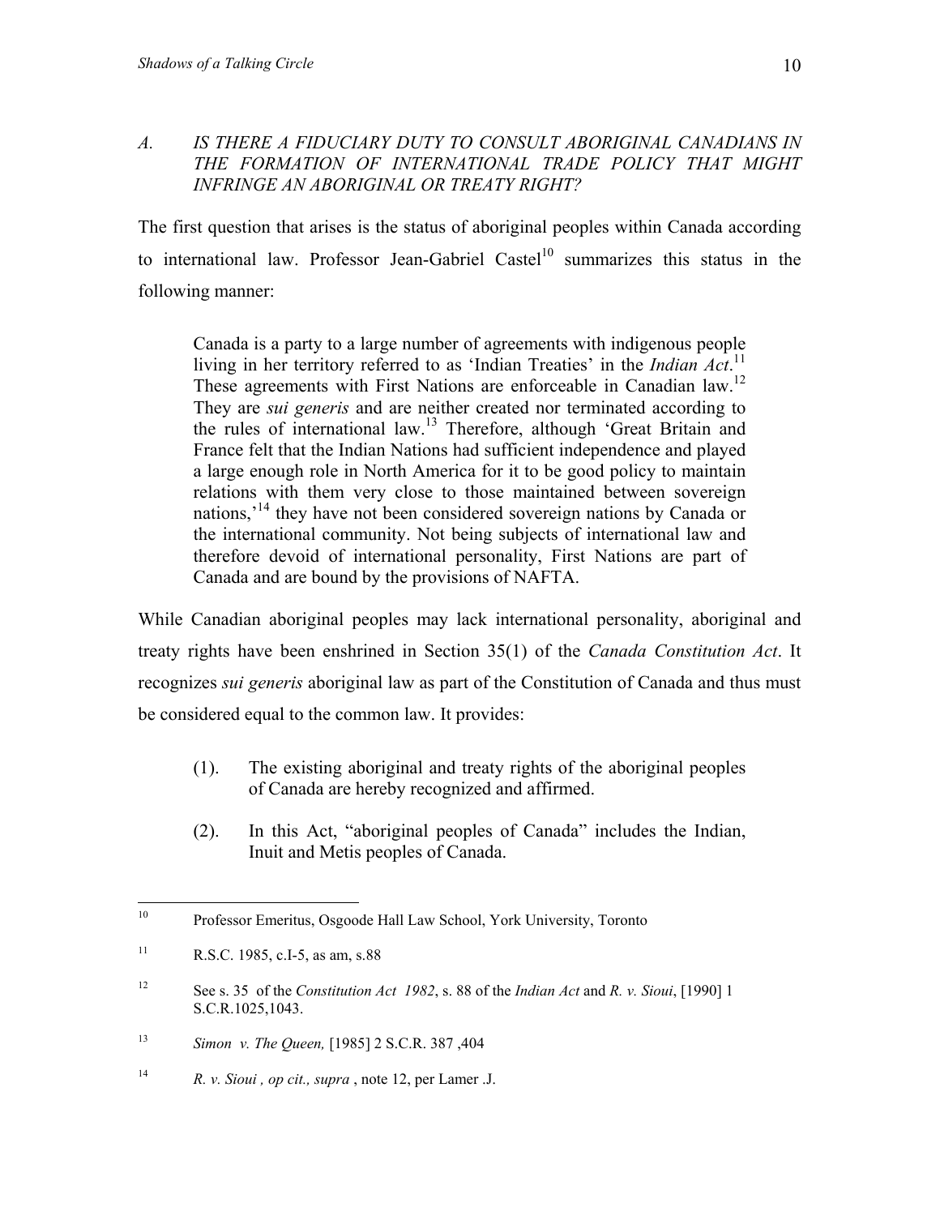### *A. IS THERE A FIDUCIARY DUTY TO CONSULT ABORIGINAL CANADIANS IN THE FORMATION OF INTERNATIONAL TRADE POLICY THAT MIGHT INFRINGE AN ABORIGINAL OR TREATY RIGHT?*

The first question that arises is the status of aboriginal peoples within Canada according to international law. Professor Jean-Gabriel Castel[10] summarizes this status in the following manner:

> Canada is a party to a large number of agreements with indigenous people living in her territory referred to as 'Indian Treaties' in the *Indian Act*.[11] These agreements with First Nations are enforceable in Canadian law.[12] They are *sui generis* and are neither created nor terminated according to the rules of international law.[13] Therefore, although 'Great Britain and France felt that the Indian Nations had sufficient independence and played a large enough role in North America for it to be good policy to maintain relations with them very close to those maintained between sovereign nations,'[14] they have not been considered sovereign nations by Canada or the international community. Not being subjects of international law and therefore devoid of international personality, First Nations are part of Canada and are bound by the provisions of NAFTA.

While Canadian aboriginal peoples may lack international personality, aboriginal and treaty rights have been enshrined in Section 35(1) of the *Canada Constitution Act*. It recognizes *sui generis* aboriginal law as part of the Constitution of Canada and thus must be considered equal to the common law. It provides:

> (1). The existing aboriginal and treaty rights of the aboriginal peoples of Canada are hereby recognized and affirmed.
>
> (2). In this Act, "aboriginal peoples of Canada" includes the Indian, Inuit and Metis peoples of Canada.

---

[10] Professor Emeritus, Osgoode Hall Law School, York University, Toronto

[11] R.S.C. 1985, c.I-5, as am, s.88

[12] See s. 35 of the *Constitution Act 1982*, s. 88 of the *Indian Act* and *R. v. Sioui*, [1990] 1 S.C.R.1025,1043.

[13] *Simon v. The Queen,* [1985] 2 S.C.R. 387 ,404

[14] *R. v. Sioui , op cit., supra* , note 12, per Lamer .J.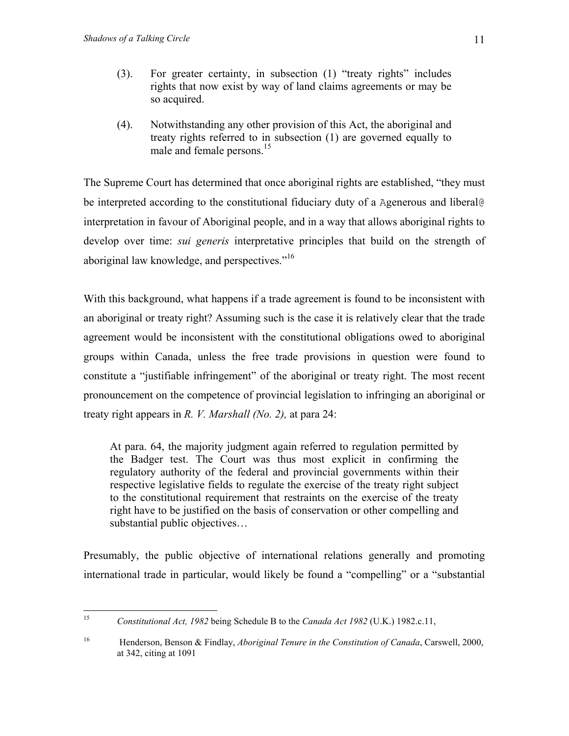(3). For greater certainty, in subsection (1) "treaty rights" includes rights that now exist by way of land claims agreements or may be so acquired.

(4). Notwithstanding any other provision of this Act, the aboriginal and treaty rights referred to in subsection (1) are governed equally to male and female persons.[15]

The Supreme Court has determined that once aboriginal rights are established, "they must be interpreted according to the constitutional fiduciary duty of a Agenerous and liberal@ interpretation in favour of Aboriginal people, and in a way that allows aboriginal rights to develop over time: *sui generis* interpretative principles that build on the strength of aboriginal law knowledge, and perspectives."[16]

With this background, what happens if a trade agreement is found to be inconsistent with an aboriginal or treaty right? Assuming such is the case it is relatively clear that the trade agreement would be inconsistent with the constitutional obligations owed to aboriginal groups within Canada, unless the free trade provisions in question were found to constitute a "justifiable infringement" of the aboriginal or treaty right. The most recent pronouncement on the competence of provincial legislation to infringing an aboriginal or treaty right appears in *R. V. Marshall (No. 2),* at para 24:

> At para. 64, the majority judgment again referred to regulation permitted by the Badger test. The Court was thus most explicit in confirming the regulatory authority of the federal and provincial governments within their respective legislative fields to regulate the exercise of the treaty right subject to the constitutional requirement that restraints on the exercise of the treaty right have to be justified on the basis of conservation or other compelling and substantial public objectives…

Presumably, the public objective of international relations generally and promoting international trade in particular, would likely be found a "compelling" or a "substantial

---

[15] *Constitutional Act, 1982* being Schedule B to the *Canada Act 1982* (U.K.) 1982.c.11,

[16] Henderson, Benson & Findlay, *Aboriginal Tenure in the Constitution of Canada*, Carswell, 2000, at 342, citing at 1091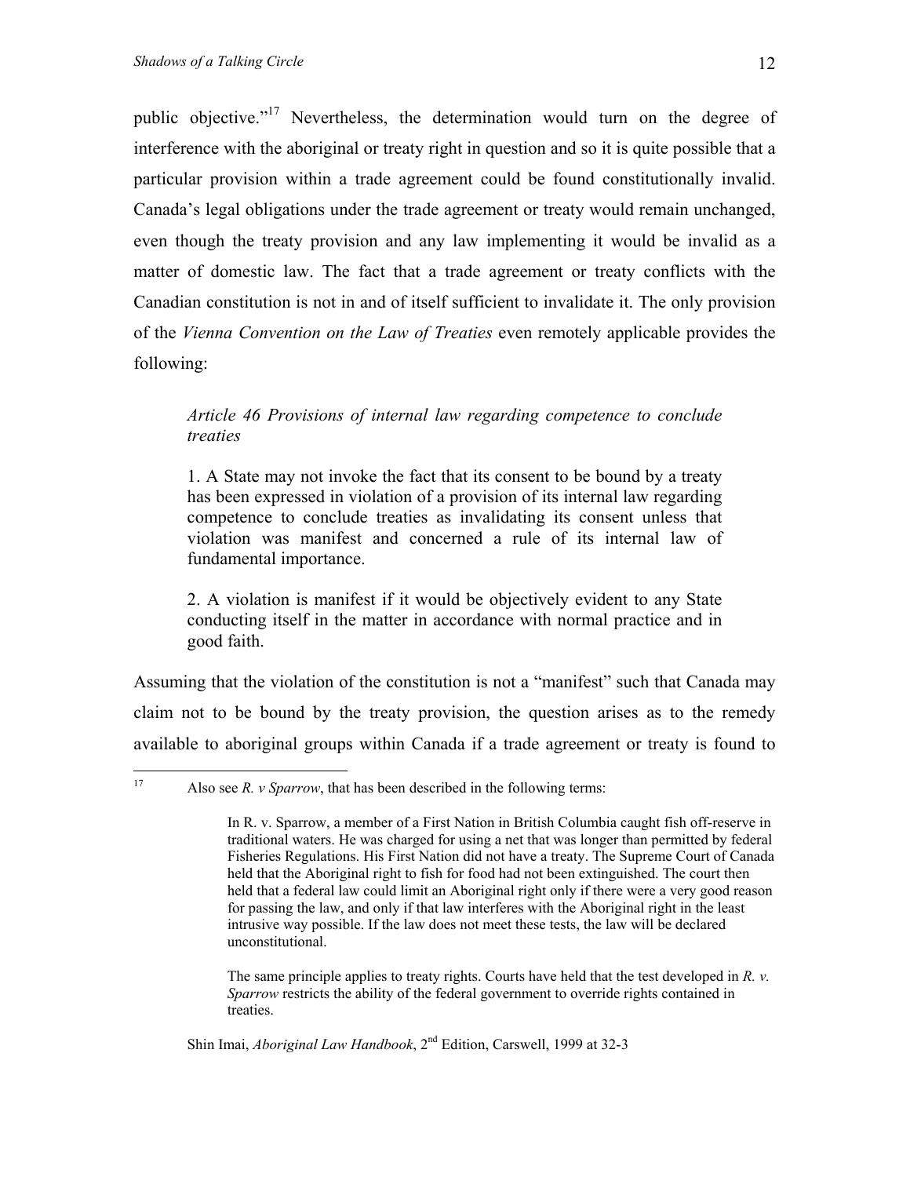public objective."[17] Nevertheless, the determination would turn on the degree of interference with the aboriginal or treaty right in question and so it is quite possible that a particular provision within a trade agreement could be found constitutionally invalid. Canada's legal obligations under the trade agreement or treaty would remain unchanged, even though the treaty provision and any law implementing it would be invalid as a matter of domestic law. The fact that a trade agreement or treaty conflicts with the Canadian constitution is not in and of itself sufficient to invalidate it. The only provision of the *Vienna Convention on the Law of Treaties* even remotely applicable provides the following:

> *Article 46 Provisions of internal law regarding competence to conclude treaties*
>
> 1. A State may not invoke the fact that its consent to be bound by a treaty has been expressed in violation of a provision of its internal law regarding competence to conclude treaties as invalidating its consent unless that violation was manifest and concerned a rule of its internal law of fundamental importance.
>
> 2. A violation is manifest if it would be objectively evident to any State conducting itself in the matter in accordance with normal practice and in good faith.

Assuming that the violation of the constitution is not a "manifest" such that Canada may claim not to be bound by the treaty provision, the question arises as to the remedy available to aboriginal groups within Canada if a trade agreement or treaty is found to

---

[17] Also see *R. v Sparrow*, that has been described in the following terms:

> In R. v. Sparrow, a member of a First Nation in British Columbia caught fish off-reserve in traditional waters. He was charged for using a net that was longer than permitted by federal Fisheries Regulations. His First Nation did not have a treaty. The Supreme Court of Canada held that the Aboriginal right to fish for food had not been extinguished. The court then held that a federal law could limit an Aboriginal right only if there were a very good reason for passing the law, and only if that law interferes with the Aboriginal right in the least intrusive way possible. If the law does not meet these tests, the law will be declared unconstitutional.
>
> The same principle applies to treaty rights. Courts have held that the test developed in *R. v. Sparrow* restricts the ability of the federal government to override rights contained in treaties.

Shin Imai, *Aboriginal Law Handbook*, 2nd Edition, Carswell, 1999 at 32-3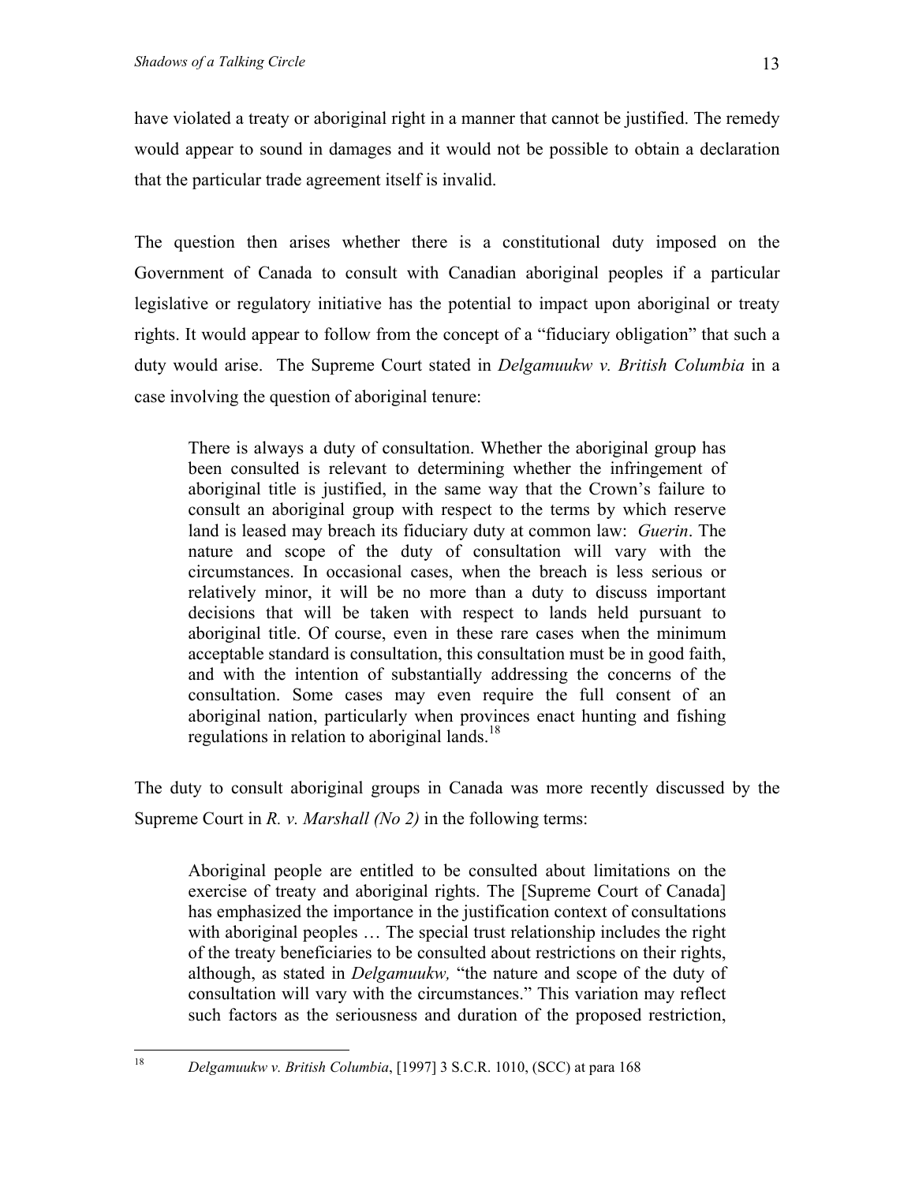have violated a treaty or aboriginal right in a manner that cannot be justified. The remedy would appear to sound in damages and it would not be possible to obtain a declaration that the particular trade agreement itself is invalid.

The question then arises whether there is a constitutional duty imposed on the Government of Canada to consult with Canadian aboriginal peoples if a particular legislative or regulatory initiative has the potential to impact upon aboriginal or treaty rights. It would appear to follow from the concept of a "fiduciary obligation" that such a duty would arise. The Supreme Court stated in *Delgamuukw v. British Columbia* in a case involving the question of aboriginal tenure:

> There is always a duty of consultation. Whether the aboriginal group has been consulted is relevant to determining whether the infringement of aboriginal title is justified, in the same way that the Crown's failure to consult an aboriginal group with respect to the terms by which reserve land is leased may breach its fiduciary duty at common law: *Guerin*. The nature and scope of the duty of consultation will vary with the circumstances. In occasional cases, when the breach is less serious or relatively minor, it will be no more than a duty to discuss important decisions that will be taken with respect to lands held pursuant to aboriginal title. Of course, even in these rare cases when the minimum acceptable standard is consultation, this consultation must be in good faith, and with the intention of substantially addressing the concerns of the consultation. Some cases may even require the full consent of an aboriginal nation, particularly when provinces enact hunting and fishing regulations in relation to aboriginal lands.[18]

The duty to consult aboriginal groups in Canada was more recently discussed by the Supreme Court in *R. v. Marshall (No 2)* in the following terms:

> Aboriginal people are entitled to be consulted about limitations on the exercise of treaty and aboriginal rights. The [Supreme Court of Canada] has emphasized the importance in the justification context of consultations with aboriginal peoples … The special trust relationship includes the right of the treaty beneficiaries to be consulted about restrictions on their rights, although, as stated in *Delgamuukw,* "the nature and scope of the duty of consultation will vary with the circumstances." This variation may reflect such factors as the seriousness and duration of the proposed restriction,

[18] *Delgamuukw v. British Columbia*, [1997] 3 S.C.R. 1010, (SCC) at para 168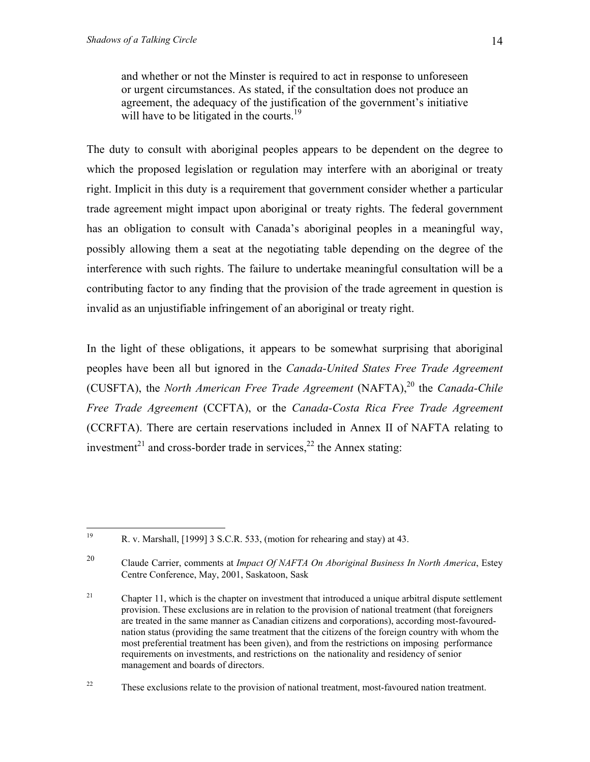> and whether or not the Minster is required to act in response to unforeseen or urgent circumstances. As stated, if the consultation does not produce an agreement, the adequacy of the justification of the government's initiative will have to be litigated in the courts.[19]

The duty to consult with aboriginal peoples appears to be dependent on the degree to which the proposed legislation or regulation may interfere with an aboriginal or treaty right. Implicit in this duty is a requirement that government consider whether a particular trade agreement might impact upon aboriginal or treaty rights. The federal government has an obligation to consult with Canada's aboriginal peoples in a meaningful way, possibly allowing them a seat at the negotiating table depending on the degree of the interference with such rights. The failure to undertake meaningful consultation will be a contributing factor to any finding that the provision of the trade agreement in question is invalid as an unjustifiable infringement of an aboriginal or treaty right.

In the light of these obligations, it appears to be somewhat surprising that aboriginal peoples have been all but ignored in the *Canada-United States Free Trade Agreement* (CUSFTA), the *North American Free Trade Agreement* (NAFTA),[20] the *Canada-Chile Free Trade Agreement* (CCFTA), or the *Canada-Costa Rica Free Trade Agreement* (CCRFTA). There are certain reservations included in Annex II of NAFTA relating to investment[21] and cross-border trade in services,[22] the Annex stating:

---

[19] R. v. Marshall, [1999] 3 S.C.R. 533, (motion for rehearing and stay) at 43.

[20] Claude Carrier, comments at *Impact Of NAFTA On Aboriginal Business In North America*, Estey Centre Conference, May, 2001, Saskatoon, Sask

[21] Chapter 11, which is the chapter on investment that introduced a unique arbitral dispute settlement provision. These exclusions are in relation to the provision of national treatment (that foreigners are treated in the same manner as Canadian citizens and corporations), according most-favoured-nation status (providing the same treatment that the citizens of the foreign country with whom the most preferential treatment has been given), and from the restrictions on imposing performance requirements on investments, and restrictions on the nationality and residency of senior management and boards of directors.

[22] These exclusions relate to the provision of national treatment, most-favoured nation treatment.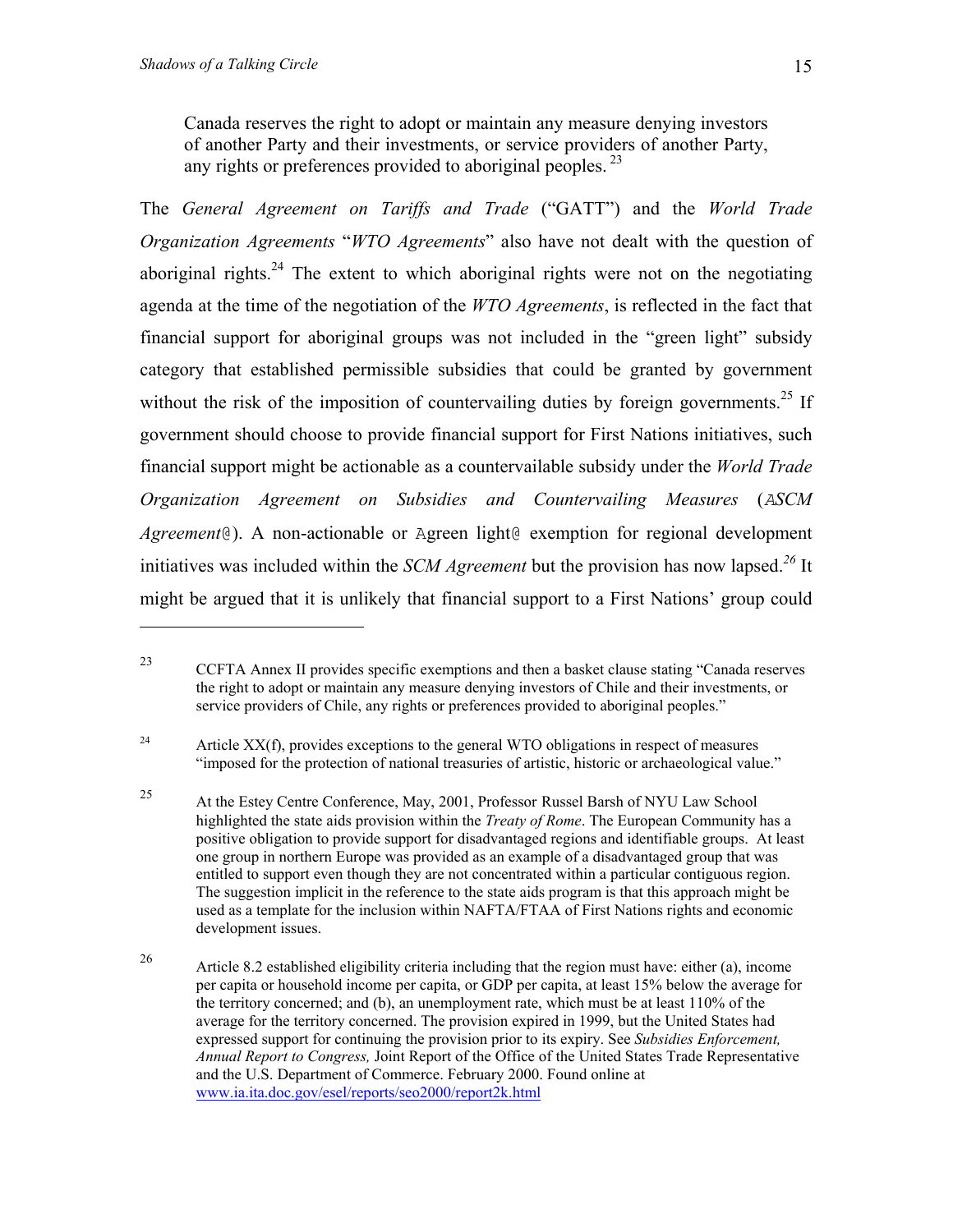> Canada reserves the right to adopt or maintain any measure denying investors of another Party and their investments, or service providers of another Party, any rights or preferences provided to aboriginal peoples. [23]

The *General Agreement on Tariffs and Trade* ("GATT") and the *World Trade Organization Agreements* "*WTO Agreements*" also have not dealt with the question of aboriginal rights.[24] The extent to which aboriginal rights were not on the negotiating agenda at the time of the negotiation of the *WTO Agreements*, is reflected in the fact that financial support for aboriginal groups was not included in the "green light" subsidy category that established permissible subsidies that could be granted by government without the risk of the imposition of countervailing duties by foreign governments.[25] If government should choose to provide financial support for First Nations initiatives, such financial support might be actionable as a countervailable subsidy under the *World Trade Organization Agreement on Subsidies and Countervailing Measures* (*ASCM Agreement@*). A non-actionable or Agreen light@ exemption for regional development initiatives was included within the *SCM Agreement* but the provision has now lapsed.[26] It might be argued that it is unlikely that financial support to a First Nations' group could

---

[23] CCFTA Annex II provides specific exemptions and then a basket clause stating "Canada reserves the right to adopt or maintain any measure denying investors of Chile and their investments, or service providers of Chile, any rights or preferences provided to aboriginal peoples."

[24] Article XX(f), provides exceptions to the general WTO obligations in respect of measures "imposed for the protection of national treasuries of artistic, historic or archaeological value."

[25] At the Estey Centre Conference, May, 2001, Professor Russel Barsh of NYU Law School highlighted the state aids provision within the *Treaty of Rome*. The European Community has a positive obligation to provide support for disadvantaged regions and identifiable groups. At least one group in northern Europe was provided as an example of a disadvantaged group that was entitled to support even though they are not concentrated within a particular contiguous region. The suggestion implicit in the reference to the state aids program is that this approach might be used as a template for the inclusion within NAFTA/FTAA of First Nations rights and economic development issues.

[26] Article 8.2 established eligibility criteria including that the region must have: either (a), income per capita or household income per capita, or GDP per capita, at least 15% below the average for the territory concerned; and (b), an unemployment rate, which must be at least 110% of the average for the territory concerned. The provision expired in 1999, but the United States had expressed support for continuing the provision prior to its expiry. See *Subsidies Enforcement, Annual Report to Congress,* Joint Report of the Office of the United States Trade Representative and the U.S. Department of Commerce. February 2000. Found online at www.ia.ita.doc.gov/esel/reports/seo2000/report2k.html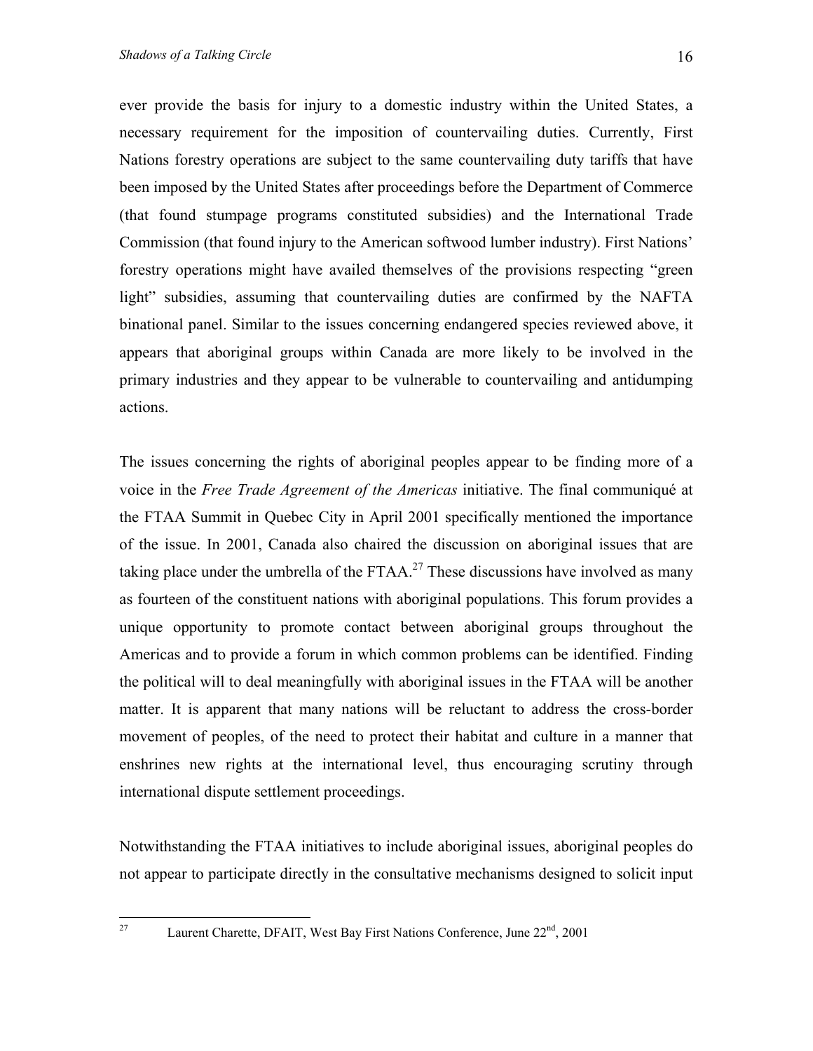ever provide the basis for injury to a domestic industry within the United States, a necessary requirement for the imposition of countervailing duties. Currently, First Nations forestry operations are subject to the same countervailing duty tariffs that have been imposed by the United States after proceedings before the Department of Commerce (that found stumpage programs constituted subsidies) and the International Trade Commission (that found injury to the American softwood lumber industry). First Nations' forestry operations might have availed themselves of the provisions respecting "green light" subsidies, assuming that countervailing duties are confirmed by the NAFTA binational panel. Similar to the issues concerning endangered species reviewed above, it appears that aboriginal groups within Canada are more likely to be involved in the primary industries and they appear to be vulnerable to countervailing and antidumping actions.

The issues concerning the rights of aboriginal peoples appear to be finding more of a voice in the *Free Trade Agreement of the Americas* initiative. The final communiqué at the FTAA Summit in Quebec City in April 2001 specifically mentioned the importance of the issue. In 2001, Canada also chaired the discussion on aboriginal issues that are taking place under the umbrella of the FTAA.[27] These discussions have involved as many as fourteen of the constituent nations with aboriginal populations. This forum provides a unique opportunity to promote contact between aboriginal groups throughout the Americas and to provide a forum in which common problems can be identified. Finding the political will to deal meaningfully with aboriginal issues in the FTAA will be another matter. It is apparent that many nations will be reluctant to address the cross-border movement of peoples, of the need to protect their habitat and culture in a manner that enshrines new rights at the international level, thus encouraging scrutiny through international dispute settlement proceedings.

Notwithstanding the FTAA initiatives to include aboriginal issues, aboriginal peoples do not appear to participate directly in the consultative mechanisms designed to solicit input

---

[27] Laurent Charette, DFAIT, West Bay First Nations Conference, June 22nd, 2001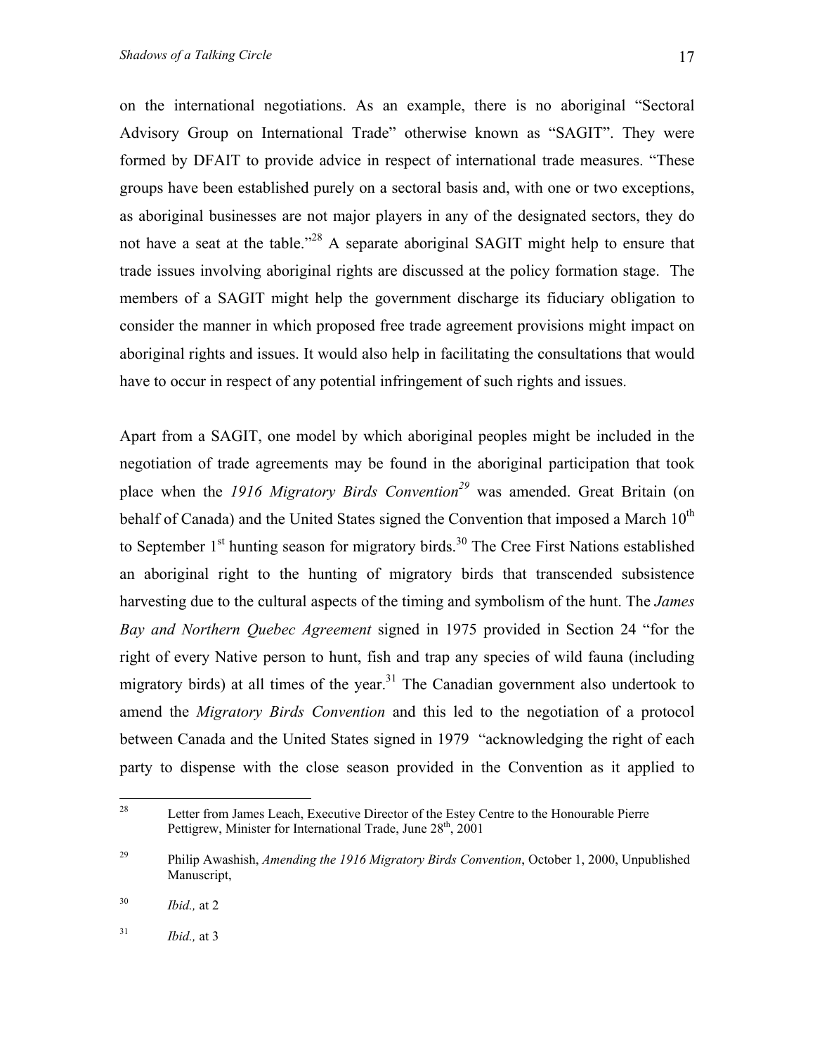on the international negotiations. As an example, there is no aboriginal "Sectoral Advisory Group on International Trade" otherwise known as "SAGIT". They were formed by DFAIT to provide advice in respect of international trade measures. "These groups have been established purely on a sectoral basis and, with one or two exceptions, as aboriginal businesses are not major players in any of the designated sectors, they do not have a seat at the table."[28] A separate aboriginal SAGIT might help to ensure that trade issues involving aboriginal rights are discussed at the policy formation stage. The members of a SAGIT might help the government discharge its fiduciary obligation to consider the manner in which proposed free trade agreement provisions might impact on aboriginal rights and issues. It would also help in facilitating the consultations that would have to occur in respect of any potential infringement of such rights and issues.

Apart from a SAGIT, one model by which aboriginal peoples might be included in the negotiation of trade agreements may be found in the aboriginal participation that took place when the *1916 Migratory Birds Convention*[29] was amended. Great Britain (on behalf of Canada) and the United States signed the Convention that imposed a March 10th to September 1st hunting season for migratory birds.[30] The Cree First Nations established an aboriginal right to the hunting of migratory birds that transcended subsistence harvesting due to the cultural aspects of the timing and symbolism of the hunt. The *James Bay and Northern Quebec Agreement* signed in 1975 provided in Section 24 "for the right of every Native person to hunt, fish and trap any species of wild fauna (including migratory birds) at all times of the year.[31] The Canadian government also undertook to amend the *Migratory Birds Convention* and this led to the negotiation of a protocol between Canada and the United States signed in 1979 "acknowledging the right of each party to dispense with the close season provided in the Convention as it applied to

---

[28] Letter from James Leach, Executive Director of the Estey Centre to the Honourable Pierre Pettigrew, Minister for International Trade, June 28th, 2001

[29] Philip Awashish, *Amending the 1916 Migratory Birds Convention*, October 1, 2000, Unpublished Manuscript,

[30] *Ibid.,* at 2

[31] *Ibid.,* at 3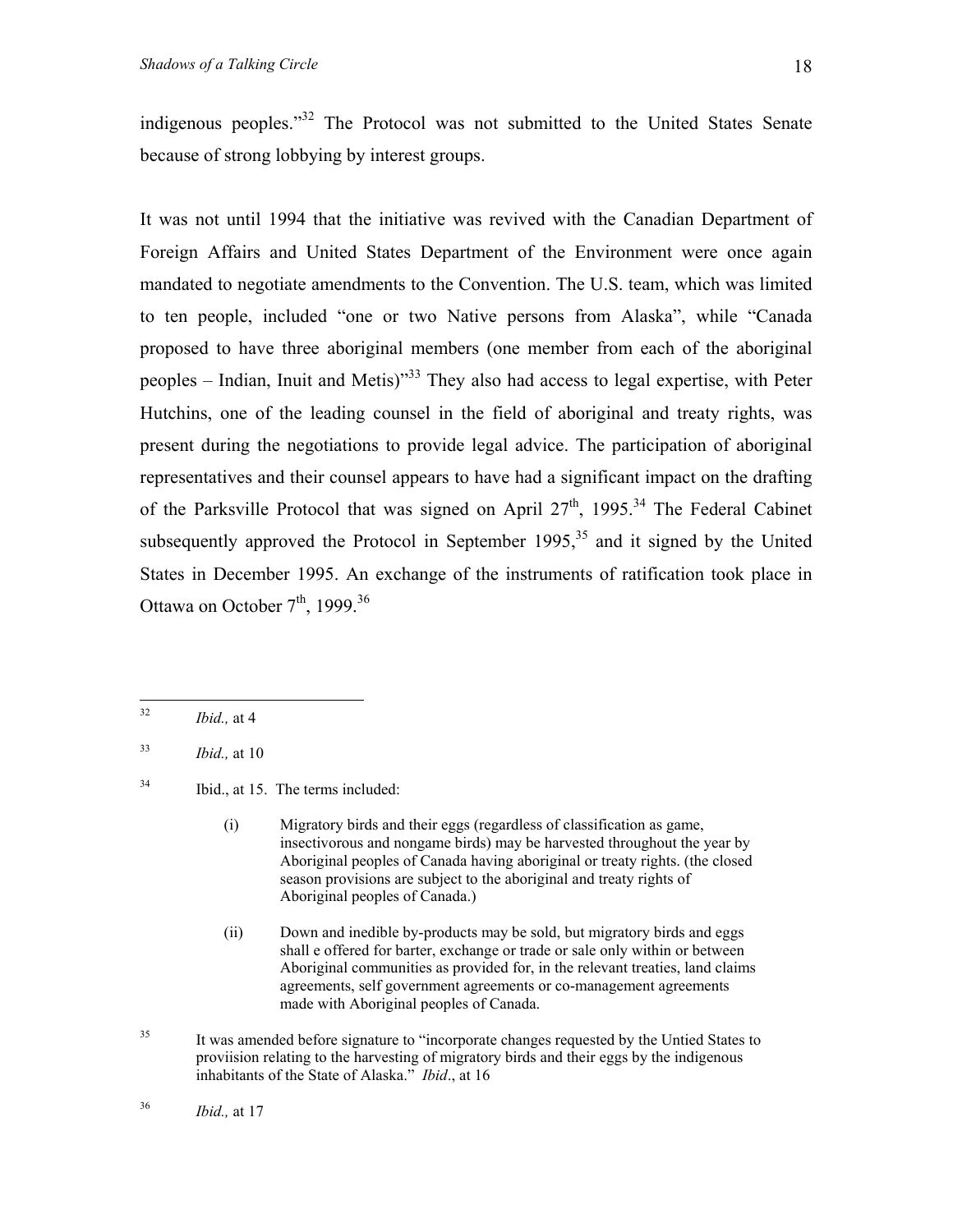indigenous peoples."[32] The Protocol was not submitted to the United States Senate because of strong lobbying by interest groups.

It was not until 1994 that the initiative was revived with the Canadian Department of Foreign Affairs and United States Department of the Environment were once again mandated to negotiate amendments to the Convention. The U.S. team, which was limited to ten people, included "one or two Native persons from Alaska", while "Canada proposed to have three aboriginal members (one member from each of the aboriginal peoples – Indian, Inuit and Metis)"[33] They also had access to legal expertise, with Peter Hutchins, one of the leading counsel in the field of aboriginal and treaty rights, was present during the negotiations to provide legal advice. The participation of aboriginal representatives and their counsel appears to have had a significant impact on the drafting of the Parksville Protocol that was signed on April 27th, 1995.[34] The Federal Cabinet subsequently approved the Protocol in September 1995,[35] and it signed by the United States in December 1995. An exchange of the instruments of ratification took place in Ottawa on October 7th, 1999.[36]

---

[32] *Ibid.,* at 4

[33] *Ibid.,* at 10

[34] Ibid., at 15. The terms included:

> (i) Migratory birds and their eggs (regardless of classification as game, insectivorous and nongame birds) may be harvested throughout the year by Aboriginal peoples of Canada having aboriginal or treaty rights. (the closed season provisions are subject to the aboriginal and treaty rights of Aboriginal peoples of Canada.)
>
> (ii) Down and inedible by-products may be sold, but migratory birds and eggs shall e offered for barter, exchange or trade or sale only within or between Aboriginal communities as provided for, in the relevant treaties, land claims agreements, self government agreements or co-management agreements made with Aboriginal peoples of Canada.

[35] It was amended before signature to "incorporate changes requested by the Untied States to proviision relating to the harvesting of migratory birds and their eggs by the indigenous inhabitants of the State of Alaska." *Ibid*., at 16

[36] *Ibid.,* at 17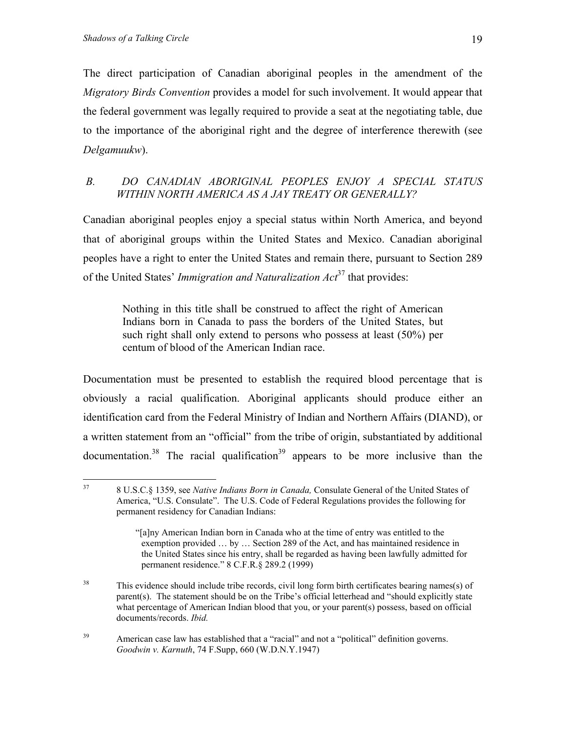The direct participation of Canadian aboriginal peoples in the amendment of the *Migratory Birds Convention* provides a model for such involvement. It would appear that the federal government was legally required to provide a seat at the negotiating table, due to the importance of the aboriginal right and the degree of interference therewith (see *Delgamuukw*).

### *B. DO CANADIAN ABORIGINAL PEOPLES ENJOY A SPECIAL STATUS WITHIN NORTH AMERICA AS A JAY TREATY OR GENERALLY?*

Canadian aboriginal peoples enjoy a special status within North America, and beyond that of aboriginal groups within the United States and Mexico. Canadian aboriginal peoples have a right to enter the United States and remain there, pursuant to Section 289 of the United States' *Immigration and Naturalization Act*[37] that provides:

> Nothing in this title shall be construed to affect the right of American Indians born in Canada to pass the borders of the United States, but such right shall only extend to persons who possess at least (50%) per centum of blood of the American Indian race.

Documentation must be presented to establish the required blood percentage that is obviously a racial qualification. Aboriginal applicants should produce either an identification card from the Federal Ministry of Indian and Northern Affairs (DIAND), or a written statement from an "official" from the tribe of origin, substantiated by additional documentation.[38] The racial qualification[39] appears to be more inclusive than the

---

[37] 8 U.S.C.§ 1359, see *Native Indians Born in Canada,* Consulate General of the United States of America, "U.S. Consulate". The U.S. Code of Federal Regulations provides the following for permanent residency for Canadian Indians:

> "[a]ny American Indian born in Canada who at the time of entry was entitled to the exemption provided … by … Section 289 of the Act, and has maintained residence in the United States since his entry, shall be regarded as having been lawfully admitted for permanent residence." 8 C.F.R.§ 289.2 (1999)

[38] This evidence should include tribe records, civil long form birth certificates bearing names(s) of parent(s). The statement should be on the Tribe's official letterhead and "should explicitly state what percentage of American Indian blood that you, or your parent(s) possess, based on official documents/records. *Ibid.*

[39] American case law has established that a "racial" and not a "political" definition governs. *Goodwin v. Karnuth*, 74 F.Supp, 660 (W.D.N.Y.1947)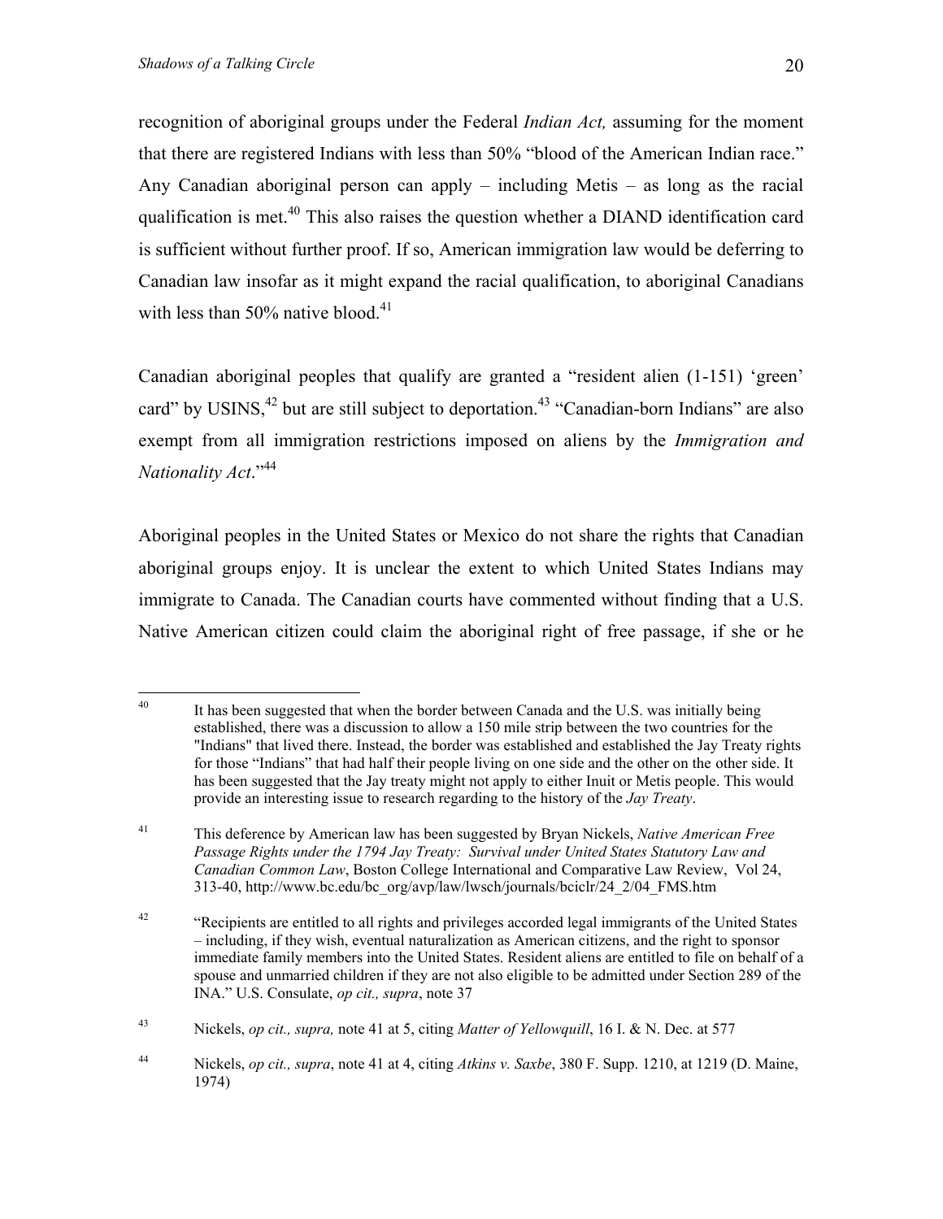recognition of aboriginal groups under the Federal *Indian Act,* assuming for the moment that there are registered Indians with less than 50% "blood of the American Indian race." Any Canadian aboriginal person can apply – including Metis – as long as the racial qualification is met.[40] This also raises the question whether a DIAND identification card is sufficient without further proof. If so, American immigration law would be deferring to Canadian law insofar as it might expand the racial qualification, to aboriginal Canadians with less than 50% native blood.[41]

Canadian aboriginal peoples that qualify are granted a "resident alien (1-151) 'green' card" by USINS,[42] but are still subject to deportation.[43] "Canadian-born Indians" are also exempt from all immigration restrictions imposed on aliens by the *Immigration and Nationality Act*."[44]

Aboriginal peoples in the United States or Mexico do not share the rights that Canadian aboriginal groups enjoy. It is unclear the extent to which United States Indians may immigrate to Canada. The Canadian courts have commented without finding that a U.S. Native American citizen could claim the aboriginal right of free passage, if she or he

---

[40] It has been suggested that when the border between Canada and the U.S. was initially being established, there was a discussion to allow a 150 mile strip between the two countries for the "Indians" that lived there. Instead, the border was established and established the Jay Treaty rights for those "Indians" that had half their people living on one side and the other on the other side. It has been suggested that the Jay treaty might not apply to either Inuit or Metis people. This would provide an interesting issue to research regarding to the history of the *Jay Treaty*.

[41] This deference by American law has been suggested by Bryan Nickels, *Native American Free Passage Rights under the 1794 Jay Treaty: Survival under United States Statutory Law and Canadian Common Law*, Boston College International and Comparative Law Review, Vol 24, 313-40, http://www.bc.edu/bc_org/avp/law/lwsch/journals/bciclr/24_2/04_FMS.htm

[42] "Recipients are entitled to all rights and privileges accorded legal immigrants of the United States – including, if they wish, eventual naturalization as American citizens, and the right to sponsor immediate family members into the United States. Resident aliens are entitled to file on behalf of a spouse and unmarried children if they are not also eligible to be admitted under Section 289 of the INA." U.S. Consulate, *op cit., supra*, note 37

[43] Nickels, *op cit., supra,* note 41 at 5, citing *Matter of Yellowquill*, 16 I. & N. Dec. at 577

[44] Nickels, *op cit., supra*, note 41 at 4, citing *Atkins v. Saxbe*, 380 F. Supp. 1210, at 1219 (D. Maine, 1974)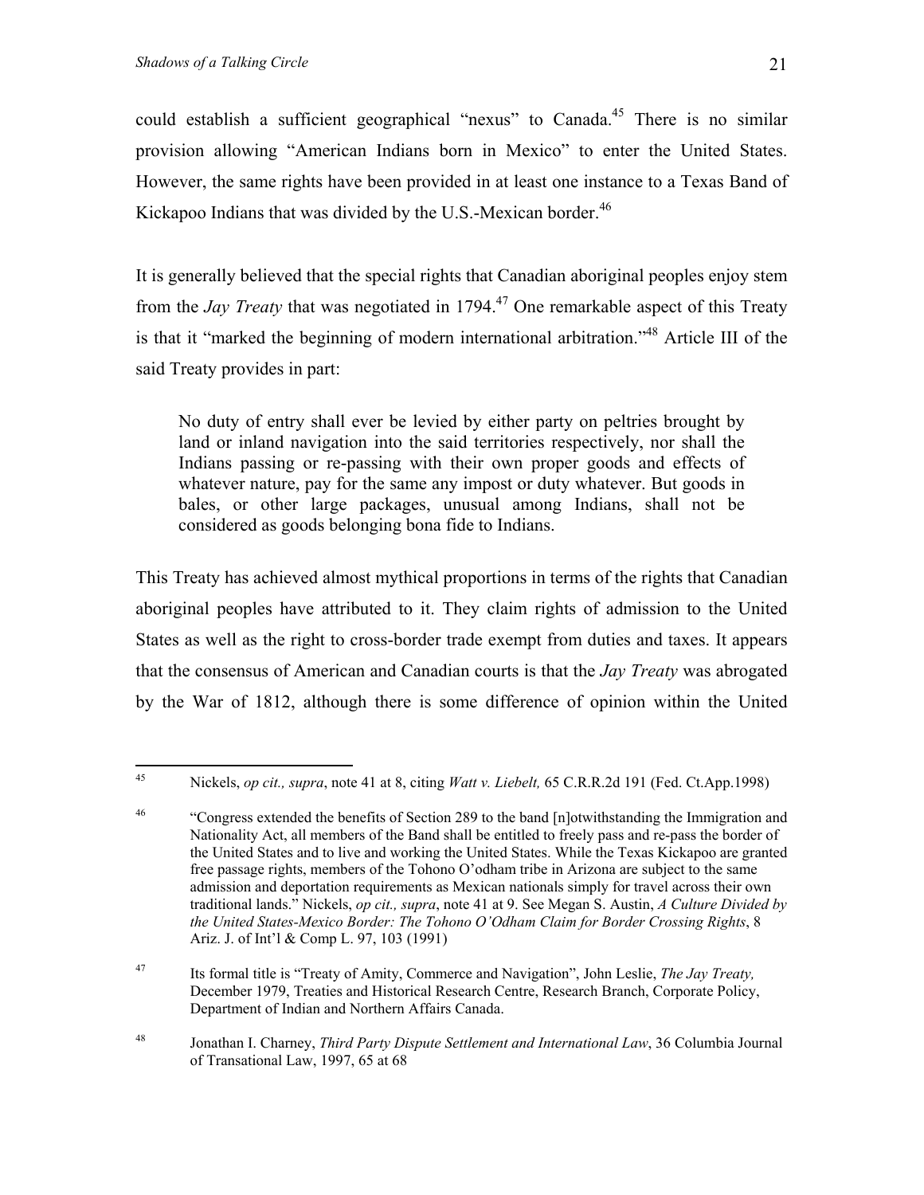could establish a sufficient geographical "nexus" to Canada.[45] There is no similar provision allowing "American Indians born in Mexico" to enter the United States. However, the same rights have been provided in at least one instance to a Texas Band of Kickapoo Indians that was divided by the U.S.-Mexican border.[46]

It is generally believed that the special rights that Canadian aboriginal peoples enjoy stem from the *Jay Treaty* that was negotiated in 1794.[47] One remarkable aspect of this Treaty is that it "marked the beginning of modern international arbitration."[48] Article III of the said Treaty provides in part:

> No duty of entry shall ever be levied by either party on peltries brought by land or inland navigation into the said territories respectively, nor shall the Indians passing or re-passing with their own proper goods and effects of whatever nature, pay for the same any impost or duty whatever. But goods in bales, or other large packages, unusual among Indians, shall not be considered as goods belonging bona fide to Indians.

This Treaty has achieved almost mythical proportions in terms of the rights that Canadian aboriginal peoples have attributed to it. They claim rights of admission to the United States as well as the right to cross-border trade exempt from duties and taxes. It appears that the consensus of American and Canadian courts is that the *Jay Treaty* was abrogated by the War of 1812, although there is some difference of opinion within the United

---

[45] Nickels, *op cit., supra*, note 41 at 8, citing *Watt v. Liebelt,* 65 C.R.R.2d 191 (Fed. Ct.App.1998)

[46] "Congress extended the benefits of Section 289 to the band [n]otwithstanding the Immigration and Nationality Act, all members of the Band shall be entitled to freely pass and re-pass the border of the United States and to live and working the United States. While the Texas Kickapoo are granted free passage rights, members of the Tohono O'odham tribe in Arizona are subject to the same admission and deportation requirements as Mexican nationals simply for travel across their own traditional lands." Nickels, *op cit., supra*, note 41 at 9. See Megan S. Austin, *A Culture Divided by the United States-Mexico Border: The Tohono O'Odham Claim for Border Crossing Rights*, 8 Ariz. J. of Int'l & Comp L. 97, 103 (1991)

[47] Its formal title is "Treaty of Amity, Commerce and Navigation", John Leslie, *The Jay Treaty,* December 1979, Treaties and Historical Research Centre, Research Branch, Corporate Policy, Department of Indian and Northern Affairs Canada.

[48] Jonathan I. Charney, *Third Party Dispute Settlement and International Law*, 36 Columbia Journal of Transational Law, 1997, 65 at 68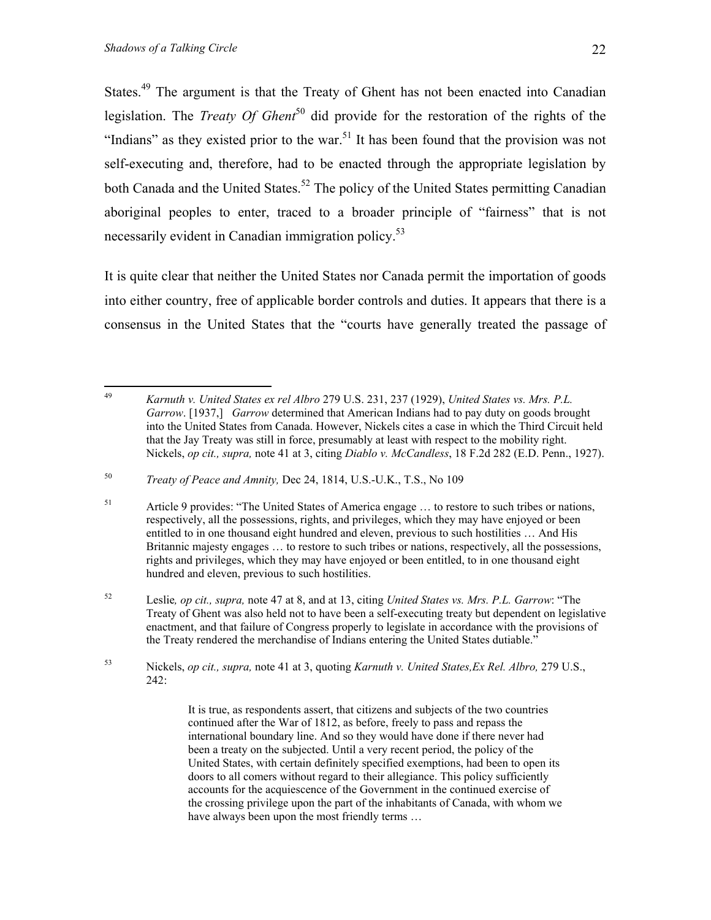States.[49] The argument is that the Treaty of Ghent has not been enacted into Canadian legislation. The *Treaty Of Ghent*[50] did provide for the restoration of the rights of the "Indians" as they existed prior to the war.[51] It has been found that the provision was not self-executing and, therefore, had to be enacted through the appropriate legislation by both Canada and the United States.[52] The policy of the United States permitting Canadian aboriginal peoples to enter, traced to a broader principle of "fairness" that is not necessarily evident in Canadian immigration policy.[53]

It is quite clear that neither the United States nor Canada permit the importation of goods into either country, free of applicable border controls and duties. It appears that there is a consensus in the United States that the "courts have generally treated the passage of

---

[49] *Karnuth v. United States ex rel Albro* 279 U.S. 231, 237 (1929), *United States vs. Mrs. P.L. Garrow*. [1937,] *Garrow* determined that American Indians had to pay duty on goods brought into the United States from Canada. However, Nickels cites a case in which the Third Circuit held that the Jay Treaty was still in force, presumably at least with respect to the mobility right. Nickels, *op cit., supra,* note 41 at 3, citing *Diablo v. McCandless*, 18 F.2d 282 (E.D. Penn., 1927).

[50] *Treaty of Peace and Amnity,* Dec 24, 1814, U.S.-U.K., T.S., No 109

[51] Article 9 provides: "The United States of America engage … to restore to such tribes or nations, respectively, all the possessions, rights, and privileges, which they may have enjoyed or been entitled to in one thousand eight hundred and eleven, previous to such hostilities … And His Britannic majesty engages … to restore to such tribes or nations, respectively, all the possessions, rights and privileges, which they may have enjoyed or been entitled, to in one thousand eight hundred and eleven, previous to such hostilities.

[52] Leslie*, op cit., supra,* note 47 at 8, and at 13, citing *United States vs. Mrs. P.L. Garrow*: "The Treaty of Ghent was also held not to have been a self-executing treaty but dependent on legislative enactment, and that failure of Congress properly to legislate in accordance with the provisions of the Treaty rendered the merchandise of Indians entering the United States dutiable."

[53] Nickels, *op cit., supra,* note 41 at 3, quoting *Karnuth v. United States,Ex Rel. Albro,* 279 U.S., 242:

> It is true, as respondents assert, that citizens and subjects of the two countries continued after the War of 1812, as before, freely to pass and repass the international boundary line. And so they would have done if there never had been a treaty on the subjected. Until a very recent period, the policy of the United States, with certain definitely specified exemptions, had been to open its doors to all comers without regard to their allegiance. This policy sufficiently accounts for the acquiescence of the Government in the continued exercise of the crossing privilege upon the part of the inhabitants of Canada, with whom we have always been upon the most friendly terms …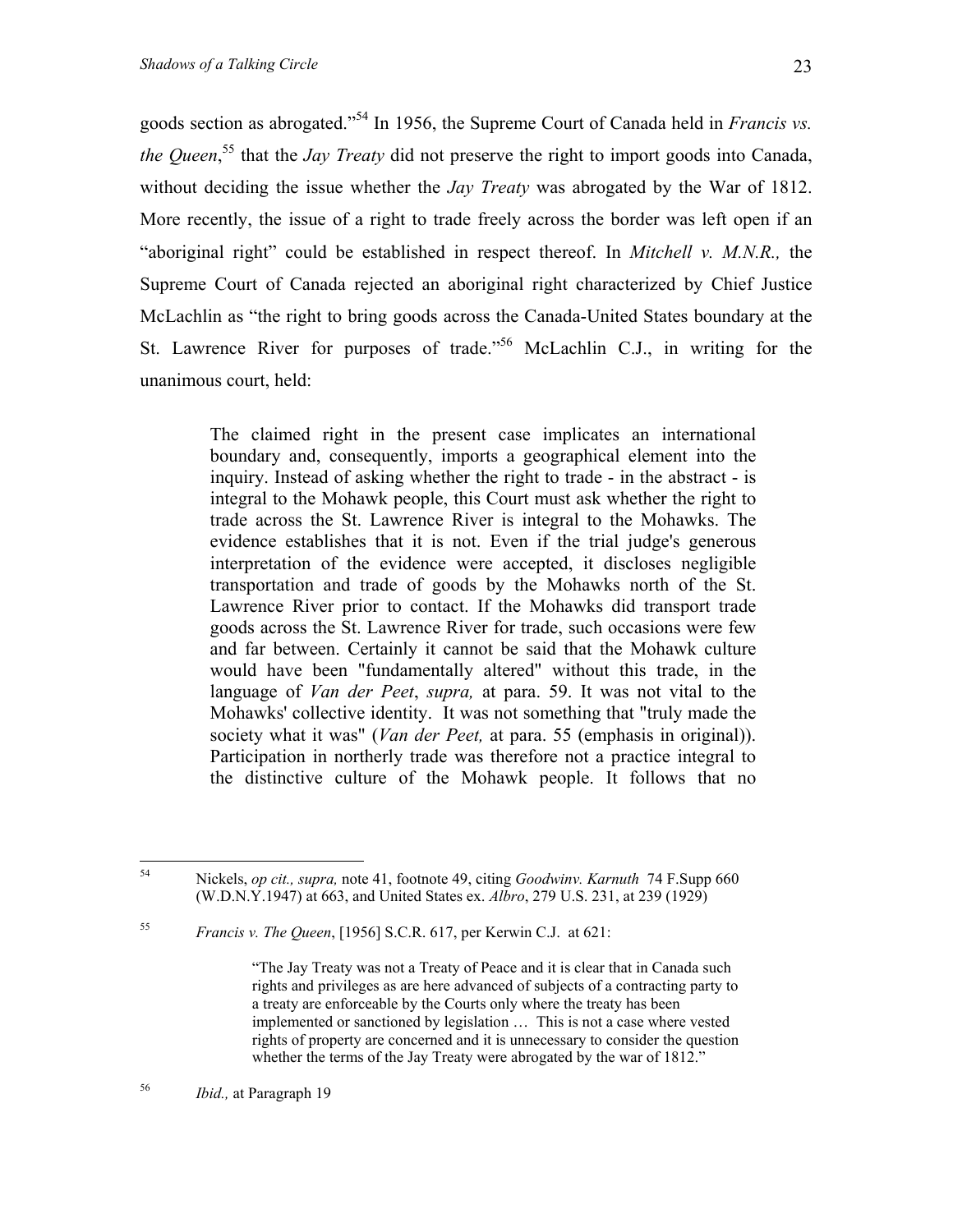goods section as abrogated."[54] In 1956, the Supreme Court of Canada held in *Francis vs. the Queen*,[55] that the *Jay Treaty* did not preserve the right to import goods into Canada, without deciding the issue whether the *Jay Treaty* was abrogated by the War of 1812. More recently, the issue of a right to trade freely across the border was left open if an "aboriginal right" could be established in respect thereof. In *Mitchell v. M.N.R.,* the Supreme Court of Canada rejected an aboriginal right characterized by Chief Justice McLachlin as "the right to bring goods across the Canada-United States boundary at the St. Lawrence River for purposes of trade."[56] McLachlin C.J., in writing for the unanimous court, held:

> The claimed right in the present case implicates an international boundary and, consequently, imports a geographical element into the inquiry. Instead of asking whether the right to trade - in the abstract - is integral to the Mohawk people, this Court must ask whether the right to trade across the St. Lawrence River is integral to the Mohawks. The evidence establishes that it is not. Even if the trial judge's generous interpretation of the evidence were accepted, it discloses negligible transportation and trade of goods by the Mohawks north of the St. Lawrence River prior to contact. If the Mohawks did transport trade goods across the St. Lawrence River for trade, such occasions were few and far between. Certainly it cannot be said that the Mohawk culture would have been "fundamentally altered" without this trade, in the language of *Van der Peet*, *supra,* at para. 59. It was not vital to the Mohawks' collective identity. It was not something that "truly made the society what it was" (*Van der Peet,* at para. 55 (emphasis in original)). Participation in northerly trade was therefore not a practice integral to the distinctive culture of the Mohawk people. It follows that no

---

[54] Nickels, *op cit., supra,* note 41, footnote 49, citing *Goodwinv. Karnuth* 74 F.Supp 660 (W.D.N.Y.1947) at 663, and United States ex. *Albro*, 279 U.S. 231, at 239 (1929)

[55] *Francis v. The Queen*, [1956] S.C.R. 617, per Kerwin C.J. at 621:

> "The Jay Treaty was not a Treaty of Peace and it is clear that in Canada such rights and privileges as are here advanced of subjects of a contracting party to a treaty are enforceable by the Courts only where the treaty has been implemented or sanctioned by legislation … This is not a case where vested rights of property are concerned and it is unnecessary to consider the question whether the terms of the Jay Treaty were abrogated by the war of 1812."

[56] *Ibid.,* at Paragraph 19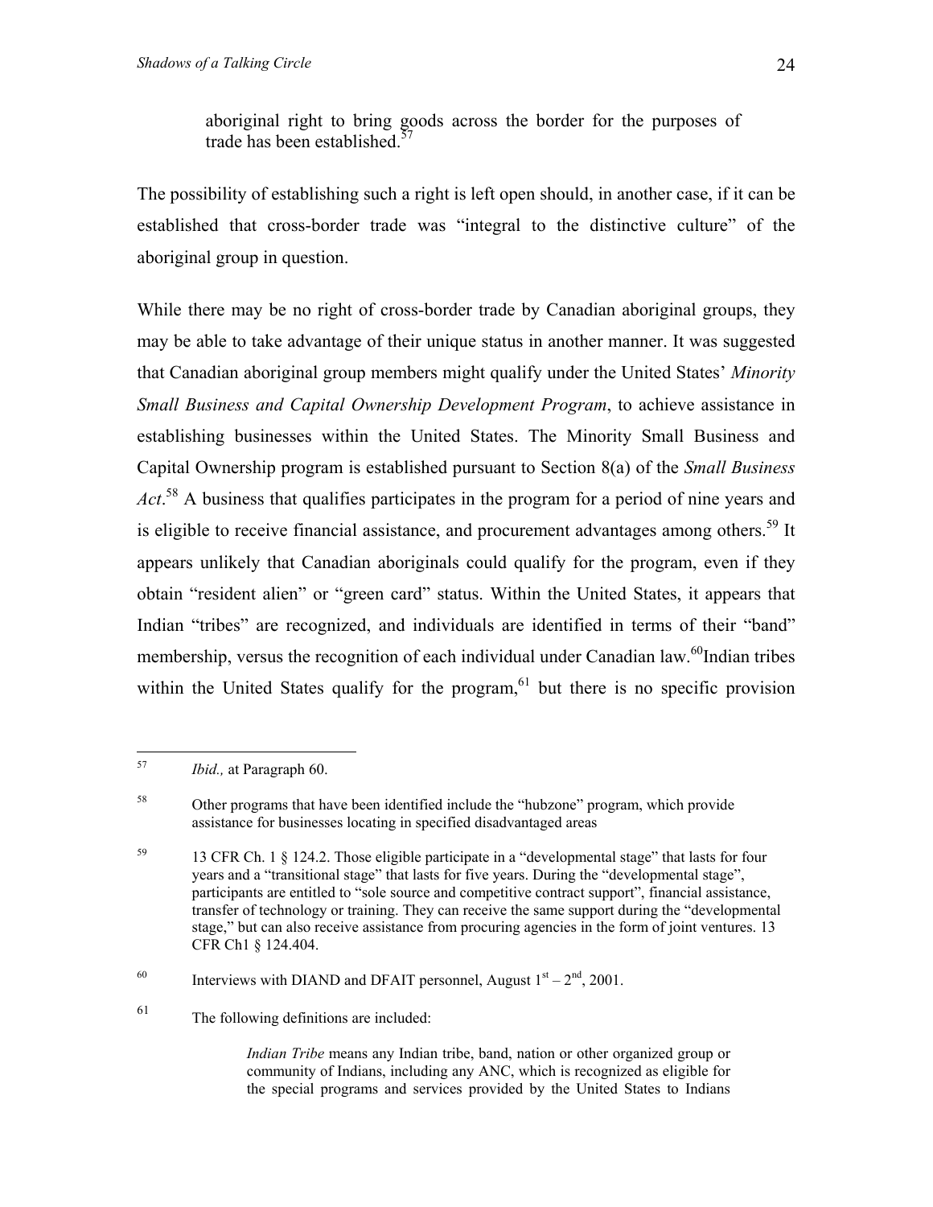> aboriginal right to bring goods across the border for the purposes of trade has been established.[57]

The possibility of establishing such a right is left open should, in another case, if it can be established that cross-border trade was "integral to the distinctive culture" of the aboriginal group in question.

While there may be no right of cross-border trade by Canadian aboriginal groups, they may be able to take advantage of their unique status in another manner. It was suggested that Canadian aboriginal group members might qualify under the United States' *Minority Small Business and Capital Ownership Development Program*, to achieve assistance in establishing businesses within the United States. The Minority Small Business and Capital Ownership program is established pursuant to Section 8(a) of the *Small Business Act*.[58] A business that qualifies participates in the program for a period of nine years and is eligible to receive financial assistance, and procurement advantages among others.[59] It appears unlikely that Canadian aboriginals could qualify for the program, even if they obtain "resident alien" or "green card" status. Within the United States, it appears that Indian "tribes" are recognized, and individuals are identified in terms of their "band" membership, versus the recognition of each individual under Canadian law.[60]Indian tribes within the United States qualify for the program,[61] but there is no specific provision

---

[57] *Ibid.,* at Paragraph 60.

[58] Other programs that have been identified include the "hubzone" program, which provide assistance for businesses locating in specified disadvantaged areas

[59] 13 CFR Ch. 1 § 124.2. Those eligible participate in a "developmental stage" that lasts for four years and a "transitional stage" that lasts for five years. During the "developmental stage", participants are entitled to "sole source and competitive contract support", financial assistance, transfer of technology or training. They can receive the same support during the "developmental stage," but can also receive assistance from procuring agencies in the form of joint ventures. 13 CFR Ch1 § 124.404.

[60] Interviews with DIAND and DFAIT personnel, August 1st – 2nd, 2001.

[61] The following definitions are included:

> *Indian Tribe* means any Indian tribe, band, nation or other organized group or community of Indians, including any ANC, which is recognized as eligible for the special programs and services provided by the United States to Indians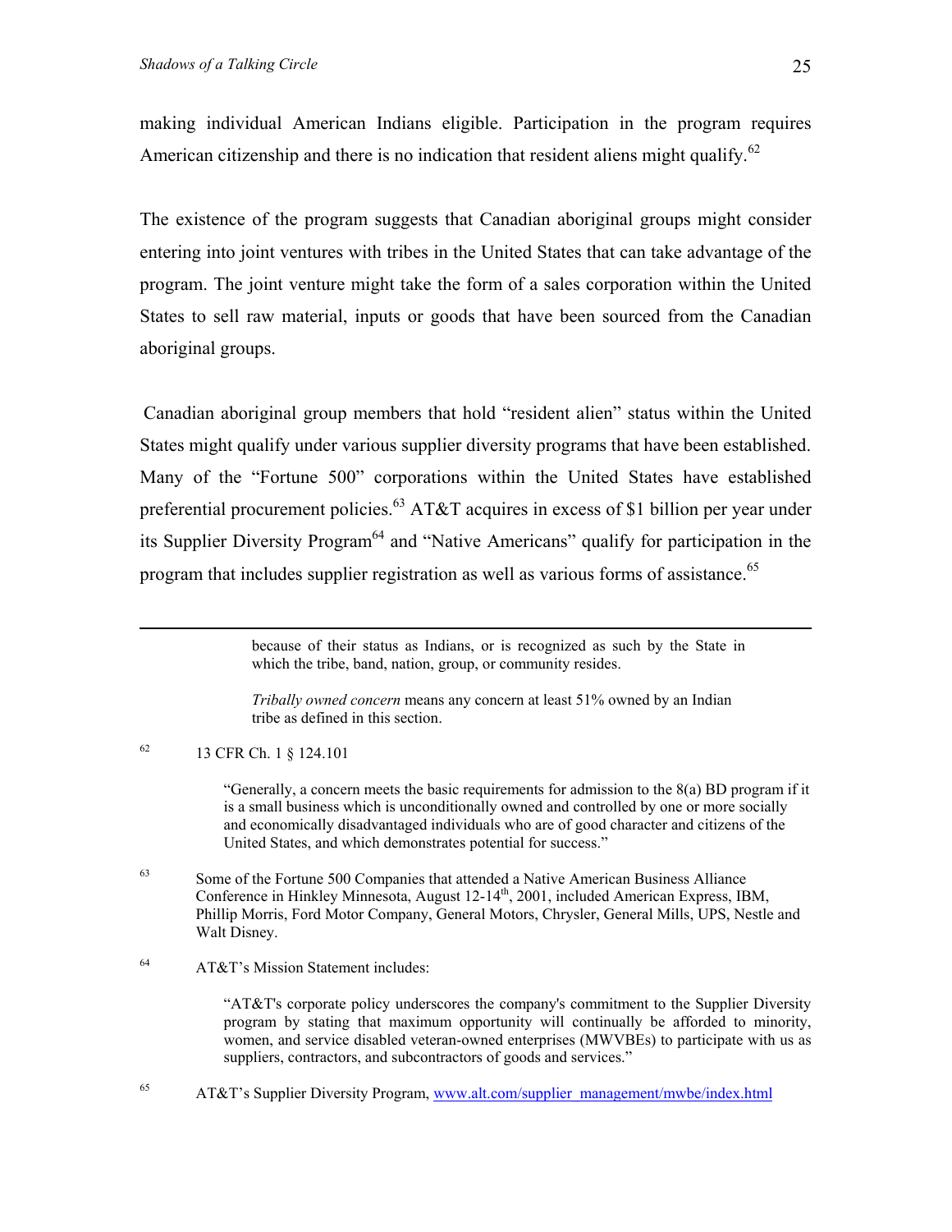making individual American Indians eligible. Participation in the program requires American citizenship and there is no indication that resident aliens might qualify.[62]

The existence of the program suggests that Canadian aboriginal groups might consider entering into joint ventures with tribes in the United States that can take advantage of the program. The joint venture might take the form of a sales corporation within the United States to sell raw material, inputs or goods that have been sourced from the Canadian aboriginal groups.

Canadian aboriginal group members that hold "resident alien" status within the United States might qualify under various supplier diversity programs that have been established. Many of the "Fortune 500" corporations within the United States have established preferential procurement policies.[63] AT&T acquires in excess of $1 billion per year under its Supplier Diversity Program[64] and "Native Americans" qualify for participation in the program that includes supplier registration as well as various forms of assistance.[65]

---

> because of their status as Indians, or is recognized as such by the State in which the tribe, band, nation, group, or community resides.
>
> *Tribally owned concern* means any concern at least 51% owned by an Indian tribe as defined in this section.

[62] 13 CFR Ch. 1 § 124.101

> "Generally, a concern meets the basic requirements for admission to the 8(a) BD program if it is a small business which is unconditionally owned and controlled by one or more socially and economically disadvantaged individuals who are of good character and citizens of the United States, and which demonstrates potential for success."

[63] Some of the Fortune 500 Companies that attended a Native American Business Alliance Conference in Hinkley Minnesota, August 12-14th, 2001, included American Express, IBM, Phillip Morris, Ford Motor Company, General Motors, Chrysler, General Mills, UPS, Nestle and Walt Disney.

[64] AT&T's Mission Statement includes:

> "AT&T's corporate policy underscores the company's commitment to the Supplier Diversity program by stating that maximum opportunity will continually be afforded to minority, women, and service disabled veteran-owned enterprises (MWVBEs) to participate with us as suppliers, contractors, and subcontractors of goods and services."

[65] AT&T's Supplier Diversity Program, www.alt.com/supplier_management/mwbe/index.html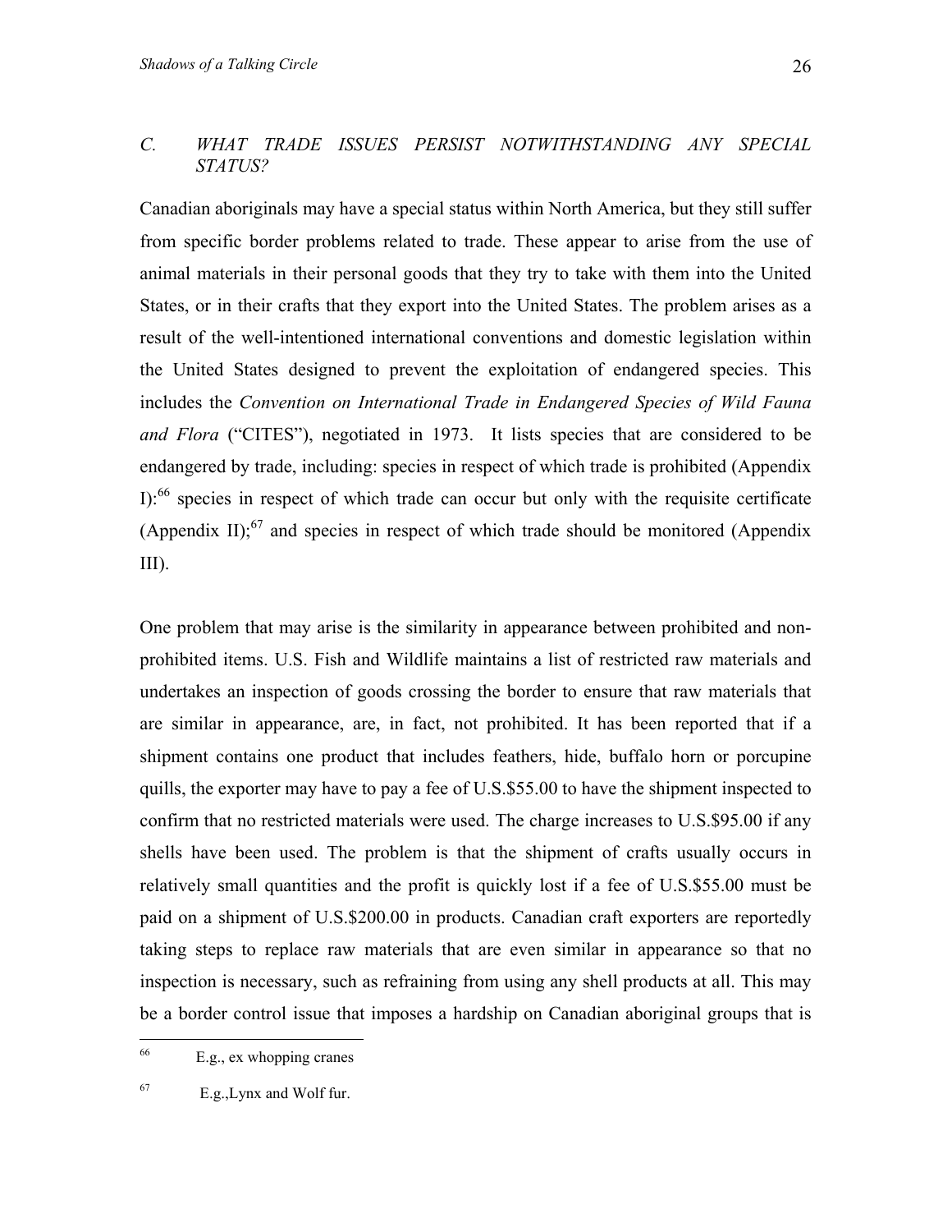### C. WHAT TRADE ISSUES PERSIST NOTWITHSTANDING ANY SPECIAL STATUS?

Canadian aboriginals may have a special status within North America, but they still suffer from specific border problems related to trade. These appear to arise from the use of animal materials in their personal goods that they try to take with them into the United States, or in their crafts that they export into the United States. The problem arises as a result of the well-intentioned international conventions and domestic legislation within the United States designed to prevent the exploitation of endangered species. This includes the *Convention on International Trade in Endangered Species of Wild Fauna and Flora* ("CITES"), negotiated in 1973. It lists species that are considered to be endangered by trade, including: species in respect of which trade is prohibited (Appendix I):[66] species in respect of which trade can occur but only with the requisite certificate (Appendix II);[67] and species in respect of which trade should be monitored (Appendix III).

One problem that may arise is the similarity in appearance between prohibited and non-prohibited items. U.S. Fish and Wildlife maintains a list of restricted raw materials and undertakes an inspection of goods crossing the border to ensure that raw materials that are similar in appearance, are, in fact, not prohibited. It has been reported that if a shipment contains one product that includes feathers, hide, buffalo horn or porcupine quills, the exporter may have to pay a fee of U.S.$55.00 to have the shipment inspected to confirm that no restricted materials were used. The charge increases to U.S.$95.00 if any shells have been used. The problem is that the shipment of crafts usually occurs in relatively small quantities and the profit is quickly lost if a fee of U.S.$55.00 must be paid on a shipment of U.S.$200.00 in products. Canadian craft exporters are reportedly taking steps to replace raw materials that are even similar in appearance so that no inspection is necessary, such as refraining from using any shell products at all. This may be a border control issue that imposes a hardship on Canadian aboriginal groups that is

---

[66] E.g., ex whopping cranes

[67] E.g.,Lynx and Wolf fur.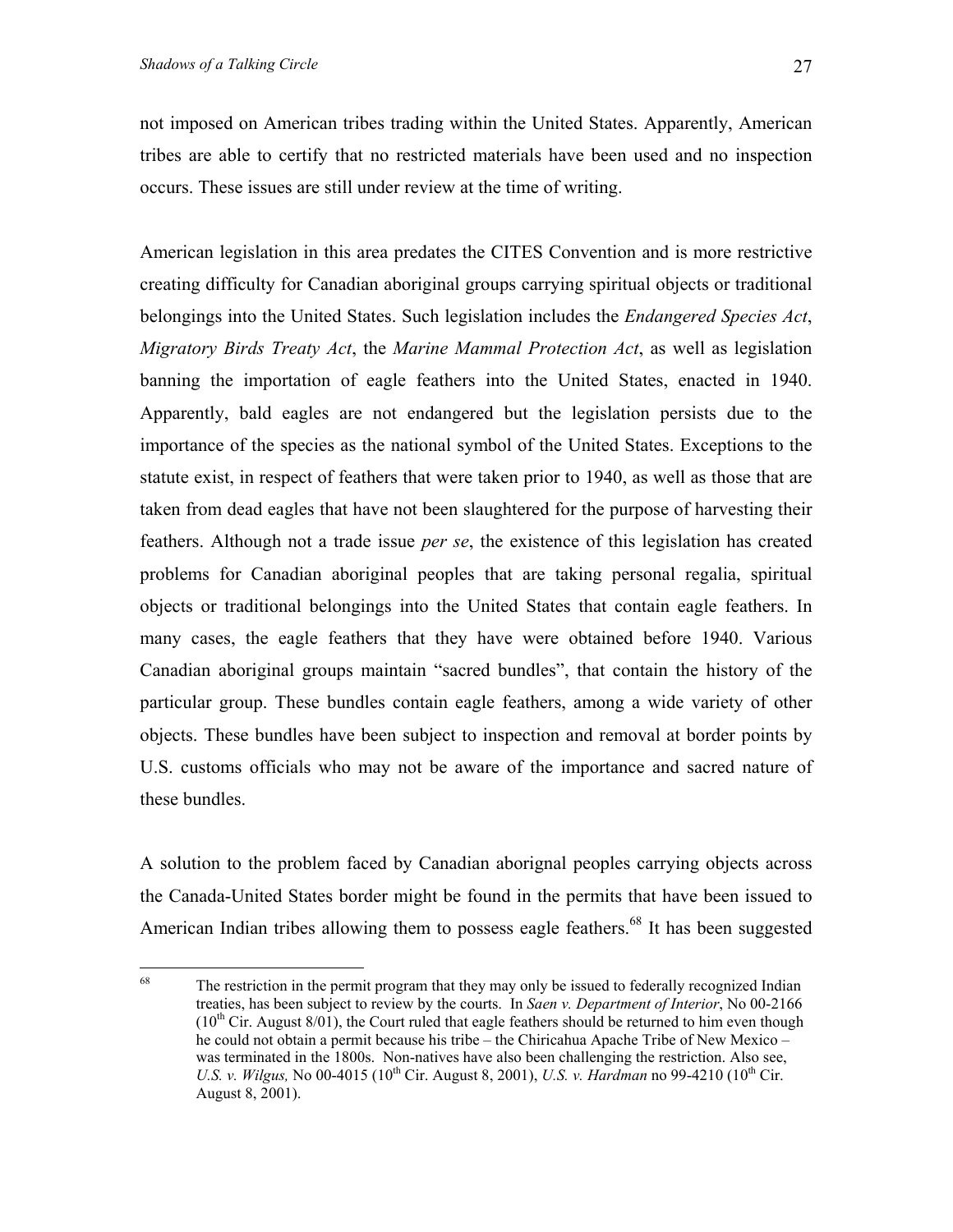not imposed on American tribes trading within the United States. Apparently, American tribes are able to certify that no restricted materials have been used and no inspection occurs. These issues are still under review at the time of writing.

American legislation in this area predates the CITES Convention and is more restrictive creating difficulty for Canadian aboriginal groups carrying spiritual objects or traditional belongings into the United States. Such legislation includes the *Endangered Species Act*, *Migratory Birds Treaty Act*, the *Marine Mammal Protection Act*, as well as legislation banning the importation of eagle feathers into the United States, enacted in 1940. Apparently, bald eagles are not endangered but the legislation persists due to the importance of the species as the national symbol of the United States. Exceptions to the statute exist, in respect of feathers that were taken prior to 1940, as well as those that are taken from dead eagles that have not been slaughtered for the purpose of harvesting their feathers. Although not a trade issue *per se*, the existence of this legislation has created problems for Canadian aboriginal peoples that are taking personal regalia, spiritual objects or traditional belongings into the United States that contain eagle feathers. In many cases, the eagle feathers that they have were obtained before 1940. Various Canadian aboriginal groups maintain "sacred bundles", that contain the history of the particular group. These bundles contain eagle feathers, among a wide variety of other objects. These bundles have been subject to inspection and removal at border points by U.S. customs officials who may not be aware of the importance and sacred nature of these bundles.

A solution to the problem faced by Canadian aborignal peoples carrying objects across the Canada-United States border might be found in the permits that have been issued to American Indian tribes allowing them to possess eagle feathers.[68] It has been suggested

---

[68] The restriction in the permit program that they may only be issued to federally recognized Indian treaties, has been subject to review by the courts. In *Saen v. Department of Interior*, No 00-2166 (10th Cir. August 8/01), the Court ruled that eagle feathers should be returned to him even though he could not obtain a permit because his tribe – the Chiricahua Apache Tribe of New Mexico – was terminated in the 1800s. Non-natives have also been challenging the restriction. Also see, *U.S. v. Wilgus,* No 00-4015 (10th Cir. August 8, 2001), *U.S. v. Hardman* no 99-4210 (10th Cir. August 8, 2001).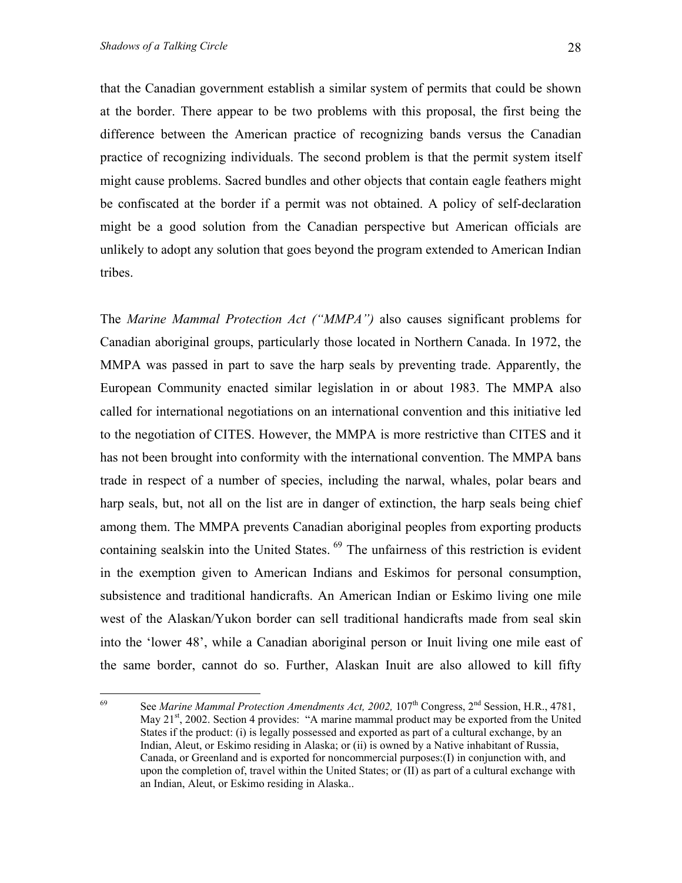that the Canadian government establish a similar system of permits that could be shown at the border. There appear to be two problems with this proposal, the first being the difference between the American practice of recognizing bands versus the Canadian practice of recognizing individuals. The second problem is that the permit system itself might cause problems. Sacred bundles and other objects that contain eagle feathers might be confiscated at the border if a permit was not obtained. A policy of self-declaration might be a good solution from the Canadian perspective but American officials are unlikely to adopt any solution that goes beyond the program extended to American Indian tribes.

The *Marine Mammal Protection Act ("MMPA")* also causes significant problems for Canadian aboriginal groups, particularly those located in Northern Canada. In 1972, the MMPA was passed in part to save the harp seals by preventing trade. Apparently, the European Community enacted similar legislation in or about 1983. The MMPA also called for international negotiations on an international convention and this initiative led to the negotiation of CITES. However, the MMPA is more restrictive than CITES and it has not been brought into conformity with the international convention. The MMPA bans trade in respect of a number of species, including the narwal, whales, polar bears and harp seals, but, not all on the list are in danger of extinction, the harp seals being chief among them. The MMPA prevents Canadian aboriginal peoples from exporting products containing sealskin into the United States. [69] The unfairness of this restriction is evident in the exemption given to American Indians and Eskimos for personal consumption, subsistence and traditional handicrafts. An American Indian or Eskimo living one mile west of the Alaskan/Yukon border can sell traditional handicrafts made from seal skin into the 'lower 48', while a Canadian aboriginal person or Inuit living one mile east of the same border, cannot do so. Further, Alaskan Inuit are also allowed to kill fifty

---

[69] See *Marine Mammal Protection Amendments Act, 2002,* 107th Congress, 2nd Session, H.R., 4781, May 21st, 2002. Section 4 provides: "A marine mammal product may be exported from the United States if the product: (i) is legally possessed and exported as part of a cultural exchange, by an Indian, Aleut, or Eskimo residing in Alaska; or (ii) is owned by a Native inhabitant of Russia, Canada, or Greenland and is exported for noncommercial purposes:(I) in conjunction with, and upon the completion of, travel within the United States; or (II) as part of a cultural exchange with an Indian, Aleut, or Eskimo residing in Alaska..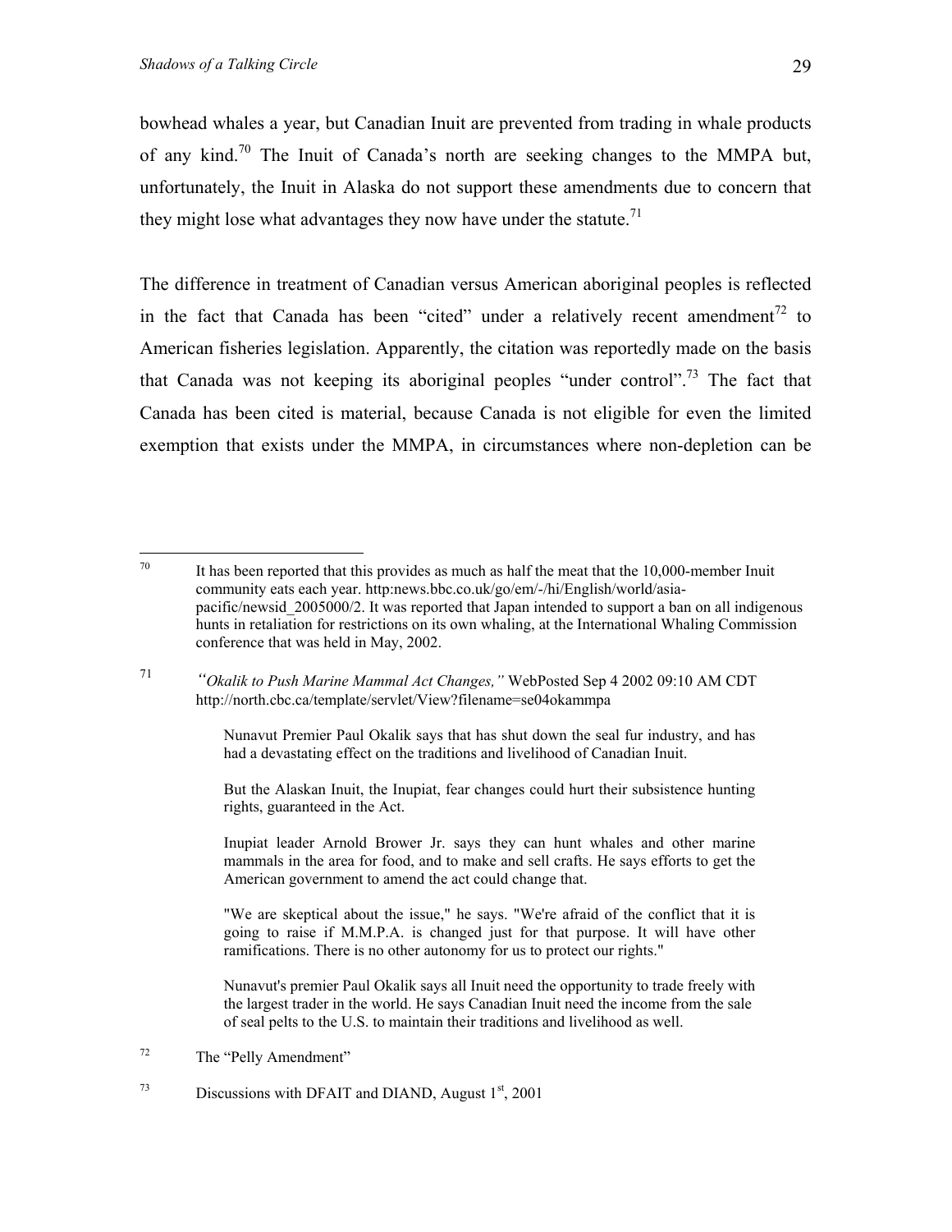bowhead whales a year, but Canadian Inuit are prevented from trading in whale products of any kind.[70] The Inuit of Canada's north are seeking changes to the MMPA but, unfortunately, the Inuit in Alaska do not support these amendments due to concern that they might lose what advantages they now have under the statute.[71]

The difference in treatment of Canadian versus American aboriginal peoples is reflected in the fact that Canada has been "cited" under a relatively recent amendment[72] to American fisheries legislation. Apparently, the citation was reportedly made on the basis that Canada was not keeping its aboriginal peoples "under control".[73] The fact that Canada has been cited is material, because Canada is not eligible for even the limited exemption that exists under the MMPA, in circumstances where non-depletion can be

---

[70] It has been reported that this provides as much as half the meat that the 10,000-member Inuit community eats each year. http:news.bbc.co.uk/go/em/-/hi/English/world/asia-pacific/newsid_2005000/2. It was reported that Japan intended to support a ban on all indigenous hunts in retaliation for restrictions on its own whaling, at the International Whaling Commission conference that was held in May, 2002.

[71] *"Okalik to Push Marine Mammal Act Changes,"* WebPosted Sep 4 2002 09:10 AM CDT http://north.cbc.ca/template/servlet/View?filename=se04okammpa

> Nunavut Premier Paul Okalik says that has shut down the seal fur industry, and has had a devastating effect on the traditions and livelihood of Canadian Inuit.
>
> But the Alaskan Inuit, the Inupiat, fear changes could hurt their subsistence hunting rights, guaranteed in the Act.
>
> Inupiat leader Arnold Brower Jr. says they can hunt whales and other marine mammals in the area for food, and to make and sell crafts. He says efforts to get the American government to amend the act could change that.
>
> "We are skeptical about the issue," he says. "We're afraid of the conflict that it is going to raise if M.M.P.A. is changed just for that purpose. It will have other ramifications. There is no other autonomy for us to protect our rights."
>
> Nunavut's premier Paul Okalik says all Inuit need the opportunity to trade freely with the largest trader in the world. He says Canadian Inuit need the income from the sale of seal pelts to the U.S. to maintain their traditions and livelihood as well.

[72] The "Pelly Amendment"

[73] Discussions with DFAIT and DIAND, August 1st, 2001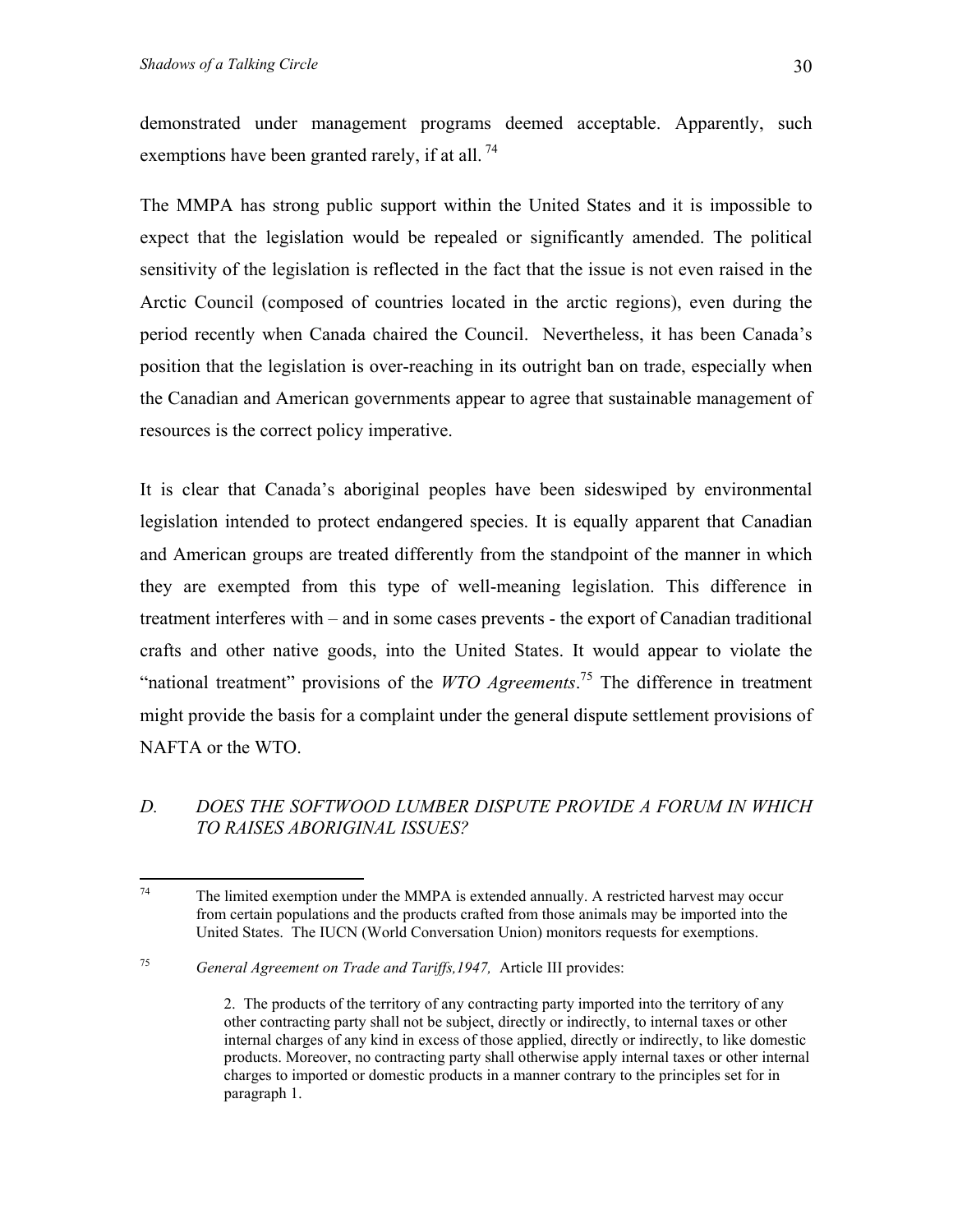demonstrated under management programs deemed acceptable. Apparently, such exemptions have been granted rarely, if at all. [74]

The MMPA has strong public support within the United States and it is impossible to expect that the legislation would be repealed or significantly amended. The political sensitivity of the legislation is reflected in the fact that the issue is not even raised in the Arctic Council (composed of countries located in the arctic regions), even during the period recently when Canada chaired the Council. Nevertheless, it has been Canada's position that the legislation is over-reaching in its outright ban on trade, especially when the Canadian and American governments appear to agree that sustainable management of resources is the correct policy imperative.

It is clear that Canada's aboriginal peoples have been sideswiped by environmental legislation intended to protect endangered species. It is equally apparent that Canadian and American groups are treated differently from the standpoint of the manner in which they are exempted from this type of well-meaning legislation. This difference in treatment interferes with – and in some cases prevents - the export of Canadian traditional crafts and other native goods, into the United States. It would appear to violate the "national treatment" provisions of the *WTO Agreements*.[75] The difference in treatment might provide the basis for a complaint under the general dispute settlement provisions of NAFTA or the WTO.

### *D. DOES THE SOFTWOOD LUMBER DISPUTE PROVIDE A FORUM IN WHICH TO RAISES ABORIGINAL ISSUES?*

---

[74] The limited exemption under the MMPA is extended annually. A restricted harvest may occur from certain populations and the products crafted from those animals may be imported into the United States. The IUCN (World Conversation Union) monitors requests for exemptions.

[75] *General Agreement on Trade and Tariffs,1947,* Article III provides:

> 2. The products of the territory of any contracting party imported into the territory of any other contracting party shall not be subject, directly or indirectly, to internal taxes or other internal charges of any kind in excess of those applied, directly or indirectly, to like domestic products. Moreover, no contracting party shall otherwise apply internal taxes or other internal charges to imported or domestic products in a manner contrary to the principles set for in paragraph 1.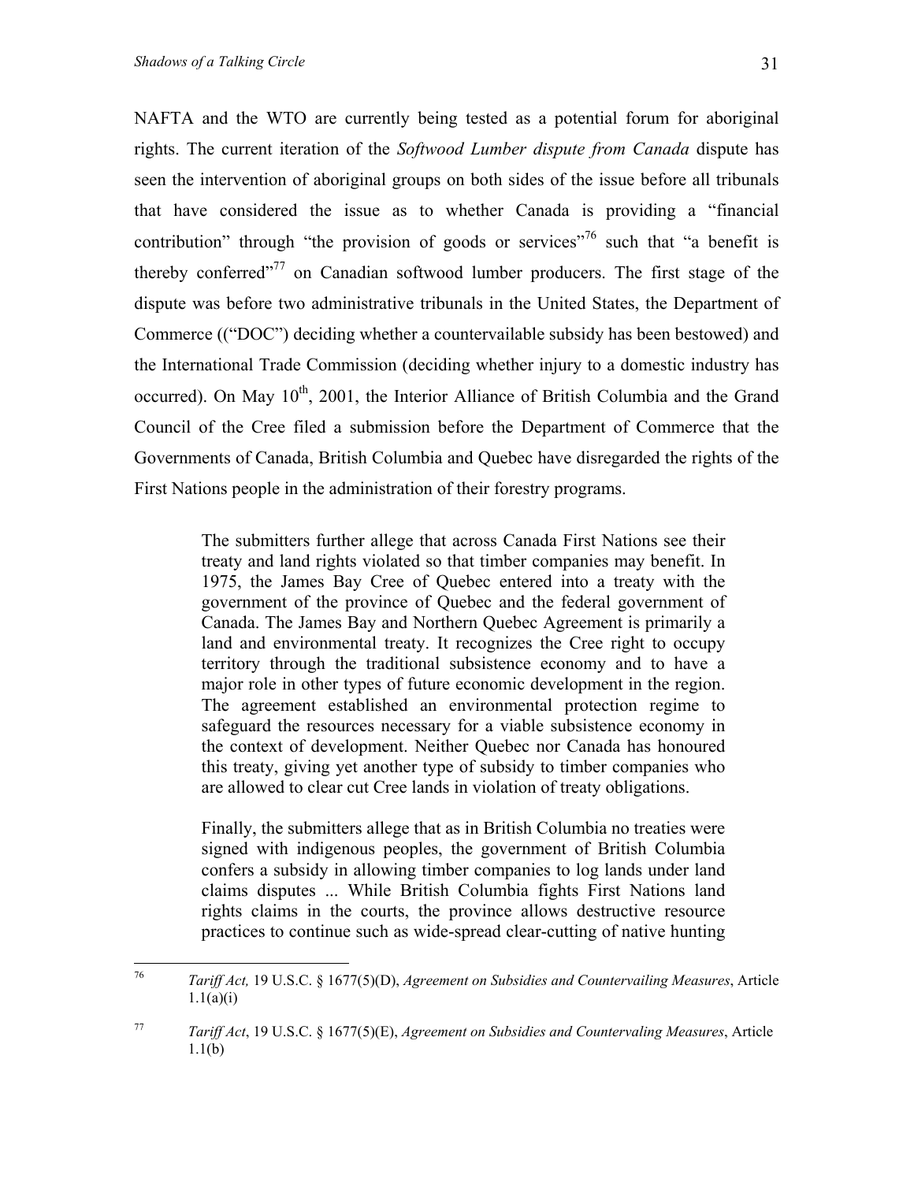NAFTA and the WTO are currently being tested as a potential forum for aboriginal rights. The current iteration of the *Softwood Lumber dispute from Canada* dispute has seen the intervention of aboriginal groups on both sides of the issue before all tribunals that have considered the issue as to whether Canada is providing a "financial contribution" through "the provision of goods or services"[76] such that "a benefit is thereby conferred"[77] on Canadian softwood lumber producers. The first stage of the dispute was before two administrative tribunals in the United States, the Department of Commerce (("DOC") deciding whether a countervailable subsidy has been bestowed) and the International Trade Commission (deciding whether injury to a domestic industry has occurred). On May 10th, 2001, the Interior Alliance of British Columbia and the Grand Council of the Cree filed a submission before the Department of Commerce that the Governments of Canada, British Columbia and Quebec have disregarded the rights of the First Nations people in the administration of their forestry programs.

> The submitters further allege that across Canada First Nations see their treaty and land rights violated so that timber companies may benefit. In 1975, the James Bay Cree of Quebec entered into a treaty with the government of the province of Quebec and the federal government of Canada. The James Bay and Northern Quebec Agreement is primarily a land and environmental treaty. It recognizes the Cree right to occupy territory through the traditional subsistence economy and to have a major role in other types of future economic development in the region. The agreement established an environmental protection regime to safeguard the resources necessary for a viable subsistence economy in the context of development. Neither Quebec nor Canada has honoured this treaty, giving yet another type of subsidy to timber companies who are allowed to clear cut Cree lands in violation of treaty obligations.
>
> Finally, the submitters allege that as in British Columbia no treaties were signed with indigenous peoples, the government of British Columbia confers a subsidy in allowing timber companies to log lands under land claims disputes ... While British Columbia fights First Nations land rights claims in the courts, the province allows destructive resource practices to continue such as wide-spread clear-cutting of native hunting

---

[76] *Tariff Act,* 19 U.S.C. § 1677(5)(D), *Agreement on Subsidies and Countervailing Measures*, Article 1.1(a)(i)

[77] *Tariff Act*, 19 U.S.C. § 1677(5)(E), *Agreement on Subsidies and Countervaling Measures*, Article 1.1(b)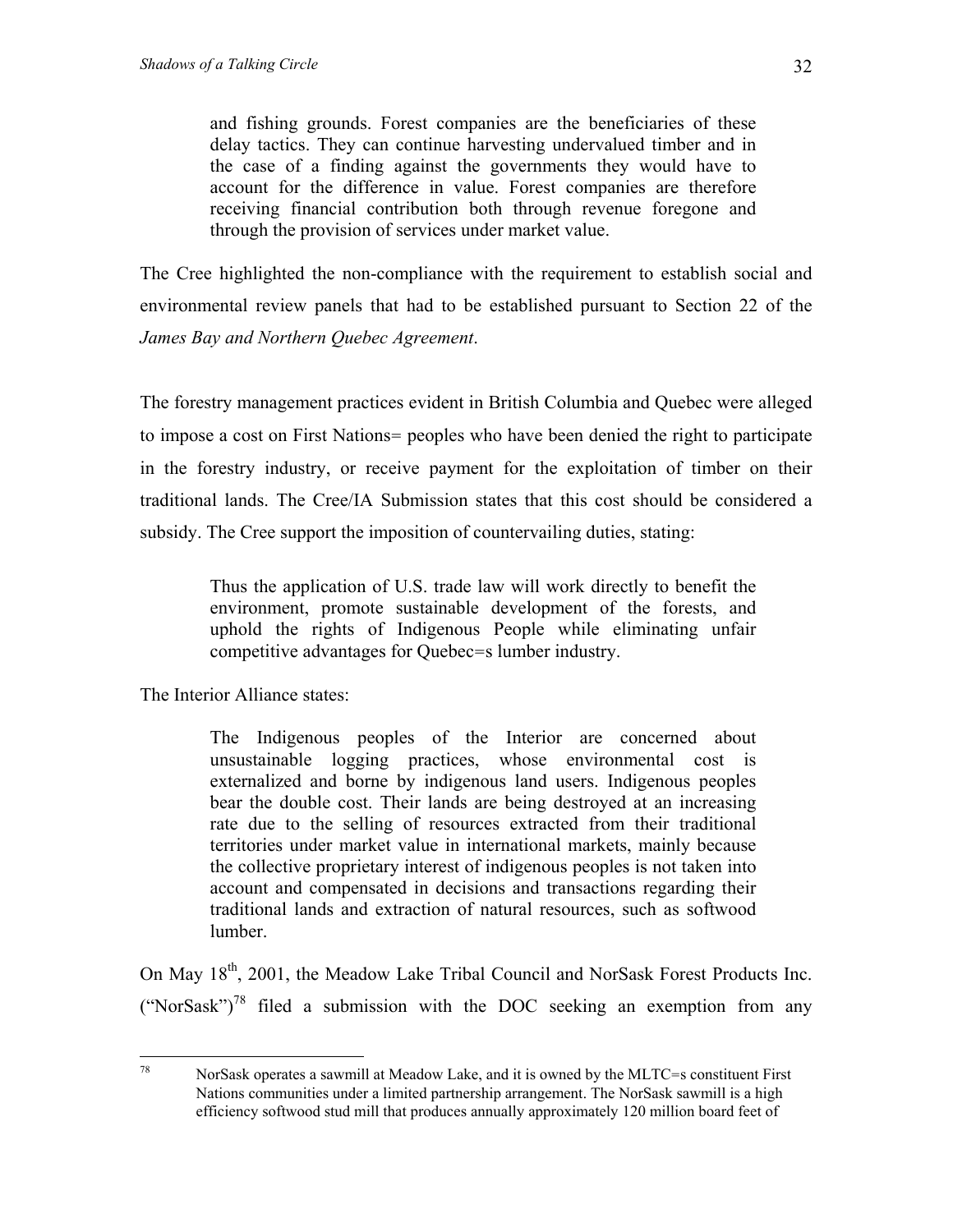and fishing grounds. Forest companies are the beneficiaries of these delay tactics. They can continue harvesting undervalued timber and in the case of a finding against the governments they would have to account for the difference in value. Forest companies are therefore receiving financial contribution both through revenue foregone and through the provision of services under market value.

The Cree highlighted the non-compliance with the requirement to establish social and environmental review panels that had to be established pursuant to Section 22 of the *James Bay and Northern Quebec Agreement*.

The forestry management practices evident in British Columbia and Quebec were alleged to impose a cost on First Nations= peoples who have been denied the right to participate in the forestry industry, or receive payment for the exploitation of timber on their traditional lands. The Cree/IA Submission states that this cost should be considered a subsidy. The Cree support the imposition of countervailing duties, stating:

> Thus the application of U.S. trade law will work directly to benefit the environment, promote sustainable development of the forests, and uphold the rights of Indigenous People while eliminating unfair competitive advantages for Quebec=s lumber industry.

The Interior Alliance states:

> The Indigenous peoples of the Interior are concerned about unsustainable logging practices, whose environmental cost is externalized and borne by indigenous land users. Indigenous peoples bear the double cost. Their lands are being destroyed at an increasing rate due to the selling of resources extracted from their traditional territories under market value in international markets, mainly because the collective proprietary interest of indigenous peoples is not taken into account and compensated in decisions and transactions regarding their traditional lands and extraction of natural resources, such as softwood lumber.

On May 18th, 2001, the Meadow Lake Tribal Council and NorSask Forest Products Inc. ("NorSask")[78] filed a submission with the DOC seeking an exemption from any

[78] NorSask operates a sawmill at Meadow Lake, and it is owned by the MLTC=s constituent First Nations communities under a limited partnership arrangement. The NorSask sawmill is a high efficiency softwood stud mill that produces annually approximately 120 million board feet of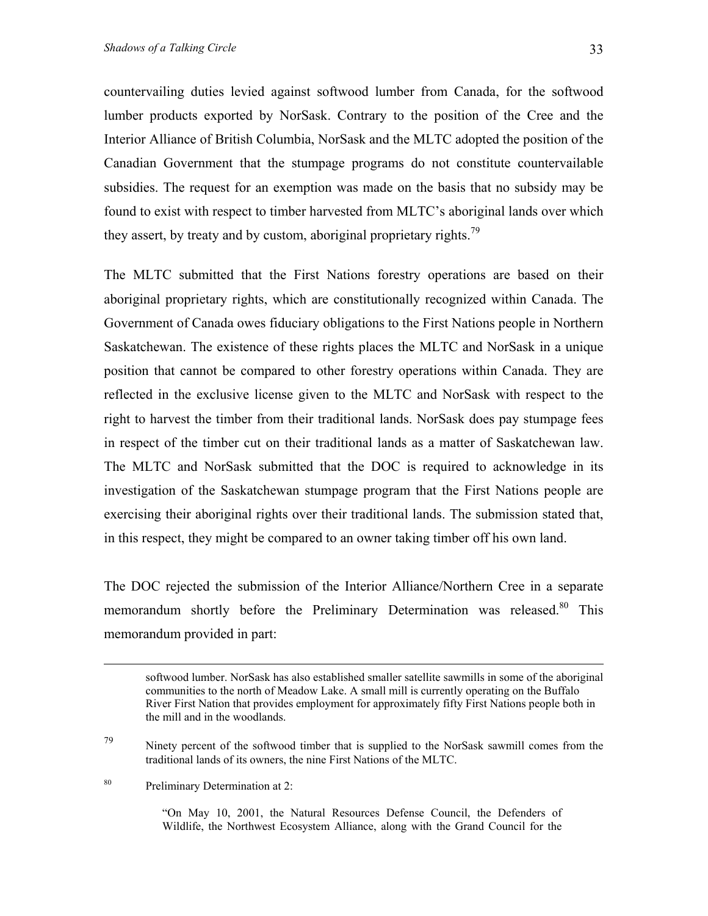countervailing duties levied against softwood lumber from Canada, for the softwood lumber products exported by NorSask. Contrary to the position of the Cree and the Interior Alliance of British Columbia, NorSask and the MLTC adopted the position of the Canadian Government that the stumpage programs do not constitute countervailable subsidies. The request for an exemption was made on the basis that no subsidy may be found to exist with respect to timber harvested from MLTC's aboriginal lands over which they assert, by treaty and by custom, aboriginal proprietary rights.[79]

The MLTC submitted that the First Nations forestry operations are based on their aboriginal proprietary rights, which are constitutionally recognized within Canada. The Government of Canada owes fiduciary obligations to the First Nations people in Northern Saskatchewan. The existence of these rights places the MLTC and NorSask in a unique position that cannot be compared to other forestry operations within Canada. They are reflected in the exclusive license given to the MLTC and NorSask with respect to the right to harvest the timber from their traditional lands. NorSask does pay stumpage fees in respect of the timber cut on their traditional lands as a matter of Saskatchewan law. The MLTC and NorSask submitted that the DOC is required to acknowledge in its investigation of the Saskatchewan stumpage program that the First Nations people are exercising their aboriginal rights over their traditional lands. The submission stated that, in this respect, they might be compared to an owner taking timber off his own land.

The DOC rejected the submission of the Interior Alliance/Northern Cree in a separate memorandum shortly before the Preliminary Determination was released.[80] This memorandum provided in part:

---

softwood lumber. NorSask has also established smaller satellite sawmills in some of the aboriginal communities to the north of Meadow Lake. A small mill is currently operating on the Buffalo River First Nation that provides employment for approximately fifty First Nations people both in the mill and in the woodlands.

[79] Ninety percent of the softwood timber that is supplied to the NorSask sawmill comes from the traditional lands of its owners, the nine First Nations of the MLTC.

[80] Preliminary Determination at 2:

> "On May 10, 2001, the Natural Resources Defense Council, the Defenders of Wildlife, the Northwest Ecosystem Alliance, along with the Grand Council for the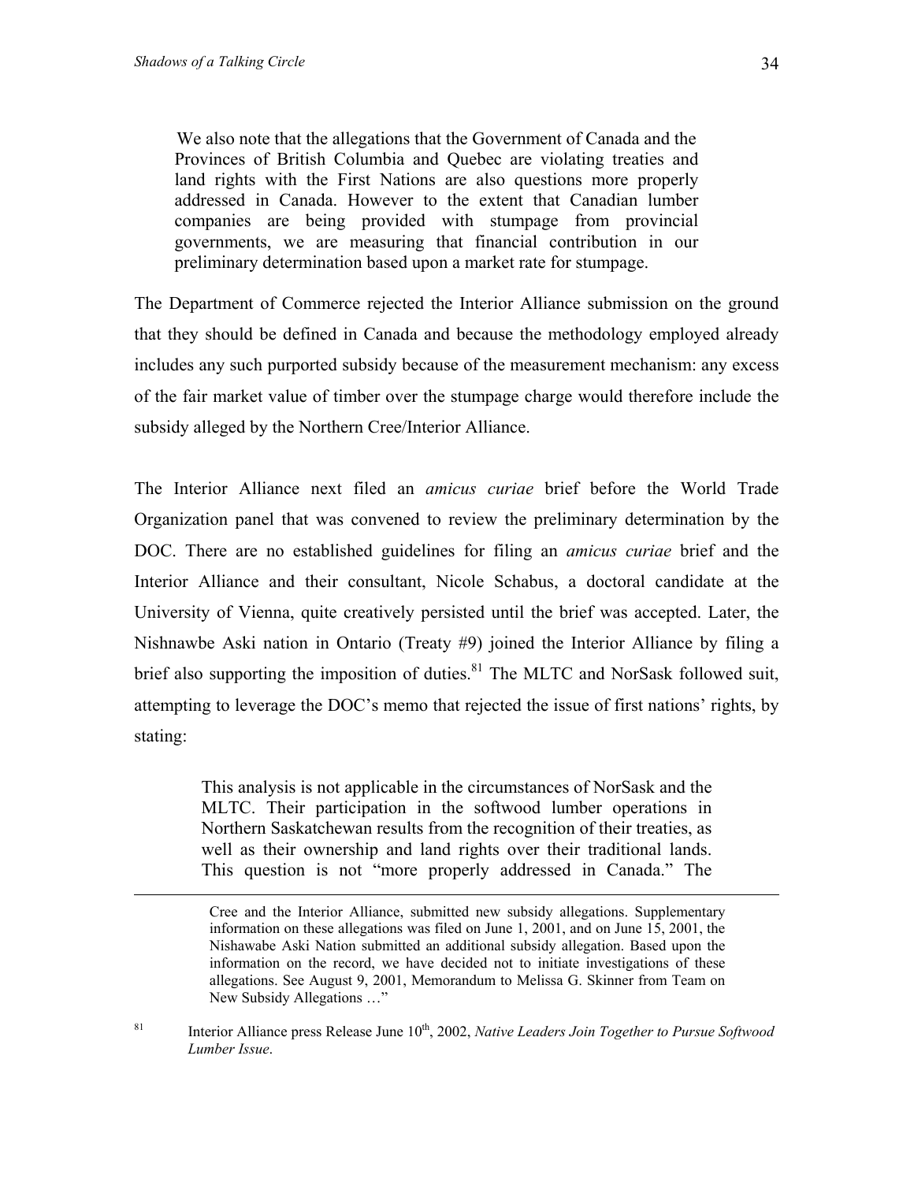> We also note that the allegations that the Government of Canada and the Provinces of British Columbia and Quebec are violating treaties and land rights with the First Nations are also questions more properly addressed in Canada. However to the extent that Canadian lumber companies are being provided with stumpage from provincial governments, we are measuring that financial contribution in our preliminary determination based upon a market rate for stumpage.

The Department of Commerce rejected the Interior Alliance submission on the ground that they should be defined in Canada and because the methodology employed already includes any such purported subsidy because of the measurement mechanism: any excess of the fair market value of timber over the stumpage charge would therefore include the subsidy alleged by the Northern Cree/Interior Alliance.

The Interior Alliance next filed an *amicus curiae* brief before the World Trade Organization panel that was convened to review the preliminary determination by the DOC. There are no established guidelines for filing an *amicus curiae* brief and the Interior Alliance and their consultant, Nicole Schabus, a doctoral candidate at the University of Vienna, quite creatively persisted until the brief was accepted. Later, the Nishnawbe Aski nation in Ontario (Treaty #9) joined the Interior Alliance by filing a brief also supporting the imposition of duties.[81] The MLTC and NorSask followed suit, attempting to leverage the DOC's memo that rejected the issue of first nations' rights, by stating:

> This analysis is not applicable in the circumstances of NorSask and the MLTC. Their participation in the softwood lumber operations in Northern Saskatchewan results from the recognition of their treaties, as well as their ownership and land rights over their traditional lands. This question is not "more properly addressed in Canada." The

---

Cree and the Interior Alliance, submitted new subsidy allegations. Supplementary information on these allegations was filed on June 1, 2001, and on June 15, 2001, the Nishawabe Aski Nation submitted an additional subsidy allegation. Based upon the information on the record, we have decided not to initiate investigations of these allegations. See August 9, 2001, Memorandum to Melissa G. Skinner from Team on New Subsidy Allegations …"

[81] Interior Alliance press Release June 10th, 2002, *Native Leaders Join Together to Pursue Softwood Lumber Issue*.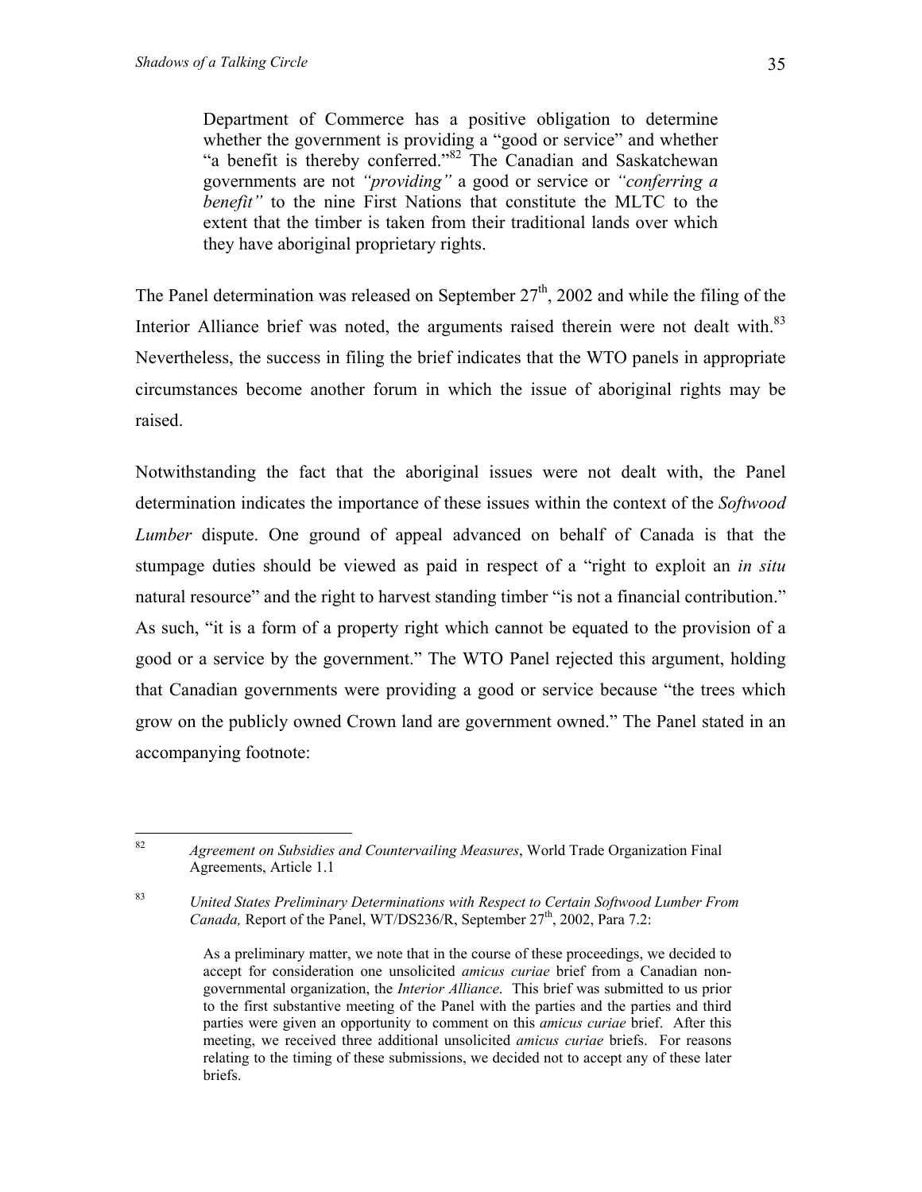> Department of Commerce has a positive obligation to determine whether the government is providing a "good or service" and whether "a benefit is thereby conferred."[82] The Canadian and Saskatchewan governments are not *"providing"* a good or service or *"conferring a benefit"* to the nine First Nations that constitute the MLTC to the extent that the timber is taken from their traditional lands over which they have aboriginal proprietary rights.

The Panel determination was released on September 27th, 2002 and while the filing of the Interior Alliance brief was noted, the arguments raised therein were not dealt with.[83] Nevertheless, the success in filing the brief indicates that the WTO panels in appropriate circumstances become another forum in which the issue of aboriginal rights may be raised.

Notwithstanding the fact that the aboriginal issues were not dealt with, the Panel determination indicates the importance of these issues within the context of the *Softwood Lumber* dispute. One ground of appeal advanced on behalf of Canada is that the stumpage duties should be viewed as paid in respect of a "right to exploit an *in situ* natural resource" and the right to harvest standing timber "is not a financial contribution." As such, "it is a form of a property right which cannot be equated to the provision of a good or a service by the government." The WTO Panel rejected this argument, holding that Canadian governments were providing a good or service because "the trees which grow on the publicly owned Crown land are government owned." The Panel stated in an accompanying footnote:

---

[82] *Agreement on Subsidies and Countervailing Measures*, World Trade Organization Final Agreements, Article 1.1

[83] *United States Preliminary Determinations with Respect to Certain Softwood Lumber From Canada,* Report of the Panel, WT/DS236/R, September 27th, 2002, Para 7.2:

> As a preliminary matter, we note that in the course of these proceedings, we decided to accept for consideration one unsolicited *amicus curiae* brief from a Canadian non-governmental organization, the *Interior Alliance*. This brief was submitted to us prior to the first substantive meeting of the Panel with the parties and the parties and third parties were given an opportunity to comment on this *amicus curiae* brief. After this meeting, we received three additional unsolicited *amicus curiae* briefs. For reasons relating to the timing of these submissions, we decided not to accept any of these later briefs.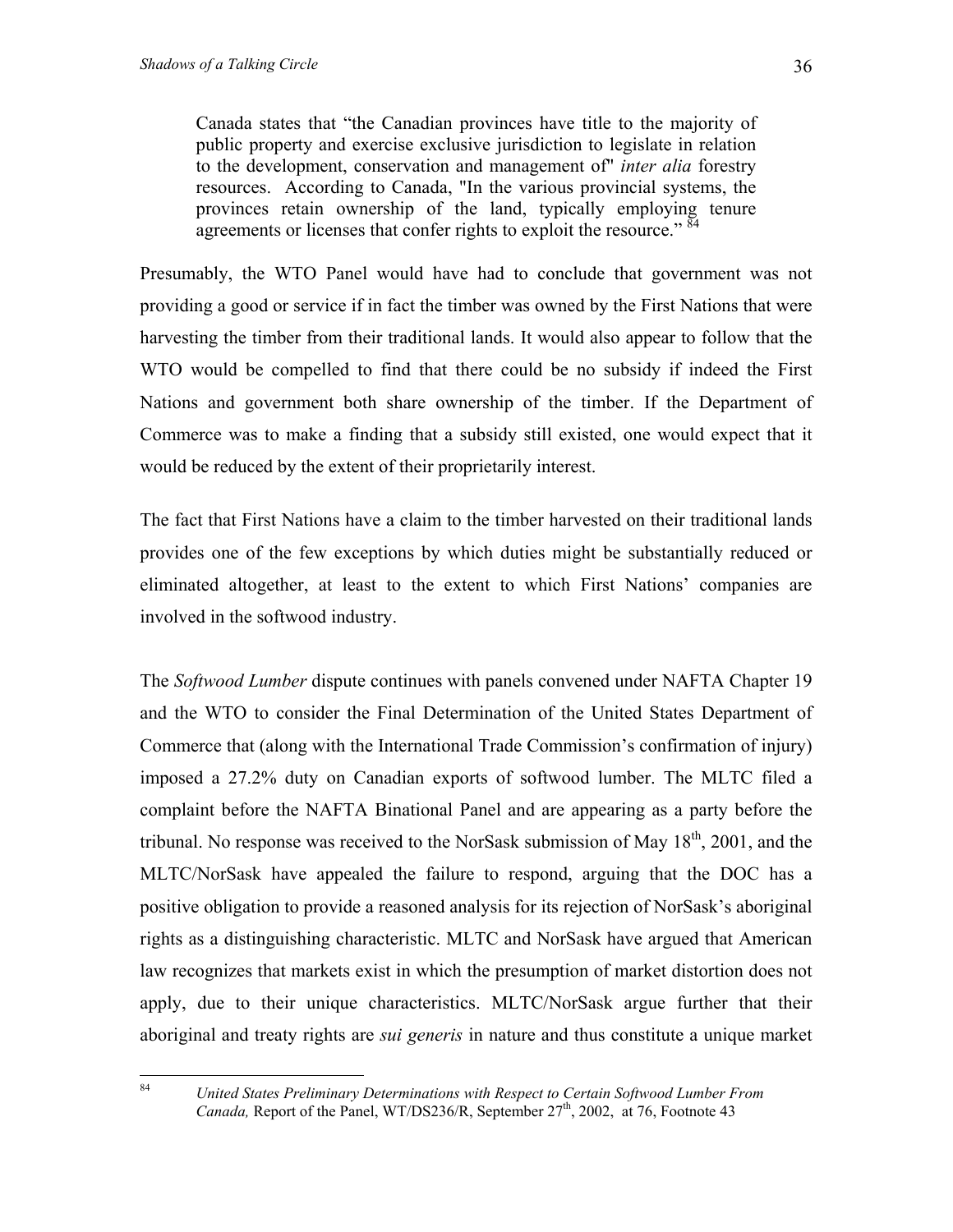> Canada states that "the Canadian provinces have title to the majority of public property and exercise exclusive jurisdiction to legislate in relation to the development, conservation and management of" *inter alia* forestry resources. According to Canada, "In the various provincial systems, the provinces retain ownership of the land, typically employing tenure agreements or licenses that confer rights to exploit the resource." [84]

Presumably, the WTO Panel would have had to conclude that government was not providing a good or service if in fact the timber was owned by the First Nations that were harvesting the timber from their traditional lands. It would also appear to follow that the WTO would be compelled to find that there could be no subsidy if indeed the First Nations and government both share ownership of the timber. If the Department of Commerce was to make a finding that a subsidy still existed, one would expect that it would be reduced by the extent of their proprietarily interest.

The fact that First Nations have a claim to the timber harvested on their traditional lands provides one of the few exceptions by which duties might be substantially reduced or eliminated altogether, at least to the extent to which First Nations' companies are involved in the softwood industry.

The *Softwood Lumber* dispute continues with panels convened under NAFTA Chapter 19 and the WTO to consider the Final Determination of the United States Department of Commerce that (along with the International Trade Commission's confirmation of injury) imposed a 27.2% duty on Canadian exports of softwood lumber. The MLTC filed a complaint before the NAFTA Binational Panel and are appearing as a party before the tribunal. No response was received to the NorSask submission of May 18th, 2001, and the MLTC/NorSask have appealed the failure to respond, arguing that the DOC has a positive obligation to provide a reasoned analysis for its rejection of NorSask's aboriginal rights as a distinguishing characteristic. MLTC and NorSask have argued that American law recognizes that markets exist in which the presumption of market distortion does not apply, due to their unique characteristics. MLTC/NorSask argue further that their aboriginal and treaty rights are *sui generis* in nature and thus constitute a unique market

---

[84] *United States Preliminary Determinations with Respect to Certain Softwood Lumber From Canada,* Report of the Panel, WT/DS236/R, September 27th, 2002, at 76, Footnote 43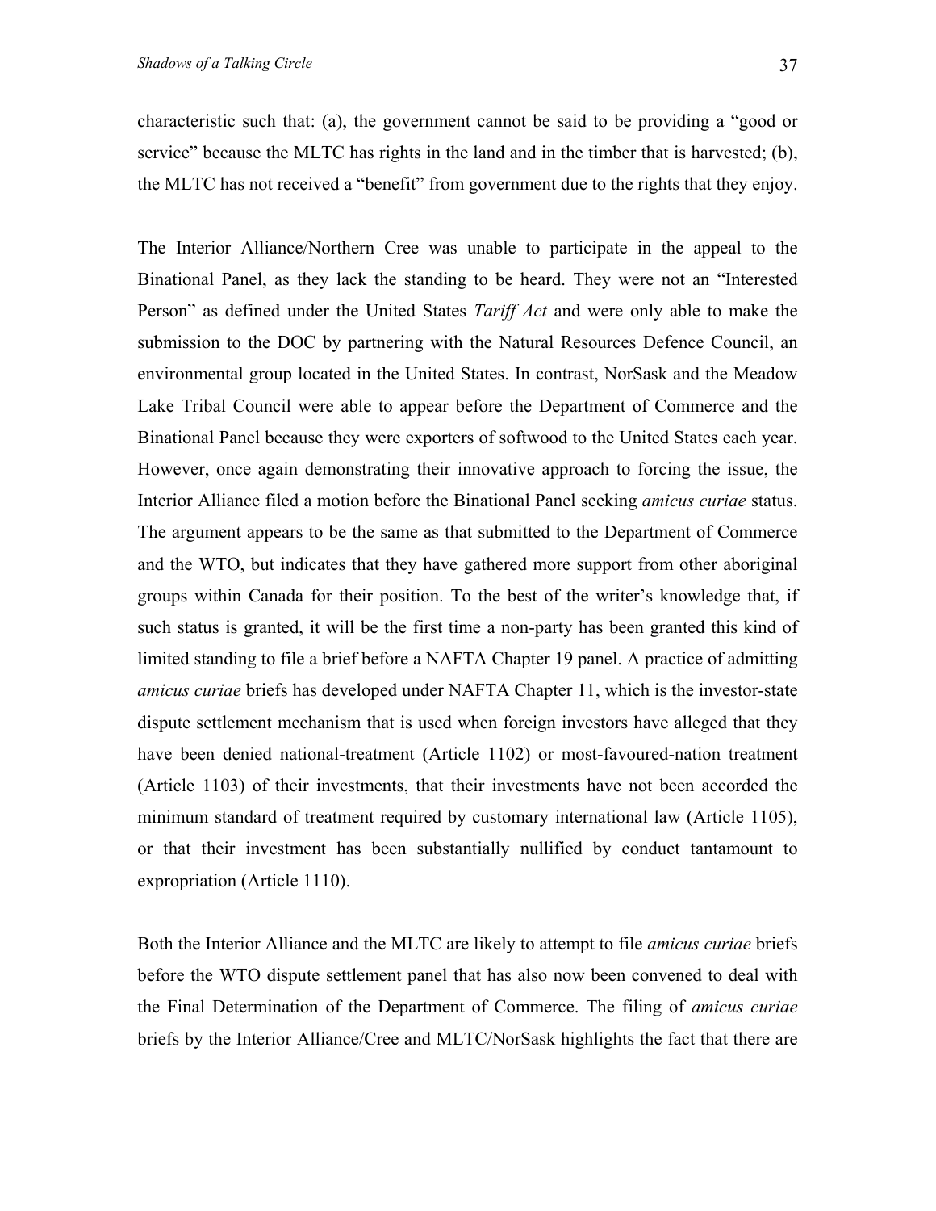characteristic such that: (a), the government cannot be said to be providing a "good or service" because the MLTC has rights in the land and in the timber that is harvested; (b), the MLTC has not received a "benefit" from government due to the rights that they enjoy.

The Interior Alliance/Northern Cree was unable to participate in the appeal to the Binational Panel, as they lack the standing to be heard. They were not an "Interested Person" as defined under the United States *Tariff Act* and were only able to make the submission to the DOC by partnering with the Natural Resources Defence Council, an environmental group located in the United States. In contrast, NorSask and the Meadow Lake Tribal Council were able to appear before the Department of Commerce and the Binational Panel because they were exporters of softwood to the United States each year. However, once again demonstrating their innovative approach to forcing the issue, the Interior Alliance filed a motion before the Binational Panel seeking *amicus curiae* status. The argument appears to be the same as that submitted to the Department of Commerce and the WTO, but indicates that they have gathered more support from other aboriginal groups within Canada for their position. To the best of the writer's knowledge that, if such status is granted, it will be the first time a non-party has been granted this kind of limited standing to file a brief before a NAFTA Chapter 19 panel. A practice of admitting *amicus curiae* briefs has developed under NAFTA Chapter 11, which is the investor-state dispute settlement mechanism that is used when foreign investors have alleged that they have been denied national-treatment (Article 1102) or most-favoured-nation treatment (Article 1103) of their investments, that their investments have not been accorded the minimum standard of treatment required by customary international law (Article 1105), or that their investment has been substantially nullified by conduct tantamount to expropriation (Article 1110).

Both the Interior Alliance and the MLTC are likely to attempt to file *amicus curiae* briefs before the WTO dispute settlement panel that has also now been convened to deal with the Final Determination of the Department of Commerce. The filing of *amicus curiae* briefs by the Interior Alliance/Cree and MLTC/NorSask highlights the fact that there are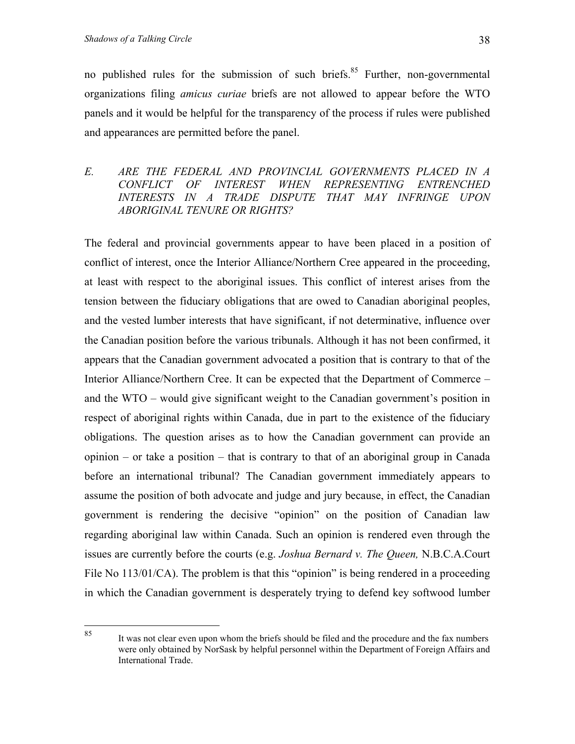no published rules for the submission of such briefs.[85] Further, non-governmental organizations filing *amicus curiae* briefs are not allowed to appear before the WTO panels and it would be helpful for the transparency of the process if rules were published and appearances are permitted before the panel.

### *E. ARE THE FEDERAL AND PROVINCIAL GOVERNMENTS PLACED IN A CONFLICT OF INTEREST WHEN REPRESENTING ENTRENCHED INTERESTS IN A TRADE DISPUTE THAT MAY INFRINGE UPON ABORIGINAL TENURE OR RIGHTS?*

The federal and provincial governments appear to have been placed in a position of conflict of interest, once the Interior Alliance/Northern Cree appeared in the proceeding, at least with respect to the aboriginal issues. This conflict of interest arises from the tension between the fiduciary obligations that are owed to Canadian aboriginal peoples, and the vested lumber interests that have significant, if not determinative, influence over the Canadian position before the various tribunals. Although it has not been confirmed, it appears that the Canadian government advocated a position that is contrary to that of the Interior Alliance/Northern Cree. It can be expected that the Department of Commerce – and the WTO – would give significant weight to the Canadian government's position in respect of aboriginal rights within Canada, due in part to the existence of the fiduciary obligations. The question arises as to how the Canadian government can provide an opinion – or take a position – that is contrary to that of an aboriginal group in Canada before an international tribunal? The Canadian government immediately appears to assume the position of both advocate and judge and jury because, in effect, the Canadian government is rendering the decisive "opinion" on the position of Canadian law regarding aboriginal law within Canada. Such an opinion is rendered even through the issues are currently before the courts (e.g. *Joshua Bernard v. The Queen,* N.B.C.A.Court File No 113/01/CA). The problem is that this "opinion" is being rendered in a proceeding in which the Canadian government is desperately trying to defend key softwood lumber

[85] It was not clear even upon whom the briefs should be filed and the procedure and the fax numbers were only obtained by NorSask by helpful personnel within the Department of Foreign Affairs and International Trade.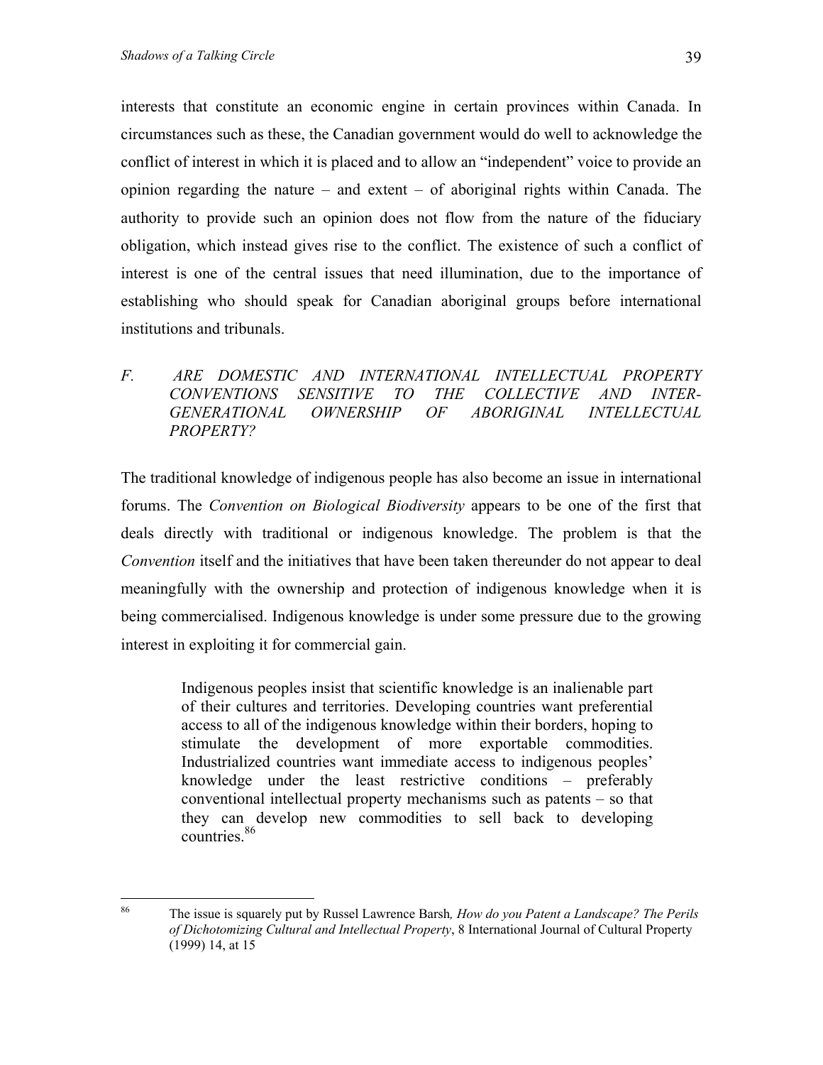interests that constitute an economic engine in certain provinces within Canada. In circumstances such as these, the Canadian government would do well to acknowledge the conflict of interest in which it is placed and to allow an "independent" voice to provide an opinion regarding the nature – and extent – of aboriginal rights within Canada. The authority to provide such an opinion does not flow from the nature of the fiduciary obligation, which instead gives rise to the conflict. The existence of such a conflict of interest is one of the central issues that need illumination, due to the importance of establishing who should speak for Canadian aboriginal groups before international institutions and tribunals.

### *F. ARE DOMESTIC AND INTERNATIONAL INTELLECTUAL PROPERTY CONVENTIONS SENSITIVE TO THE COLLECTIVE AND INTER-GENERATIONAL OWNERSHIP OF ABORIGINAL INTELLECTUAL PROPERTY?*

The traditional knowledge of indigenous people has also become an issue in international forums. The *Convention on Biological Biodiversity* appears to be one of the first that deals directly with traditional or indigenous knowledge. The problem is that the *Convention* itself and the initiatives that have been taken thereunder do not appear to deal meaningfully with the ownership and protection of indigenous knowledge when it is being commercialised. Indigenous knowledge is under some pressure due to the growing interest in exploiting it for commercial gain.

> Indigenous peoples insist that scientific knowledge is an inalienable part of their cultures and territories. Developing countries want preferential access to all of the indigenous knowledge within their borders, hoping to stimulate the development of more exportable commodities. Industrialized countries want immediate access to indigenous peoples' knowledge under the least restrictive conditions – preferably conventional intellectual property mechanisms such as patents – so that they can develop new commodities to sell back to developing countries.[86]

---

[86] The issue is squarely put by Russel Lawrence Barsh*, How do you Patent a Landscape? The Perils of Dichotomizing Cultural and Intellectual Property*, 8 International Journal of Cultural Property (1999) 14, at 15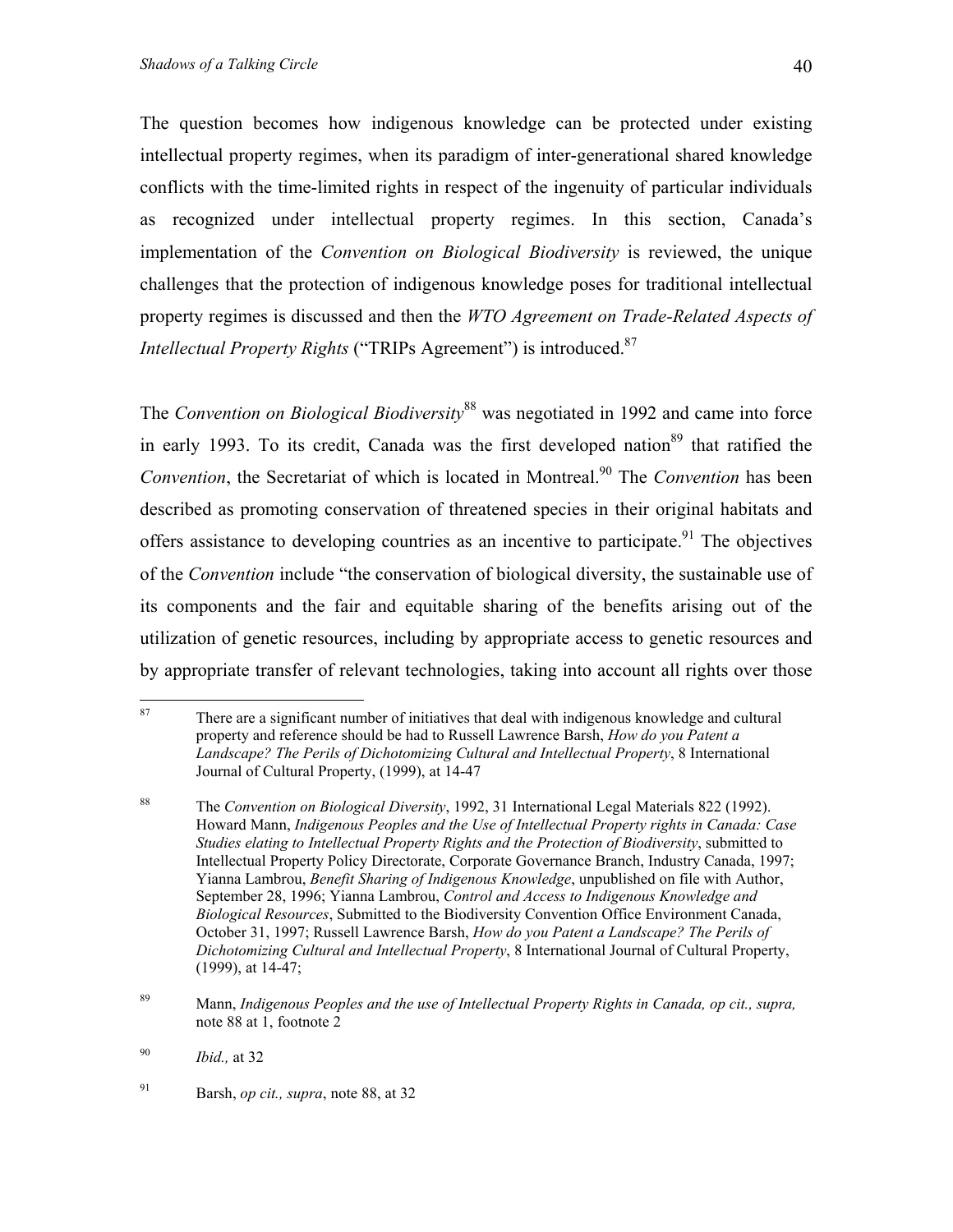The question becomes how indigenous knowledge can be protected under existing intellectual property regimes, when its paradigm of inter-generational shared knowledge conflicts with the time-limited rights in respect of the ingenuity of particular individuals as recognized under intellectual property regimes. In this section, Canada's implementation of the *Convention on Biological Biodiversity* is reviewed, the unique challenges that the protection of indigenous knowledge poses for traditional intellectual property regimes is discussed and then the *WTO Agreement on Trade-Related Aspects of Intellectual Property Rights* ("TRIPs Agreement") is introduced.[87]

The *Convention on Biological Biodiversity*[88] was negotiated in 1992 and came into force in early 1993. To its credit, Canada was the first developed nation[89] that ratified the *Convention*, the Secretariat of which is located in Montreal.[90] The *Convention* has been described as promoting conservation of threatened species in their original habitats and offers assistance to developing countries as an incentive to participate.[91] The objectives of the *Convention* include "the conservation of biological diversity, the sustainable use of its components and the fair and equitable sharing of the benefits arising out of the utilization of genetic resources, including by appropriate access to genetic resources and by appropriate transfer of relevant technologies, taking into account all rights over those

---

[87] There are a significant number of initiatives that deal with indigenous knowledge and cultural property and reference should be had to Russell Lawrence Barsh, *How do you Patent a Landscape? The Perils of Dichotomizing Cultural and Intellectual Property*, 8 International Journal of Cultural Property, (1999), at 14-47

[88] The *Convention on Biological Diversity*, 1992, 31 International Legal Materials 822 (1992). Howard Mann, *Indigenous Peoples and the Use of Intellectual Property rights in Canada: Case Studies elating to Intellectual Property Rights and the Protection of Biodiversity*, submitted to Intellectual Property Policy Directorate, Corporate Governance Branch, Industry Canada, 1997; Yianna Lambrou, *Benefit Sharing of Indigenous Knowledge*, unpublished on file with Author, September 28, 1996; Yianna Lambrou, *Control and Access to Indigenous Knowledge and Biological Resources*, Submitted to the Biodiversity Convention Office Environment Canada, October 31, 1997; Russell Lawrence Barsh, *How do you Patent a Landscape? The Perils of Dichotomizing Cultural and Intellectual Property*, 8 International Journal of Cultural Property, (1999), at 14-47;

[89] Mann, *Indigenous Peoples and the use of Intellectual Property Rights in Canada, op cit., supra,* note 88 at 1, footnote 2

[90] *Ibid.,* at 32

[91] Barsh, *op cit., supra*, note 88, at 32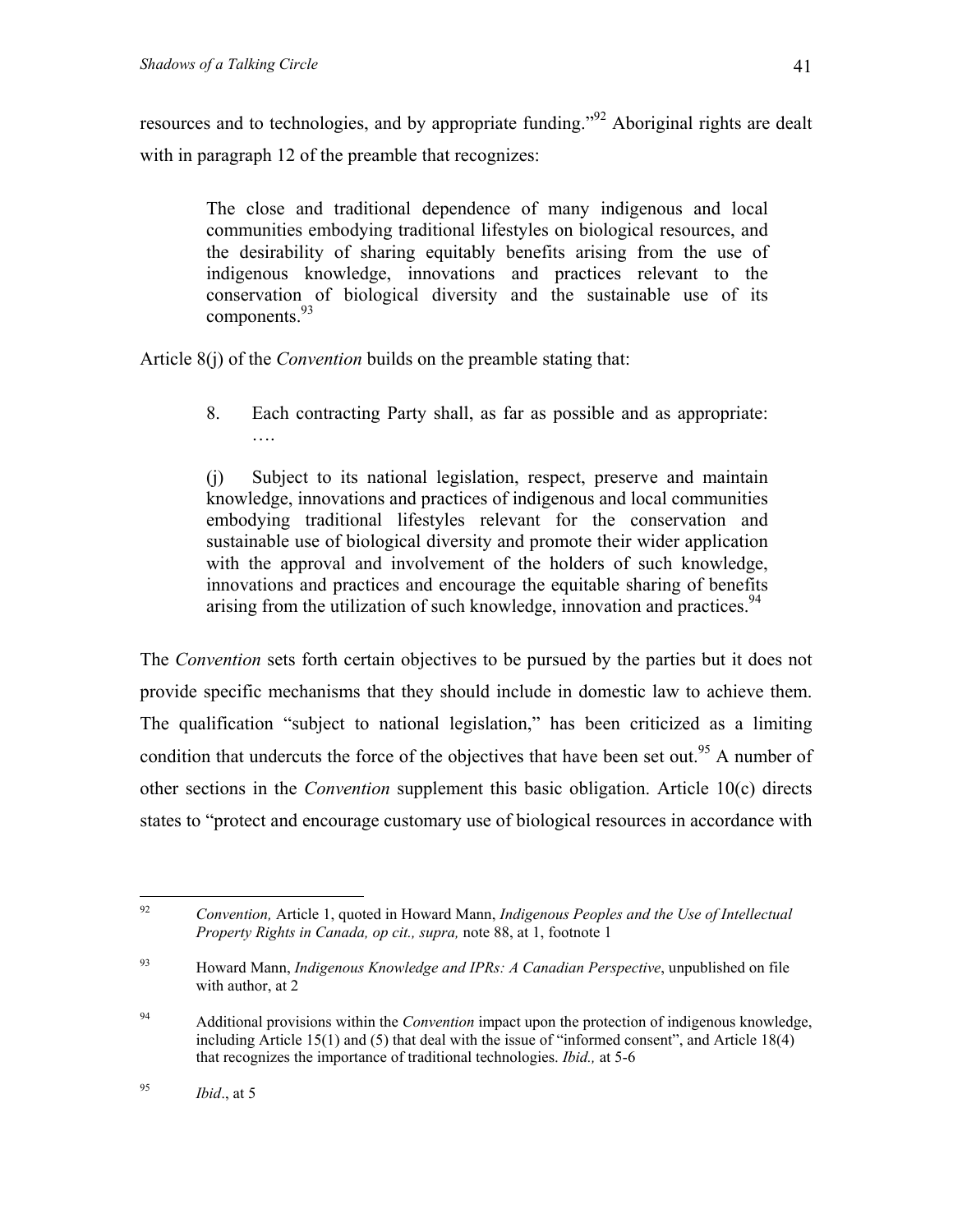resources and to technologies, and by appropriate funding."[92] Aboriginal rights are dealt with in paragraph 12 of the preamble that recognizes:

> The close and traditional dependence of many indigenous and local communities embodying traditional lifestyles on biological resources, and the desirability of sharing equitably benefits arising from the use of indigenous knowledge, innovations and practices relevant to the conservation of biological diversity and the sustainable use of its components.[93]

Article 8(j) of the *Convention* builds on the preamble stating that:

> 8. Each contracting Party shall, as far as possible and as appropriate: ….
>
> (j) Subject to its national legislation, respect, preserve and maintain knowledge, innovations and practices of indigenous and local communities embodying traditional lifestyles relevant for the conservation and sustainable use of biological diversity and promote their wider application with the approval and involvement of the holders of such knowledge, innovations and practices and encourage the equitable sharing of benefits arising from the utilization of such knowledge, innovation and practices.[94]

The *Convention* sets forth certain objectives to be pursued by the parties but it does not provide specific mechanisms that they should include in domestic law to achieve them. The qualification "subject to national legislation," has been criticized as a limiting condition that undercuts the force of the objectives that have been set out.[95] A number of other sections in the *Convention* supplement this basic obligation. Article 10(c) directs states to "protect and encourage customary use of biological resources in accordance with

---

[92] *Convention,* Article 1, quoted in Howard Mann, *Indigenous Peoples and the Use of Intellectual Property Rights in Canada, op cit., supra,* note 88, at 1, footnote 1

[93] Howard Mann, *Indigenous Knowledge and IPRs: A Canadian Perspective*, unpublished on file with author, at 2

[94] Additional provisions within the *Convention* impact upon the protection of indigenous knowledge, including Article 15(1) and (5) that deal with the issue of "informed consent", and Article 18(4) that recognizes the importance of traditional technologies. *Ibid.,* at 5-6

[95] *Ibid*., at 5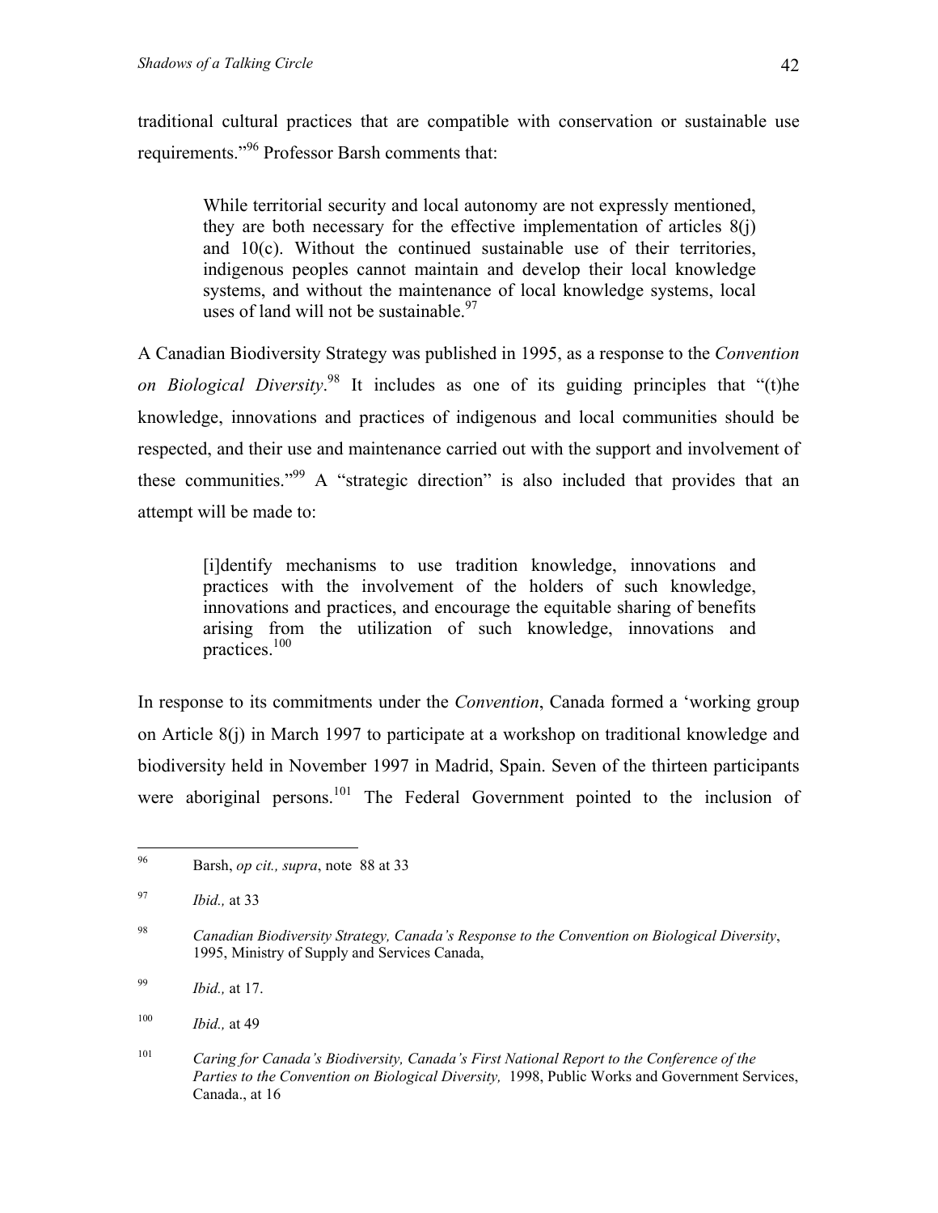traditional cultural practices that are compatible with conservation or sustainable use requirements."[96] Professor Barsh comments that:

> While territorial security and local autonomy are not expressly mentioned, they are both necessary for the effective implementation of articles 8(j) and 10(c). Without the continued sustainable use of their territories, indigenous peoples cannot maintain and develop their local knowledge systems, and without the maintenance of local knowledge systems, local uses of land will not be sustainable.[97]

A Canadian Biodiversity Strategy was published in 1995, as a response to the *Convention on Biological Diversity*.[98] It includes as one of its guiding principles that "(t)he knowledge, innovations and practices of indigenous and local communities should be respected, and their use and maintenance carried out with the support and involvement of these communities."[99] A "strategic direction" is also included that provides that an attempt will be made to:

> [i]dentify mechanisms to use tradition knowledge, innovations and practices with the involvement of the holders of such knowledge, innovations and practices, and encourage the equitable sharing of benefits arising from the utilization of such knowledge, innovations and practices.[100]

In response to its commitments under the *Convention*, Canada formed a 'working group on Article 8(j) in March 1997 to participate at a workshop on traditional knowledge and biodiversity held in November 1997 in Madrid, Spain. Seven of the thirteen participants were aboriginal persons.[101] The Federal Government pointed to the inclusion of

---

[96] Barsh, *op cit., supra*, note 88 at 33

[97] *Ibid.,* at 33

[98] *Canadian Biodiversity Strategy, Canada's Response to the Convention on Biological Diversity*, 1995, Ministry of Supply and Services Canada,

[99] *Ibid.,* at 17.

[100] *Ibid.,* at 49

[101] *Caring for Canada's Biodiversity, Canada's First National Report to the Conference of the Parties to the Convention on Biological Diversity,* 1998, Public Works and Government Services, Canada., at 16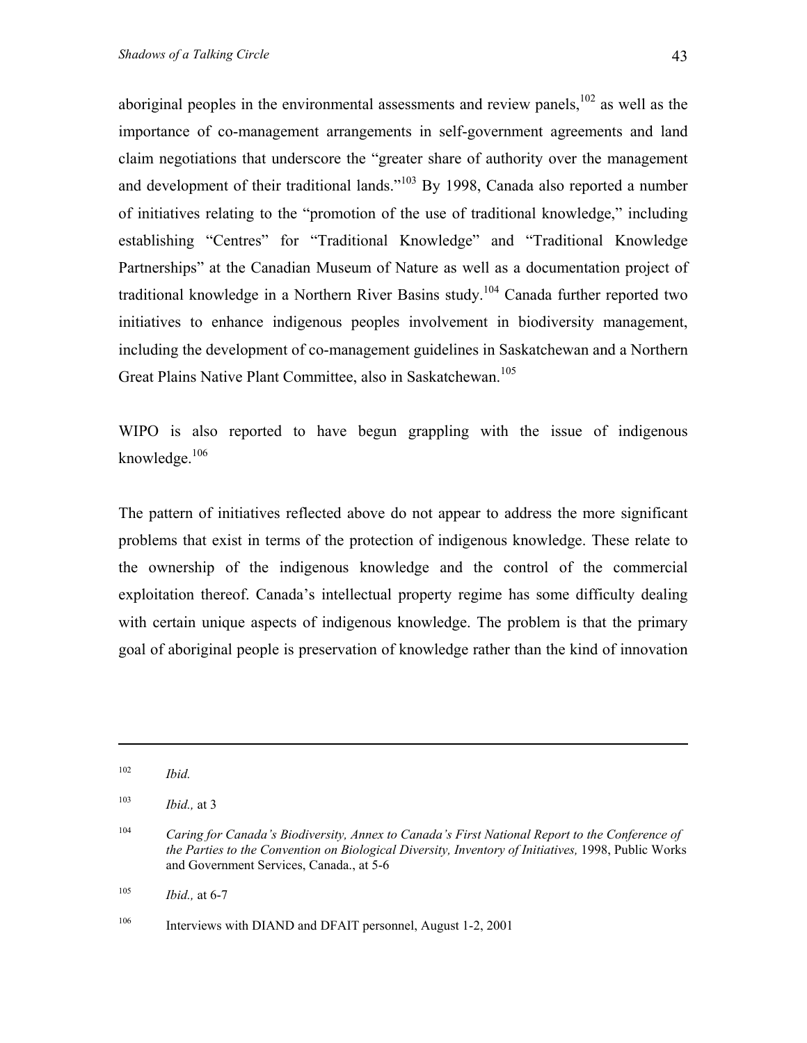aboriginal peoples in the environmental assessments and review panels,[102] as well as the importance of co-management arrangements in self-government agreements and land claim negotiations that underscore the "greater share of authority over the management and development of their traditional lands."[103] By 1998, Canada also reported a number of initiatives relating to the "promotion of the use of traditional knowledge," including establishing "Centres" for "Traditional Knowledge" and "Traditional Knowledge Partnerships" at the Canadian Museum of Nature as well as a documentation project of traditional knowledge in a Northern River Basins study.[104] Canada further reported two initiatives to enhance indigenous peoples involvement in biodiversity management, including the development of co-management guidelines in Saskatchewan and a Northern Great Plains Native Plant Committee, also in Saskatchewan.[105]

WIPO is also reported to have begun grappling with the issue of indigenous knowledge.[106]

The pattern of initiatives reflected above do not appear to address the more significant problems that exist in terms of the protection of indigenous knowledge. These relate to the ownership of the indigenous knowledge and the control of the commercial exploitation thereof. Canada's intellectual property regime has some difficulty dealing with certain unique aspects of indigenous knowledge. The problem is that the primary goal of aboriginal people is preservation of knowledge rather than the kind of innovation

---

[102] *Ibid.*

[103] *Ibid.,* at 3

[104] *Caring for Canada's Biodiversity, Annex to Canada's First National Report to the Conference of the Parties to the Convention on Biological Diversity, Inventory of Initiatives,* 1998, Public Works and Government Services, Canada., at 5-6

[105] *Ibid.,* at 6-7

[106] Interviews with DIAND and DFAIT personnel, August 1-2, 2001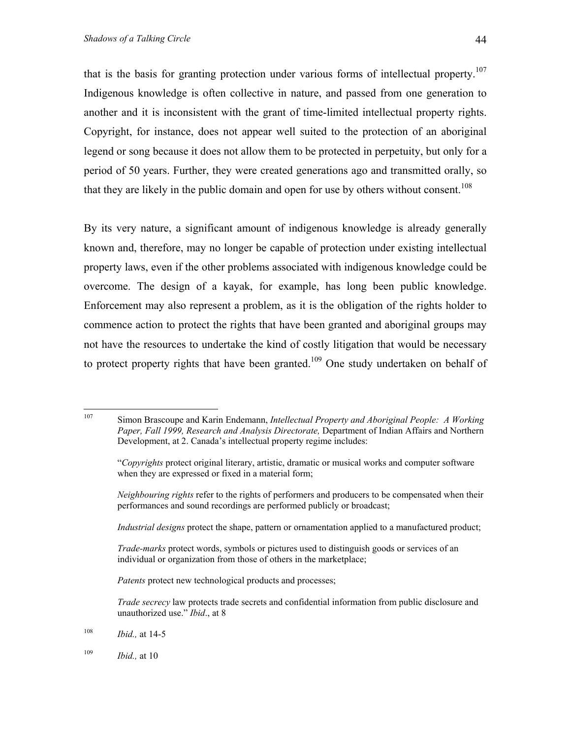that is the basis for granting protection under various forms of intellectual property.[107] Indigenous knowledge is often collective in nature, and passed from one generation to another and it is inconsistent with the grant of time-limited intellectual property rights. Copyright, for instance, does not appear well suited to the protection of an aboriginal legend or song because it does not allow them to be protected in perpetuity, but only for a period of 50 years. Further, they were created generations ago and transmitted orally, so that they are likely in the public domain and open for use by others without consent.[108]

By its very nature, a significant amount of indigenous knowledge is already generally known and, therefore, may no longer be capable of protection under existing intellectual property laws, even if the other problems associated with indigenous knowledge could be overcome. The design of a kayak, for example, has long been public knowledge. Enforcement may also represent a problem, as it is the obligation of the rights holder to commence action to protect the rights that have been granted and aboriginal groups may not have the resources to undertake the kind of costly litigation that would be necessary to protect property rights that have been granted.[109] One study undertaken on behalf of

---

[107] Simon Brascoupe and Karin Endemann, *Intellectual Property and Aboriginal People: A Working Paper, Fall 1999, Research and Analysis Directorate,* Department of Indian Affairs and Northern Development, at 2. Canada's intellectual property regime includes:

"*Copyrights* protect original literary, artistic, dramatic or musical works and computer software when they are expressed or fixed in a material form;

*Neighbouring rights* refer to the rights of performers and producers to be compensated when their performances and sound recordings are performed publicly or broadcast;

*Industrial designs* protect the shape, pattern or ornamentation applied to a manufactured product;

*Trade-marks* protect words, symbols or pictures used to distinguish goods or services of an individual or organization from those of others in the marketplace;

*Patents* protect new technological products and processes;

*Trade secrecy* law protects trade secrets and confidential information from public disclosure and unauthorized use." *Ibid*., at 8

[108] *Ibid.,* at 14-5

[109] *Ibid.,* at 10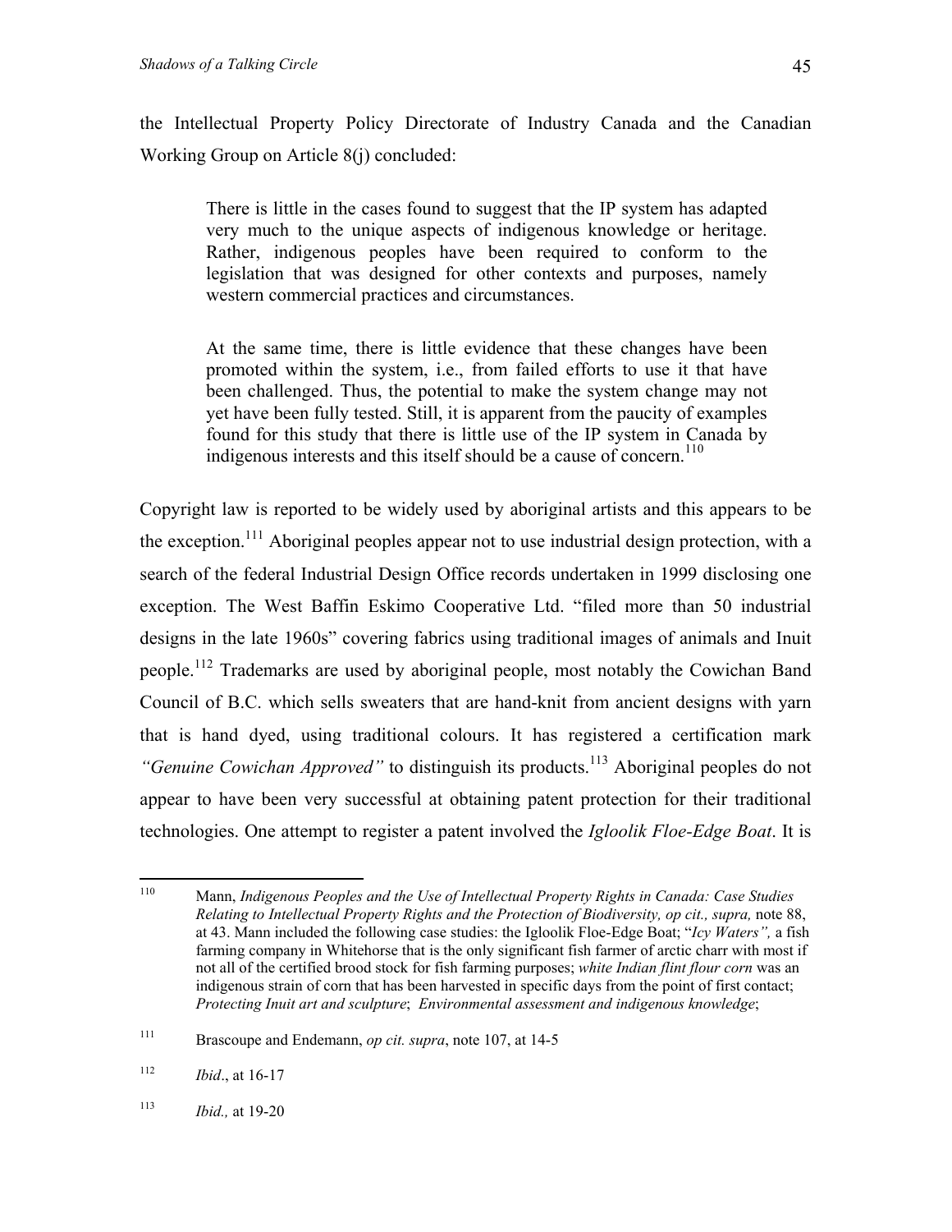the Intellectual Property Policy Directorate of Industry Canada and the Canadian Working Group on Article 8(j) concluded:

> There is little in the cases found to suggest that the IP system has adapted very much to the unique aspects of indigenous knowledge or heritage. Rather, indigenous peoples have been required to conform to the legislation that was designed for other contexts and purposes, namely western commercial practices and circumstances.
>
> At the same time, there is little evidence that these changes have been promoted within the system, i.e., from failed efforts to use it that have been challenged. Thus, the potential to make the system change may not yet have been fully tested. Still, it is apparent from the paucity of examples found for this study that there is little use of the IP system in Canada by indigenous interests and this itself should be a cause of concern.[110]

Copyright law is reported to be widely used by aboriginal artists and this appears to be the exception.[111] Aboriginal peoples appear not to use industrial design protection, with a search of the federal Industrial Design Office records undertaken in 1999 disclosing one exception. The West Baffin Eskimo Cooperative Ltd. "filed more than 50 industrial designs in the late 1960s" covering fabrics using traditional images of animals and Inuit people.[112] Trademarks are used by aboriginal people, most notably the Cowichan Band Council of B.C. which sells sweaters that are hand-knit from ancient designs with yarn that is hand dyed, using traditional colours. It has registered a certification mark *"Genuine Cowichan Approved"* to distinguish its products.[113] Aboriginal peoples do not appear to have been very successful at obtaining patent protection for their traditional technologies. One attempt to register a patent involved the *Igloolik Floe-Edge Boat*. It is

---

[110] Mann, *Indigenous Peoples and the Use of Intellectual Property Rights in Canada: Case Studies Relating to Intellectual Property Rights and the Protection of Biodiversity, op cit., supra,* note 88, at 43. Mann included the following case studies: the Igloolik Floe-Edge Boat; "*Icy Waters",* a fish farming company in Whitehorse that is the only significant fish farmer of arctic charr with most if not all of the certified brood stock for fish farming purposes; *white Indian flint flour corn* was an indigenous strain of corn that has been harvested in specific days from the point of first contact; *Protecting Inuit art and sculpture*; *Environmental assessment and indigenous knowledge*;

[111] Brascoupe and Endemann, *op cit. supra*, note 107, at 14-5

[112] *Ibid*., at 16-17

[113] *Ibid.,* at 19-20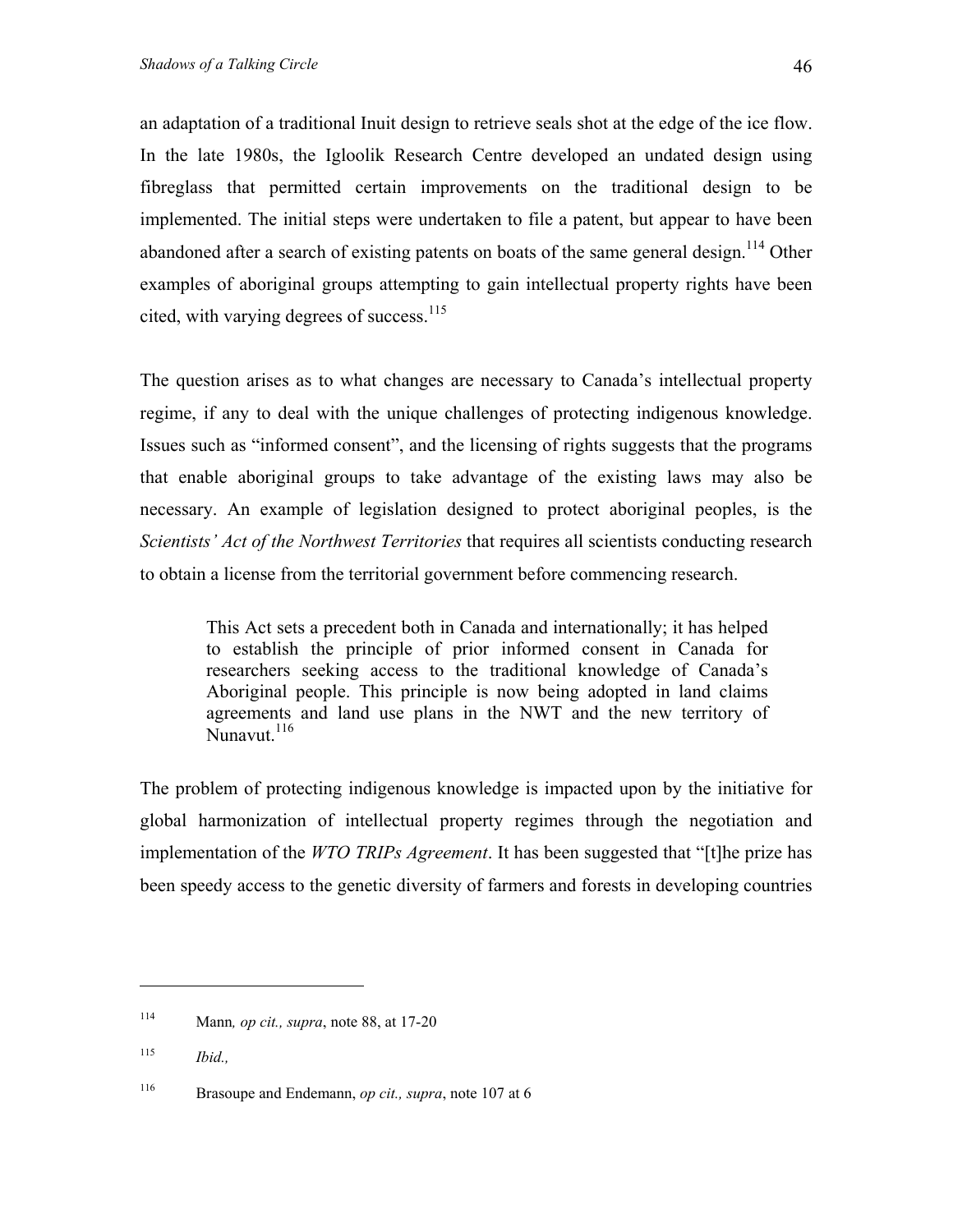an adaptation of a traditional Inuit design to retrieve seals shot at the edge of the ice flow. In the late 1980s, the Igloolik Research Centre developed an undated design using fibreglass that permitted certain improvements on the traditional design to be implemented. The initial steps were undertaken to file a patent, but appear to have been abandoned after a search of existing patents on boats of the same general design.[114] Other examples of aboriginal groups attempting to gain intellectual property rights have been cited, with varying degrees of success.[115]

The question arises as to what changes are necessary to Canada's intellectual property regime, if any to deal with the unique challenges of protecting indigenous knowledge. Issues such as "informed consent", and the licensing of rights suggests that the programs that enable aboriginal groups to take advantage of the existing laws may also be necessary. An example of legislation designed to protect aboriginal peoples, is the *Scientists' Act of the Northwest Territories* that requires all scientists conducting research to obtain a license from the territorial government before commencing research.

> This Act sets a precedent both in Canada and internationally; it has helped to establish the principle of prior informed consent in Canada for researchers seeking access to the traditional knowledge of Canada's Aboriginal people. This principle is now being adopted in land claims agreements and land use plans in the NWT and the new territory of Nunavut.[116]

The problem of protecting indigenous knowledge is impacted upon by the initiative for global harmonization of intellectual property regimes through the negotiation and implementation of the *WTO TRIPs Agreement*. It has been suggested that "[t]he prize has been speedy access to the genetic diversity of farmers and forests in developing countries

---

[114] Mann*, op cit., supra*, note 88, at 17-20

[115] *Ibid.,*

[116] Brasoupe and Endemann, *op cit., supra*, note 107 at 6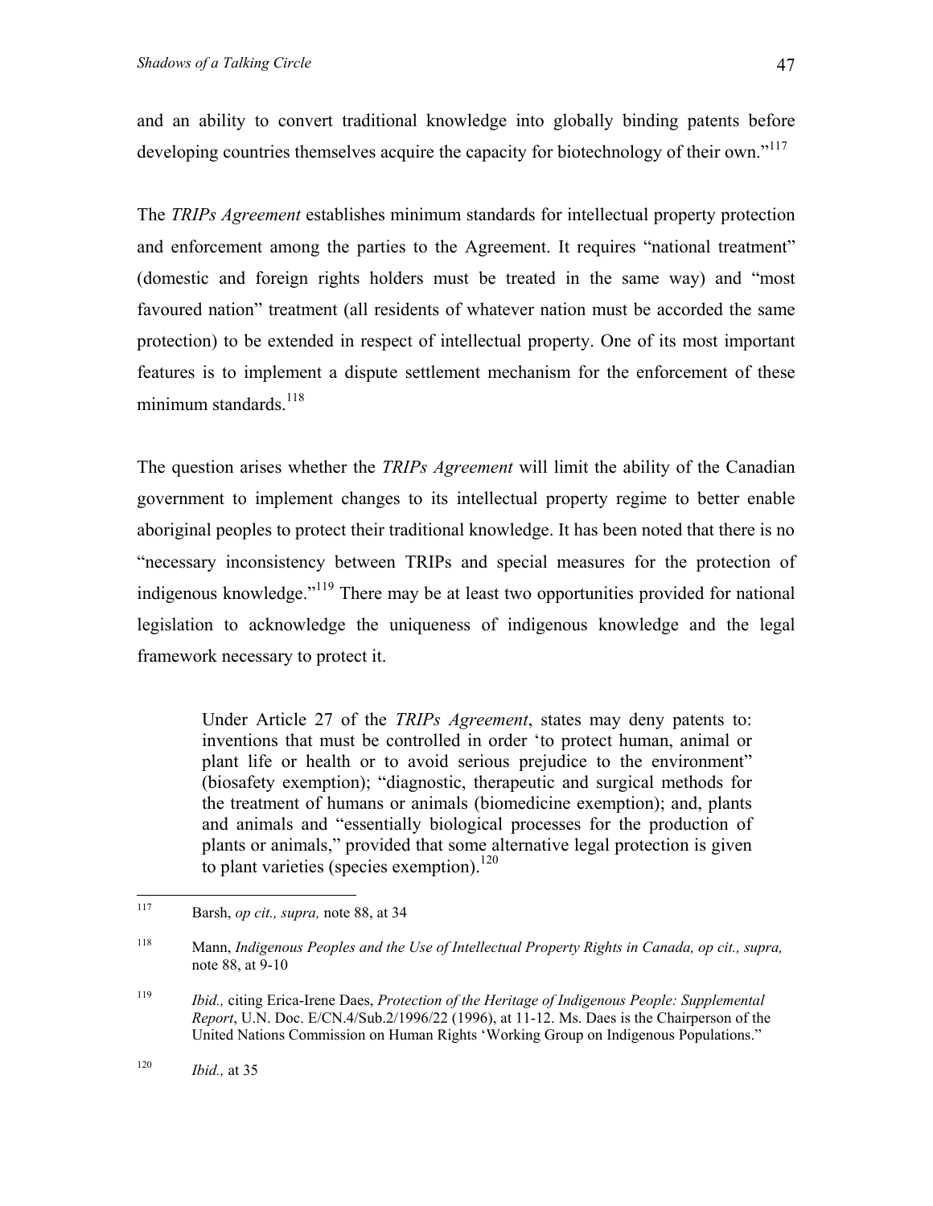and an ability to convert traditional knowledge into globally binding patents before developing countries themselves acquire the capacity for biotechnology of their own."[117]

The *TRIPs Agreement* establishes minimum standards for intellectual property protection and enforcement among the parties to the Agreement. It requires "national treatment" (domestic and foreign rights holders must be treated in the same way) and "most favoured nation" treatment (all residents of whatever nation must be accorded the same protection) to be extended in respect of intellectual property. One of its most important features is to implement a dispute settlement mechanism for the enforcement of these minimum standards.[118]

The question arises whether the *TRIPs Agreement* will limit the ability of the Canadian government to implement changes to its intellectual property regime to better enable aboriginal peoples to protect their traditional knowledge. It has been noted that there is no "necessary inconsistency between TRIPs and special measures for the protection of indigenous knowledge."[119] There may be at least two opportunities provided for national legislation to acknowledge the uniqueness of indigenous knowledge and the legal framework necessary to protect it.

> Under Article 27 of the *TRIPs Agreement*, states may deny patents to: inventions that must be controlled in order 'to protect human, animal or plant life or health or to avoid serious prejudice to the environment" (biosafety exemption); "diagnostic, therapeutic and surgical methods for the treatment of humans or animals (biomedicine exemption); and, plants and animals and "essentially biological processes for the production of plants or animals," provided that some alternative legal protection is given to plant varieties (species exemption).[120]

---

[117] Barsh, *op cit., supra,* note 88, at 34

[118] Mann, *Indigenous Peoples and the Use of Intellectual Property Rights in Canada, op cit., supra,* note 88, at 9-10

[119] *Ibid.,* citing Erica-Irene Daes, *Protection of the Heritage of Indigenous People: Supplemental Report*, U.N. Doc. E/CN.4/Sub.2/1996/22 (1996), at 11-12. Ms. Daes is the Chairperson of the United Nations Commission on Human Rights 'Working Group on Indigenous Populations."

[120] *Ibid.,* at 35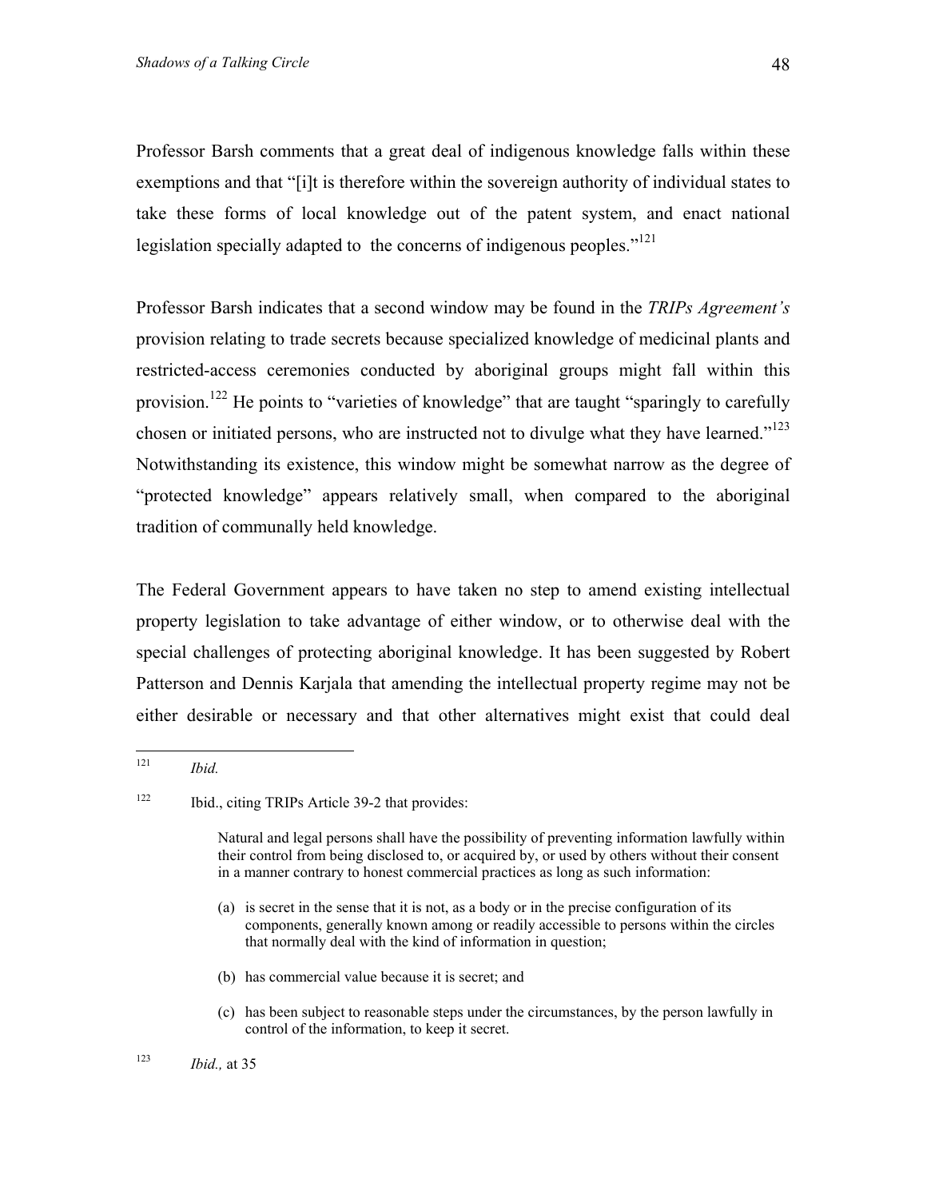Professor Barsh comments that a great deal of indigenous knowledge falls within these exemptions and that "[i]t is therefore within the sovereign authority of individual states to take these forms of local knowledge out of the patent system, and enact national legislation specially adapted to the concerns of indigenous peoples."[121]

Professor Barsh indicates that a second window may be found in the *TRIPs Agreement's* provision relating to trade secrets because specialized knowledge of medicinal plants and restricted-access ceremonies conducted by aboriginal groups might fall within this provision.[122] He points to "varieties of knowledge" that are taught "sparingly to carefully chosen or initiated persons, who are instructed not to divulge what they have learned."[123] Notwithstanding its existence, this window might be somewhat narrow as the degree of "protected knowledge" appears relatively small, when compared to the aboriginal tradition of communally held knowledge.

The Federal Government appears to have taken no step to amend existing intellectual property legislation to take advantage of either window, or to otherwise deal with the special challenges of protecting aboriginal knowledge. It has been suggested by Robert Patterson and Dennis Karjala that amending the intellectual property regime may not be either desirable or necessary and that other alternatives might exist that could deal

---

[121] *Ibid.*

[122] Ibid., citing TRIPs Article 39-2 that provides:

> Natural and legal persons shall have the possibility of preventing information lawfully within their control from being disclosed to, or acquired by, or used by others without their consent in a manner contrary to honest commercial practices as long as such information:
>
> (a) is secret in the sense that it is not, as a body or in the precise configuration of its components, generally known among or readily accessible to persons within the circles that normally deal with the kind of information in question;
>
> (b) has commercial value because it is secret; and
>
> (c) has been subject to reasonable steps under the circumstances, by the person lawfully in control of the information, to keep it secret.

[123] *Ibid.,* at 35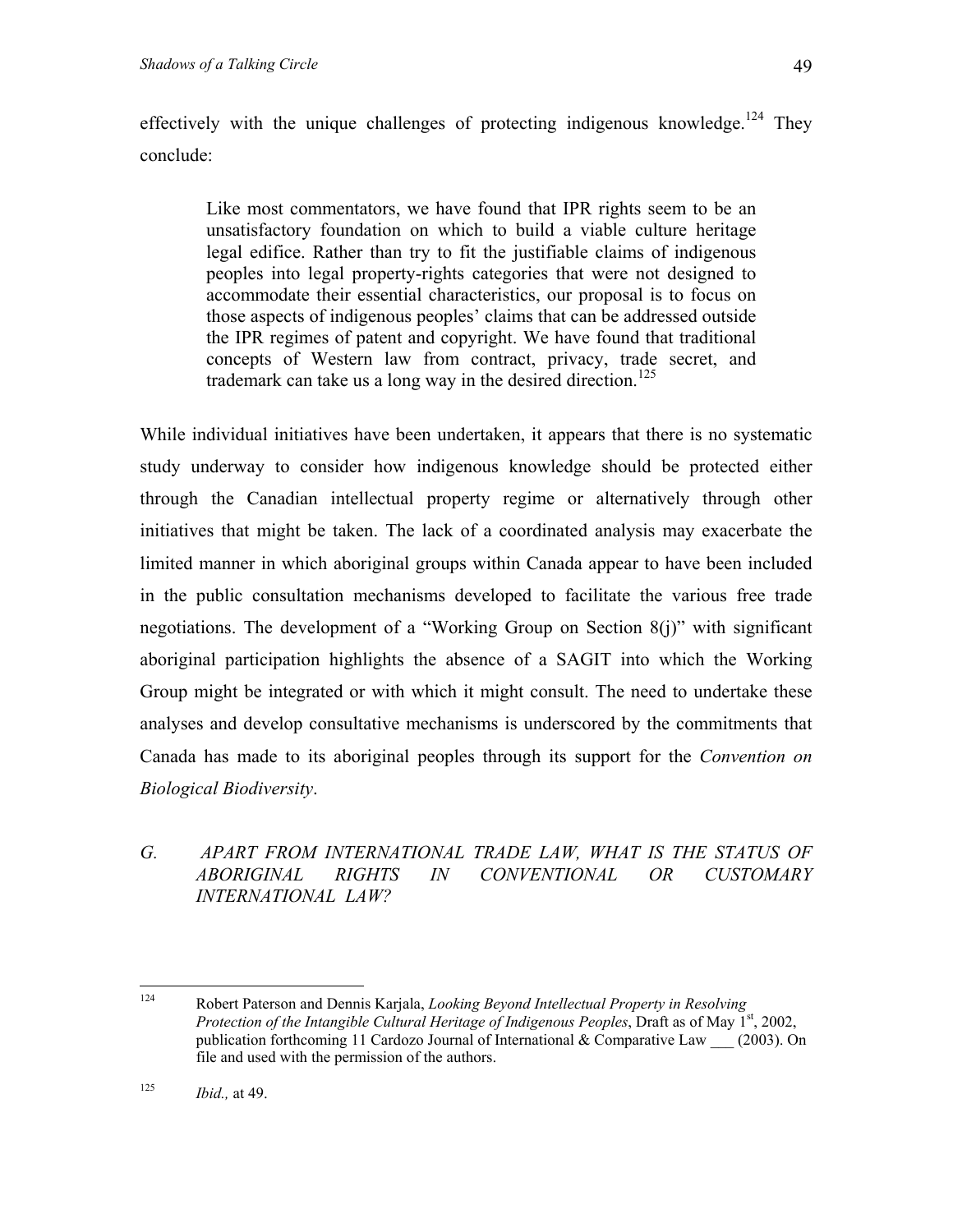effectively with the unique challenges of protecting indigenous knowledge.[124] They conclude:

> Like most commentators, we have found that IPR rights seem to be an unsatisfactory foundation on which to build a viable culture heritage legal edifice. Rather than try to fit the justifiable claims of indigenous peoples into legal property-rights categories that were not designed to accommodate their essential characteristics, our proposal is to focus on those aspects of indigenous peoples' claims that can be addressed outside the IPR regimes of patent and copyright. We have found that traditional concepts of Western law from contract, privacy, trade secret, and trademark can take us a long way in the desired direction.[125]

While individual initiatives have been undertaken, it appears that there is no systematic study underway to consider how indigenous knowledge should be protected either through the Canadian intellectual property regime or alternatively through other initiatives that might be taken. The lack of a coordinated analysis may exacerbate the limited manner in which aboriginal groups within Canada appear to have been included in the public consultation mechanisms developed to facilitate the various free trade negotiations. The development of a "Working Group on Section 8(j)" with significant aboriginal participation highlights the absence of a SAGIT into which the Working Group might be integrated or with which it might consult. The need to undertake these analyses and develop consultative mechanisms is underscored by the commitments that Canada has made to its aboriginal peoples through its support for the *Convention on Biological Biodiversity*.

## *G. APART FROM INTERNATIONAL TRADE LAW, WHAT IS THE STATUS OF ABORIGINAL RIGHTS IN CONVENTIONAL OR CUSTOMARY INTERNATIONAL LAW?*

---

[124] Robert Paterson and Dennis Karjala, *Looking Beyond Intellectual Property in Resolving Protection of the Intangible Cultural Heritage of Indigenous Peoples*, Draft as of May 1st, 2002, publication forthcoming 11 Cardozo Journal of International & Comparative Law ___ (2003). On file and used with the permission of the authors.

[125] *Ibid.,* at 49.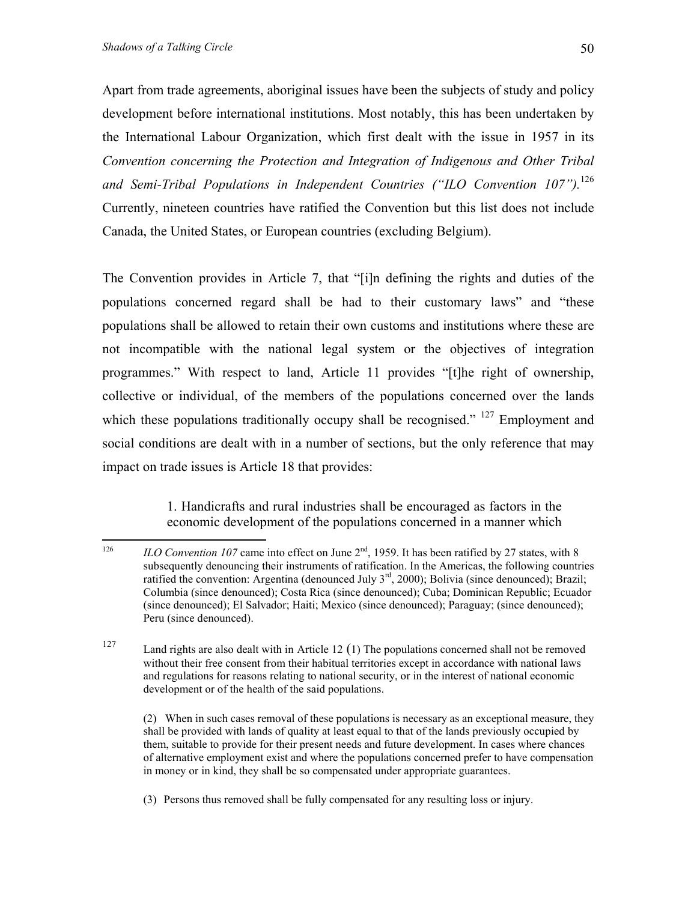Apart from trade agreements, aboriginal issues have been the subjects of study and policy development before international institutions. Most notably, this has been undertaken by the International Labour Organization, which first dealt with the issue in 1957 in its *Convention concerning the Protection and Integration of Indigenous and Other Tribal and Semi-Tribal Populations in Independent Countries ("ILO Convention 107").*[126] Currently, nineteen countries have ratified the Convention but this list does not include Canada, the United States, or European countries (excluding Belgium).

The Convention provides in Article 7, that "[i]n defining the rights and duties of the populations concerned regard shall be had to their customary laws" and "these populations shall be allowed to retain their own customs and institutions where these are not incompatible with the national legal system or the objectives of integration programmes." With respect to land, Article 11 provides "[t]he right of ownership, collective or individual, of the members of the populations concerned over the lands which these populations traditionally occupy shall be recognised." [127] Employment and social conditions are dealt with in a number of sections, but the only reference that may impact on trade issues is Article 18 that provides:

> 1. Handicrafts and rural industries shall be encouraged as factors in the economic development of the populations concerned in a manner which

---

[126] *ILO Convention 107* came into effect on June 2nd, 1959. It has been ratified by 27 states, with 8 subsequently denouncing their instruments of ratification. In the Americas, the following countries ratified the convention: Argentina (denounced July 3rd, 2000); Bolivia (since denounced); Brazil; Columbia (since denounced); Costa Rica (since denounced); Cuba; Dominican Republic; Ecuador (since denounced); El Salvador; Haiti; Mexico (since denounced); Paraguay; (since denounced); Peru (since denounced).

[127] Land rights are also dealt with in Article 12 (1) The populations concerned shall not be removed without their free consent from their habitual territories except in accordance with national laws and regulations for reasons relating to national security, or in the interest of national economic development or of the health of the said populations.

(2) When in such cases removal of these populations is necessary as an exceptional measure, they shall be provided with lands of quality at least equal to that of the lands previously occupied by them, suitable to provide for their present needs and future development. In cases where chances of alternative employment exist and where the populations concerned prefer to have compensation in money or in kind, they shall be so compensated under appropriate guarantees.

(3) Persons thus removed shall be fully compensated for any resulting loss or injury.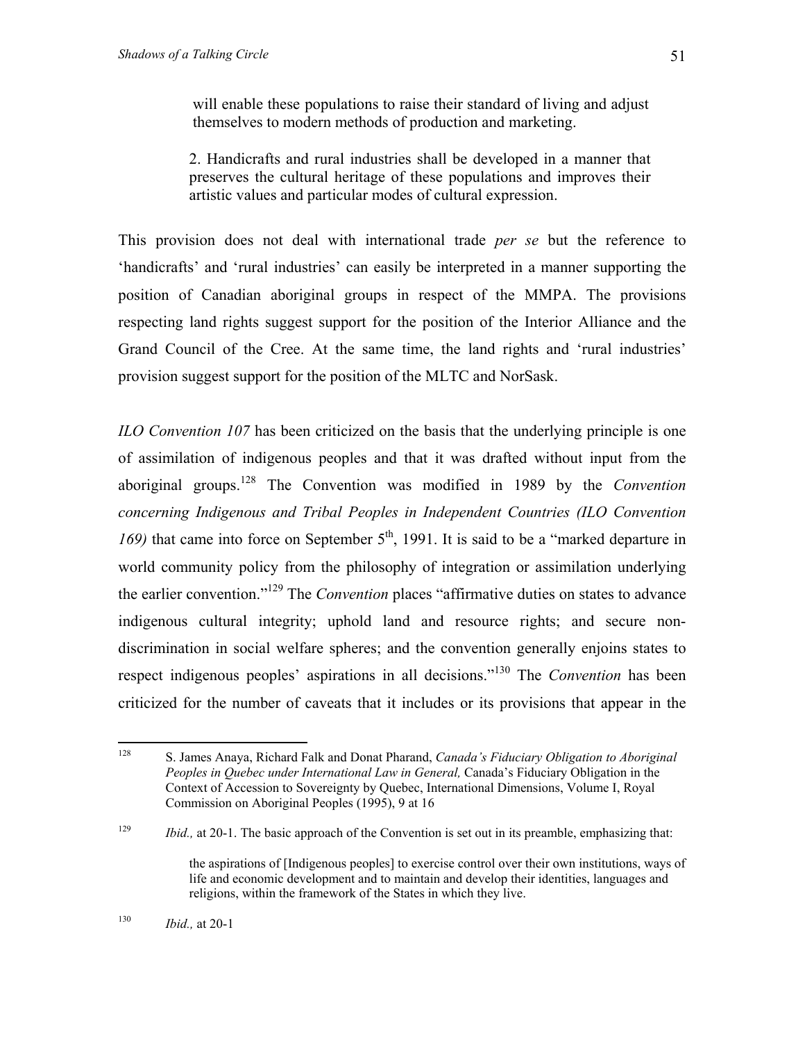> will enable these populations to raise their standard of living and adjust themselves to modern methods of production and marketing.
>
> 2. Handicrafts and rural industries shall be developed in a manner that preserves the cultural heritage of these populations and improves their artistic values and particular modes of cultural expression.

This provision does not deal with international trade *per se* but the reference to 'handicrafts' and 'rural industries' can easily be interpreted in a manner supporting the position of Canadian aboriginal groups in respect of the MMPA. The provisions respecting land rights suggest support for the position of the Interior Alliance and the Grand Council of the Cree. At the same time, the land rights and 'rural industries' provision suggest support for the position of the MLTC and NorSask.

*ILO Convention 107* has been criticized on the basis that the underlying principle is one of assimilation of indigenous peoples and that it was drafted without input from the aboriginal groups.[128] The Convention was modified in 1989 by the *Convention concerning Indigenous and Tribal Peoples in Independent Countries (ILO Convention 169)* that came into force on September 5th, 1991. It is said to be a "marked departure in world community policy from the philosophy of integration or assimilation underlying the earlier convention."[129] The *Convention* places "affirmative duties on states to advance indigenous cultural integrity; uphold land and resource rights; and secure non-discrimination in social welfare spheres; and the convention generally enjoins states to respect indigenous peoples' aspirations in all decisions."[130] The *Convention* has been criticized for the number of caveats that it includes or its provisions that appear in the

---

[128] S. James Anaya, Richard Falk and Donat Pharand, *Canada's Fiduciary Obligation to Aboriginal Peoples in Quebec under International Law in General,* Canada's Fiduciary Obligation in the Context of Accession to Sovereignty by Quebec, International Dimensions, Volume I, Royal Commission on Aboriginal Peoples (1995), 9 at 16

[129] *Ibid.,* at 20-1. The basic approach of the Convention is set out in its preamble, emphasizing that:

> the aspirations of [Indigenous peoples] to exercise control over their own institutions, ways of life and economic development and to maintain and develop their identities, languages and religions, within the framework of the States in which they live.

[130] *Ibid.,* at 20-1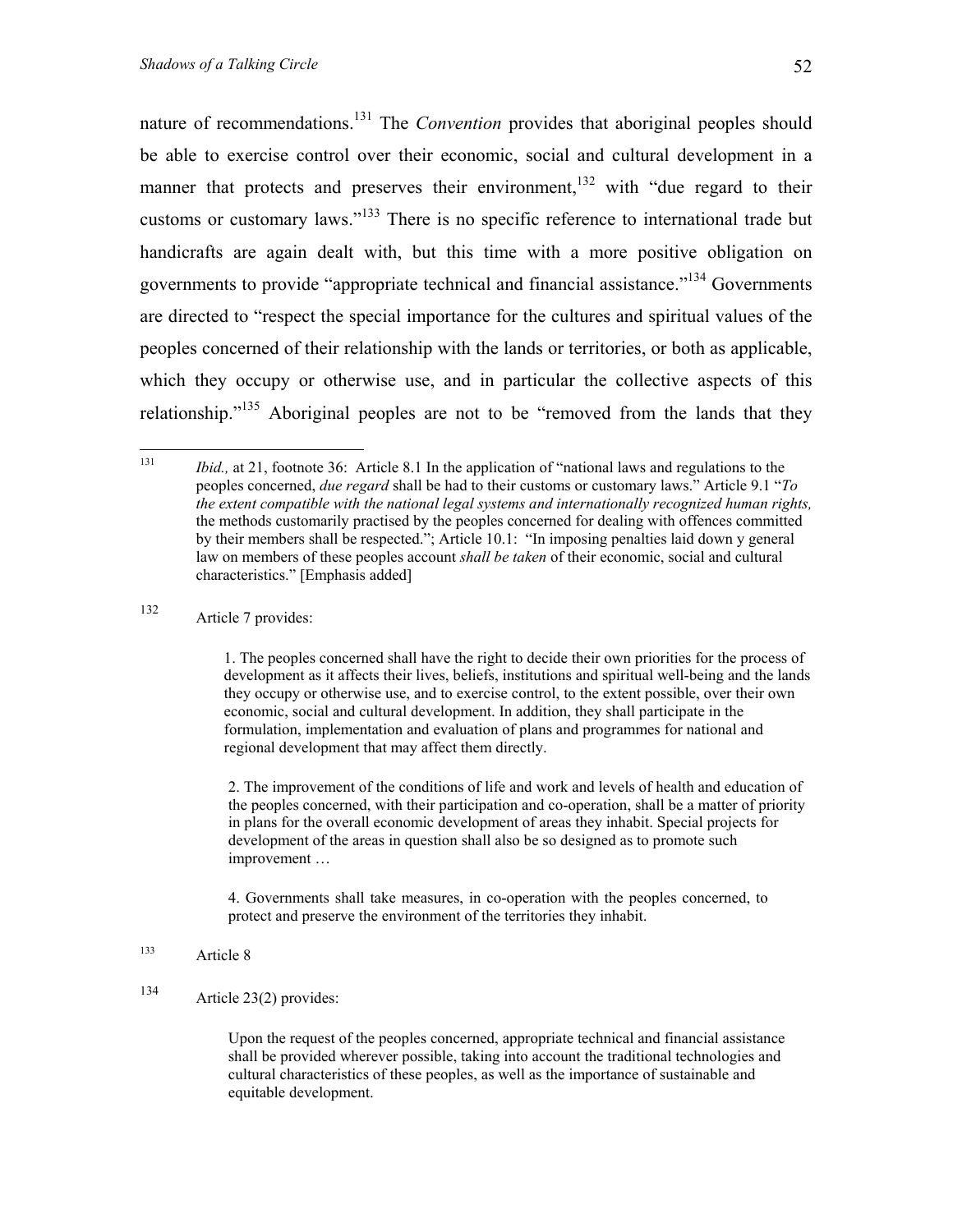nature of recommendations.[131] The *Convention* provides that aboriginal peoples should be able to exercise control over their economic, social and cultural development in a manner that protects and preserves their environment,[132] with "due regard to their customs or customary laws."[133] There is no specific reference to international trade but handicrafts are again dealt with, but this time with a more positive obligation on governments to provide "appropriate technical and financial assistance."[134] Governments are directed to "respect the special importance for the cultures and spiritual values of the peoples concerned of their relationship with the lands or territories, or both as applicable, which they occupy or otherwise use, and in particular the collective aspects of this relationship."[135] Aboriginal peoples are not to be "removed from the lands that they

---

[131] *Ibid.,* at 21, footnote 36: Article 8.1 In the application of "national laws and regulations to the peoples concerned, *due regard* shall be had to their customs or customary laws." Article 9.1 "*To the extent compatible with the national legal systems and internationally recognized human rights,* the methods customarily practised by the peoples concerned for dealing with offences committed by their members shall be respected."; Article 10.1: "In imposing penalties laid down y general law on members of these peoples account *shall be taken* of their economic, social and cultural characteristics." [Emphasis added]

[132] Article 7 provides:

> 1. The peoples concerned shall have the right to decide their own priorities for the process of development as it affects their lives, beliefs, institutions and spiritual well-being and the lands they occupy or otherwise use, and to exercise control, to the extent possible, over their own economic, social and cultural development. In addition, they shall participate in the formulation, implementation and evaluation of plans and programmes for national and regional development that may affect them directly.
>
> 2. The improvement of the conditions of life and work and levels of health and education of the peoples concerned, with their participation and co-operation, shall be a matter of priority in plans for the overall economic development of areas they inhabit. Special projects for development of the areas in question shall also be so designed as to promote such improvement …
>
> 4. Governments shall take measures, in co-operation with the peoples concerned, to protect and preserve the environment of the territories they inhabit.

[133] Article 8

[134] Article 23(2) provides:

> Upon the request of the peoples concerned, appropriate technical and financial assistance shall be provided wherever possible, taking into account the traditional technologies and cultural characteristics of these peoples, as well as the importance of sustainable and equitable development.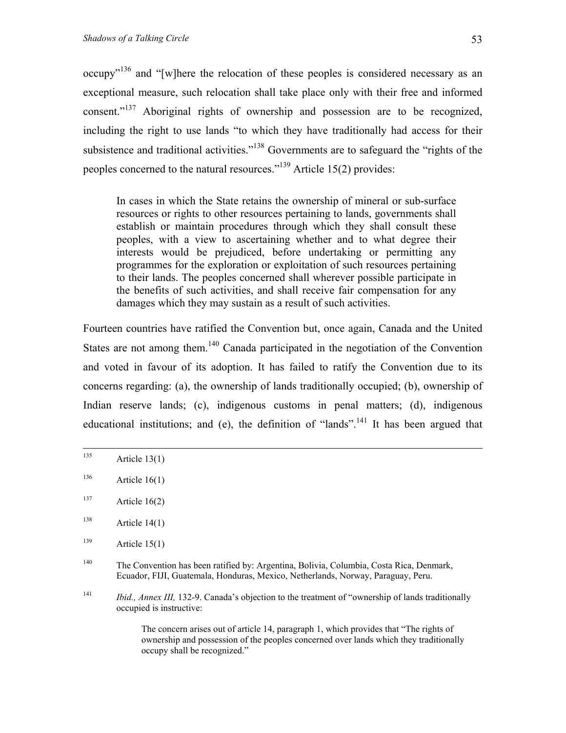occupy"[136] and "[w]here the relocation of these peoples is considered necessary as an exceptional measure, such relocation shall take place only with their free and informed consent."[137] Aboriginal rights of ownership and possession are to be recognized, including the right to use lands "to which they have traditionally had access for their subsistence and traditional activities."[138] Governments are to safeguard the "rights of the peoples concerned to the natural resources."[139] Article 15(2) provides:

> In cases in which the State retains the ownership of mineral or sub-surface resources or rights to other resources pertaining to lands, governments shall establish or maintain procedures through which they shall consult these peoples, with a view to ascertaining whether and to what degree their interests would be prejudiced, before undertaking or permitting any programmes for the exploration or exploitation of such resources pertaining to their lands. The peoples concerned shall wherever possible participate in the benefits of such activities, and shall receive fair compensation for any damages which they may sustain as a result of such activities.

Fourteen countries have ratified the Convention but, once again, Canada and the United States are not among them.[140] Canada participated in the negotiation of the Convention and voted in favour of its adoption. It has failed to ratify the Convention due to its concerns regarding: (a), the ownership of lands traditionally occupied; (b), ownership of Indian reserve lands; (c), indigenous customs in penal matters; (d), indigenous educational institutions; and (e), the definition of "lands".[141] It has been argued that

---

[135] Article 13(1)

[136] Article 16(1)

[137] Article 16(2)

[138] Article 14(1)

[139] Article 15(1)

[140] The Convention has been ratified by: Argentina, Bolivia, Columbia, Costa Rica, Denmark, Ecuador, FIJI, Guatemala, Honduras, Mexico, Netherlands, Norway, Paraguay, Peru.

[141] *Ibid., Annex III,* 132-9. Canada's objection to the treatment of "ownership of lands traditionally occupied is instructive:

> The concern arises out of article 14, paragraph 1, which provides that "The rights of ownership and possession of the peoples concerned over lands which they traditionally occupy shall be recognized."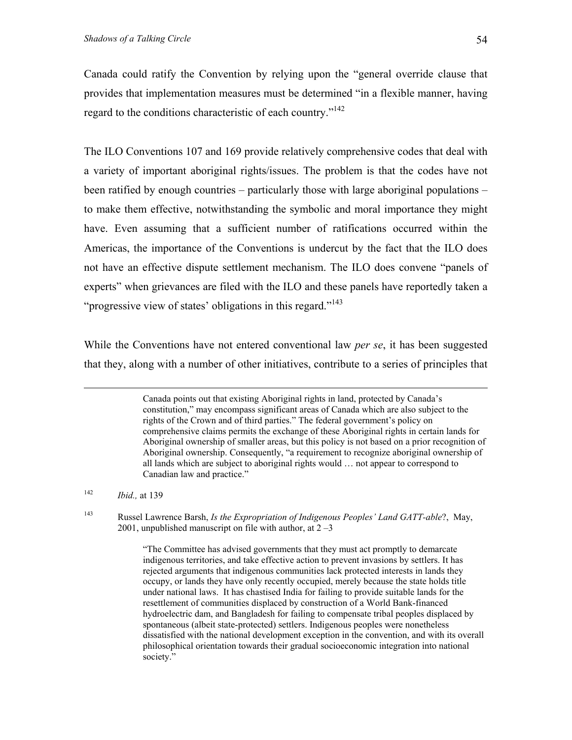Canada could ratify the Convention by relying upon the "general override clause that provides that implementation measures must be determined "in a flexible manner, having regard to the conditions characteristic of each country."[142]

The ILO Conventions 107 and 169 provide relatively comprehensive codes that deal with a variety of important aboriginal rights/issues. The problem is that the codes have not been ratified by enough countries – particularly those with large aboriginal populations – to make them effective, notwithstanding the symbolic and moral importance they might have. Even assuming that a sufficient number of ratifications occurred within the Americas, the importance of the Conventions is undercut by the fact that the ILO does not have an effective dispute settlement mechanism. The ILO does convene "panels of experts" when grievances are filed with the ILO and these panels have reportedly taken a "progressive view of states' obligations in this regard."[143]

While the Conventions have not entered conventional law *per se*, it has been suggested that they, along with a number of other initiatives, contribute to a series of principles that

---

> Canada points out that existing Aboriginal rights in land, protected by Canada's constitution," may encompass significant areas of Canada which are also subject to the rights of the Crown and of third parties." The federal government's policy on comprehensive claims permits the exchange of these Aboriginal rights in certain lands for Aboriginal ownership of smaller areas, but this policy is not based on a prior recognition of Aboriginal ownership. Consequently, "a requirement to recognize aboriginal ownership of all lands which are subject to aboriginal rights would … not appear to correspond to Canadian law and practice."

[142] *Ibid.,* at 139

[143] Russel Lawrence Barsh, *Is the Expropriation of Indigenous Peoples' Land GATT-able*?, May, 2001, unpublished manuscript on file with author, at 2 –3

> "The Committee has advised governments that they must act promptly to demarcate indigenous territories, and take effective action to prevent invasions by settlers. It has rejected arguments that indigenous communities lack protected interests in lands they occupy, or lands they have only recently occupied, merely because the state holds title under national laws. It has chastised India for failing to provide suitable lands for the resettlement of communities displaced by construction of a World Bank-financed hydroelectric dam, and Bangladesh for failing to compensate tribal peoples displaced by spontaneous (albeit state-protected) settlers. Indigenous peoples were nonetheless dissatisfied with the national development exception in the convention, and with its overall philosophical orientation towards their gradual socioeconomic integration into national society."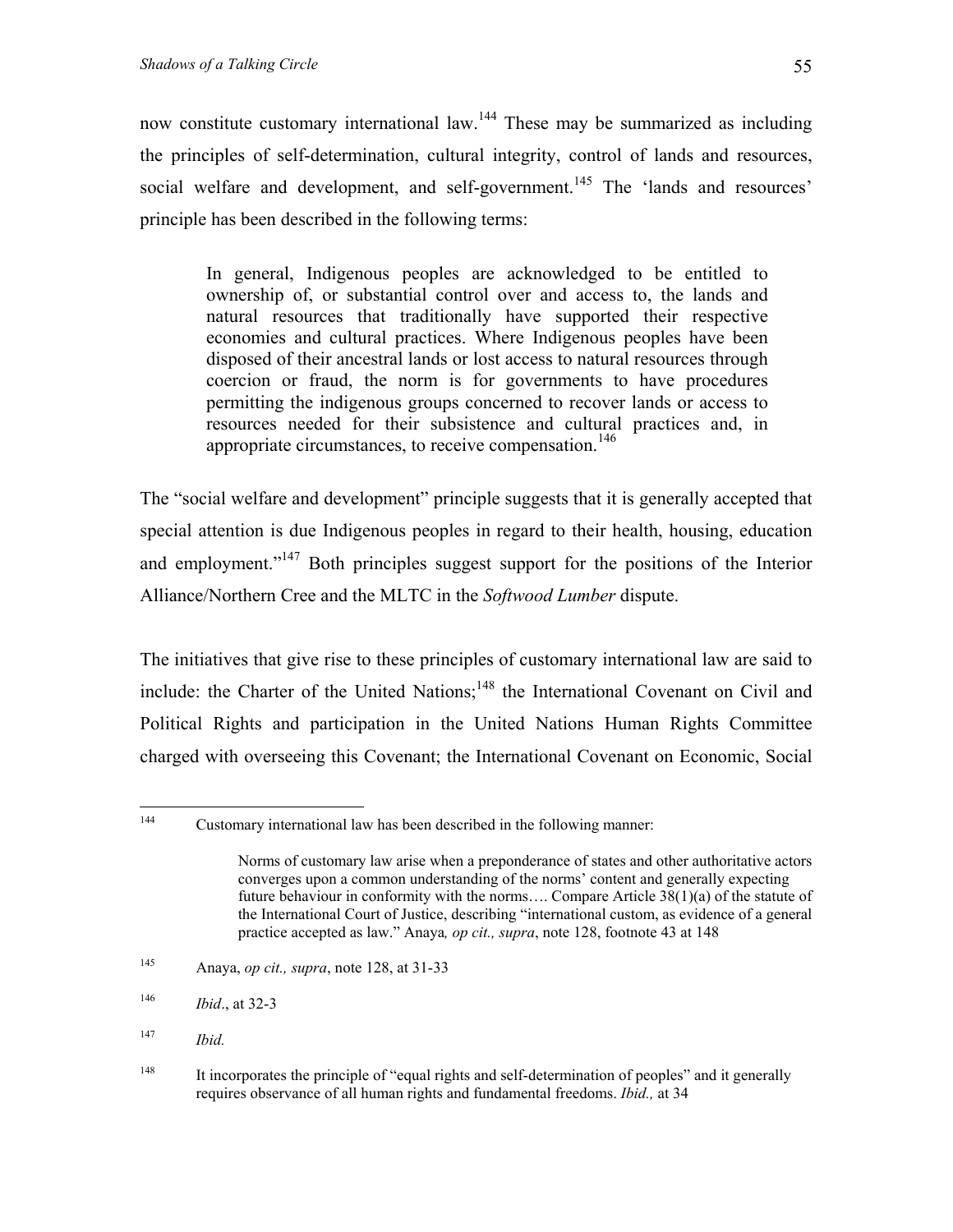now constitute customary international law.[144] These may be summarized as including the principles of self-determination, cultural integrity, control of lands and resources, social welfare and development, and self-government.[145] The 'lands and resources' principle has been described in the following terms:

> In general, Indigenous peoples are acknowledged to be entitled to ownership of, or substantial control over and access to, the lands and natural resources that traditionally have supported their respective economies and cultural practices. Where Indigenous peoples have been disposed of their ancestral lands or lost access to natural resources through coercion or fraud, the norm is for governments to have procedures permitting the indigenous groups concerned to recover lands or access to resources needed for their subsistence and cultural practices and, in appropriate circumstances, to receive compensation.[146]

The "social welfare and development" principle suggests that it is generally accepted that special attention is due Indigenous peoples in regard to their health, housing, education and employment."[147] Both principles suggest support for the positions of the Interior Alliance/Northern Cree and the MLTC in the *Softwood Lumber* dispute.

The initiatives that give rise to these principles of customary international law are said to include: the Charter of the United Nations;[148] the International Covenant on Civil and Political Rights and participation in the United Nations Human Rights Committee charged with overseeing this Covenant; the International Covenant on Economic, Social

---

[144] Customary international law has been described in the following manner:

> Norms of customary law arise when a preponderance of states and other authoritative actors converges upon a common understanding of the norms' content and generally expecting future behaviour in conformity with the norms…. Compare Article 38(1)(a) of the statute of the International Court of Justice, describing "international custom, as evidence of a general practice accepted as law." Anaya*, op cit., supra*, note 128, footnote 43 at 148

[145] Anaya, *op cit., supra*, note 128, at 31-33

[146] *Ibid*., at 32-3

[147] *Ibid.*

[148] It incorporates the principle of "equal rights and self-determination of peoples" and it generally requires observance of all human rights and fundamental freedoms. *Ibid.,* at 34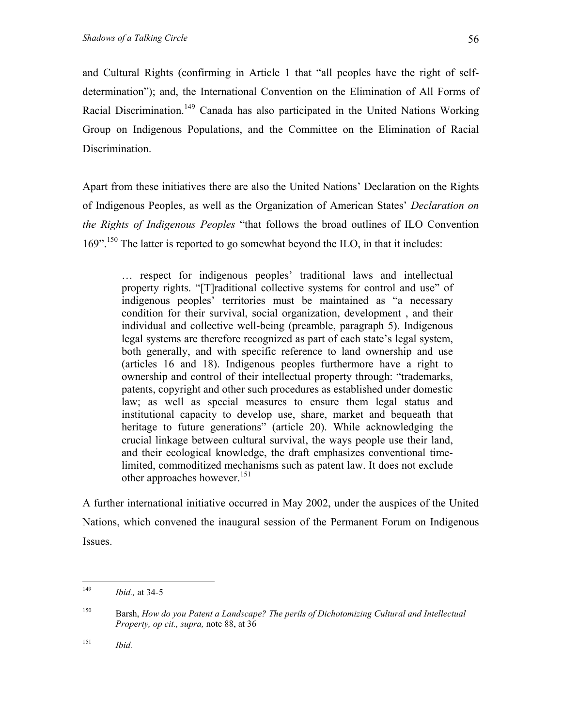and Cultural Rights (confirming in Article 1 that "all peoples have the right of self-determination"); and, the International Convention on the Elimination of All Forms of Racial Discrimination.[149] Canada has also participated in the United Nations Working Group on Indigenous Populations, and the Committee on the Elimination of Racial Discrimination.

Apart from these initiatives there are also the United Nations' Declaration on the Rights of Indigenous Peoples, as well as the Organization of American States' *Declaration on the Rights of Indigenous Peoples* "that follows the broad outlines of ILO Convention 169".[150] The latter is reported to go somewhat beyond the ILO, in that it includes:

> … respect for indigenous peoples' traditional laws and intellectual property rights. "[T]raditional collective systems for control and use" of indigenous peoples' territories must be maintained as "a necessary condition for their survival, social organization, development , and their individual and collective well-being (preamble, paragraph 5). Indigenous legal systems are therefore recognized as part of each state's legal system, both generally, and with specific reference to land ownership and use (articles 16 and 18). Indigenous peoples furthermore have a right to ownership and control of their intellectual property through: "trademarks, patents, copyright and other such procedures as established under domestic law; as well as special measures to ensure them legal status and institutional capacity to develop use, share, market and bequeath that heritage to future generations" (article 20). While acknowledging the crucial linkage between cultural survival, the ways people use their land, and their ecological knowledge, the draft emphasizes conventional time-limited, commoditized mechanisms such as patent law. It does not exclude other approaches however.[151]

A further international initiative occurred in May 2002, under the auspices of the United Nations, which convened the inaugural session of the Permanent Forum on Indigenous Issues.

---

[149] *Ibid.,* at 34-5

[150] Barsh, *How do you Patent a Landscape? The perils of Dichotomizing Cultural and Intellectual Property, op cit., supra,* note 88, at 36

[151] *Ibid.*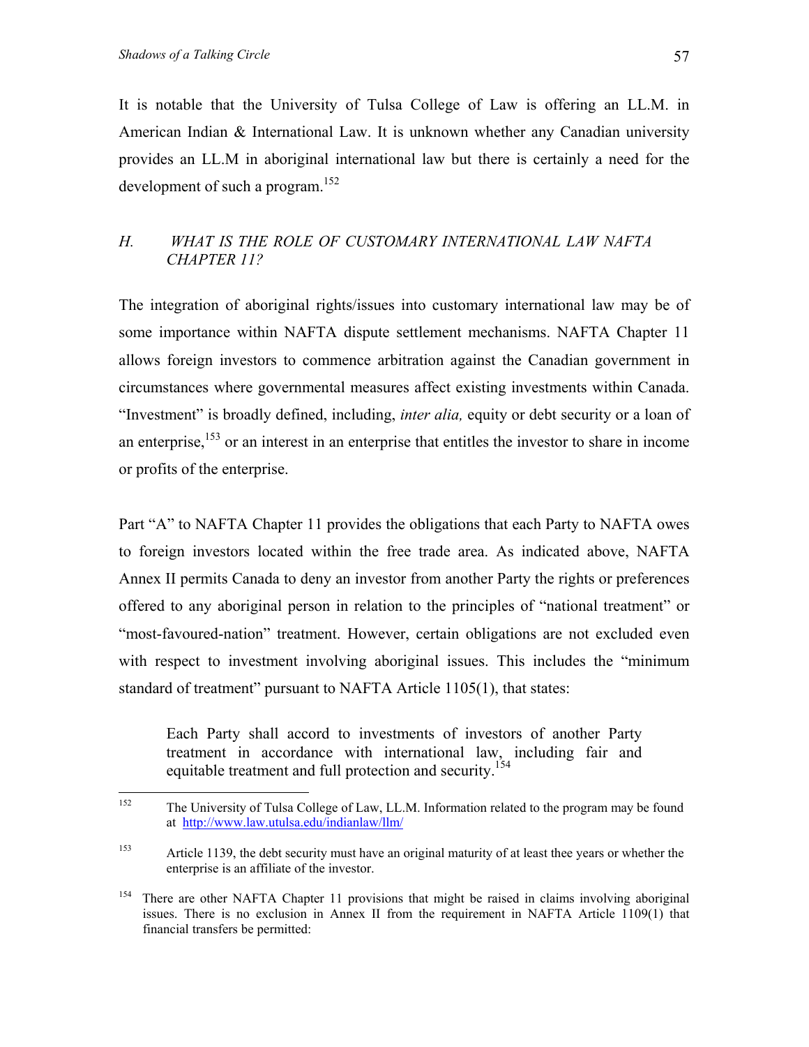It is notable that the University of Tulsa College of Law is offering an LL.M. in American Indian & International Law. It is unknown whether any Canadian university provides an LL.M in aboriginal international law but there is certainly a need for the development of such a program.[152]

## *H. WHAT IS THE ROLE OF CUSTOMARY INTERNATIONAL LAW NAFTA CHAPTER 11?*

The integration of aboriginal rights/issues into customary international law may be of some importance within NAFTA dispute settlement mechanisms. NAFTA Chapter 11 allows foreign investors to commence arbitration against the Canadian government in circumstances where governmental measures affect existing investments within Canada. "Investment" is broadly defined, including, *inter alia,* equity or debt security or a loan of an enterprise,[153] or an interest in an enterprise that entitles the investor to share in income or profits of the enterprise.

Part "A" to NAFTA Chapter 11 provides the obligations that each Party to NAFTA owes to foreign investors located within the free trade area. As indicated above, NAFTA Annex II permits Canada to deny an investor from another Party the rights or preferences offered to any aboriginal person in relation to the principles of "national treatment" or "most-favoured-nation" treatment. However, certain obligations are not excluded even with respect to investment involving aboriginal issues. This includes the "minimum standard of treatment" pursuant to NAFTA Article 1105(1), that states:

> Each Party shall accord to investments of investors of another Party treatment in accordance with international law, including fair and equitable treatment and full protection and security.[154]

---

[152] The University of Tulsa College of Law, LL.M. Information related to the program may be found at http://www.law.utulsa.edu/indianlaw/llm/

[153] Article 1139, the debt security must have an original maturity of at least thee years or whether the enterprise is an affiliate of the investor.

[154] There are other NAFTA Chapter 11 provisions that might be raised in claims involving aboriginal issues. There is no exclusion in Annex II from the requirement in NAFTA Article 1109(1) that financial transfers be permitted: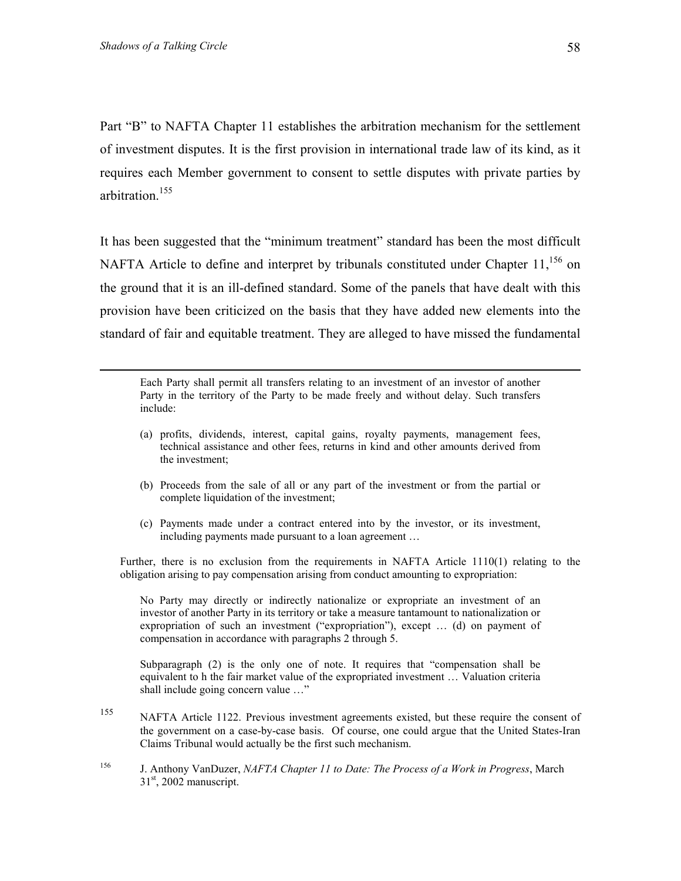Part "B" to NAFTA Chapter 11 establishes the arbitration mechanism for the settlement of investment disputes. It is the first provision in international trade law of its kind, as it requires each Member government to consent to settle disputes with private parties by arbitration.[155]

It has been suggested that the "minimum treatment" standard has been the most difficult NAFTA Article to define and interpret by tribunals constituted under Chapter 11,[156] on the ground that it is an ill-defined standard. Some of the panels that have dealt with this provision have been criticized on the basis that they have added new elements into the standard of fair and equitable treatment. They are alleged to have missed the fundamental

---

> Each Party shall permit all transfers relating to an investment of an investor of another Party in the territory of the Party to be made freely and without delay. Such transfers include:
>
> (a) profits, dividends, interest, capital gains, royalty payments, management fees, technical assistance and other fees, returns in kind and other amounts derived from the investment;
>
> (b) Proceeds from the sale of all or any part of the investment or from the partial or complete liquidation of the investment;
>
> (c) Payments made under a contract entered into by the investor, or its investment, including payments made pursuant to a loan agreement …

Further, there is no exclusion from the requirements in NAFTA Article 1110(1) relating to the obligation arising to pay compensation arising from conduct amounting to expropriation:

> No Party may directly or indirectly nationalize or expropriate an investment of an investor of another Party in its territory or take a measure tantamount to nationalization or expropriation of such an investment ("expropriation"), except … (d) on payment of compensation in accordance with paragraphs 2 through 5.
>
> Subparagraph (2) is the only one of note. It requires that "compensation shall be equivalent to h the fair market value of the expropriated investment … Valuation criteria shall include going concern value …"

[155] NAFTA Article 1122. Previous investment agreements existed, but these require the consent of the government on a case-by-case basis. Of course, one could argue that the United States-Iran Claims Tribunal would actually be the first such mechanism.

[156] J. Anthony VanDuzer, *NAFTA Chapter 11 to Date: The Process of a Work in Progress*, March 31st, 2002 manuscript.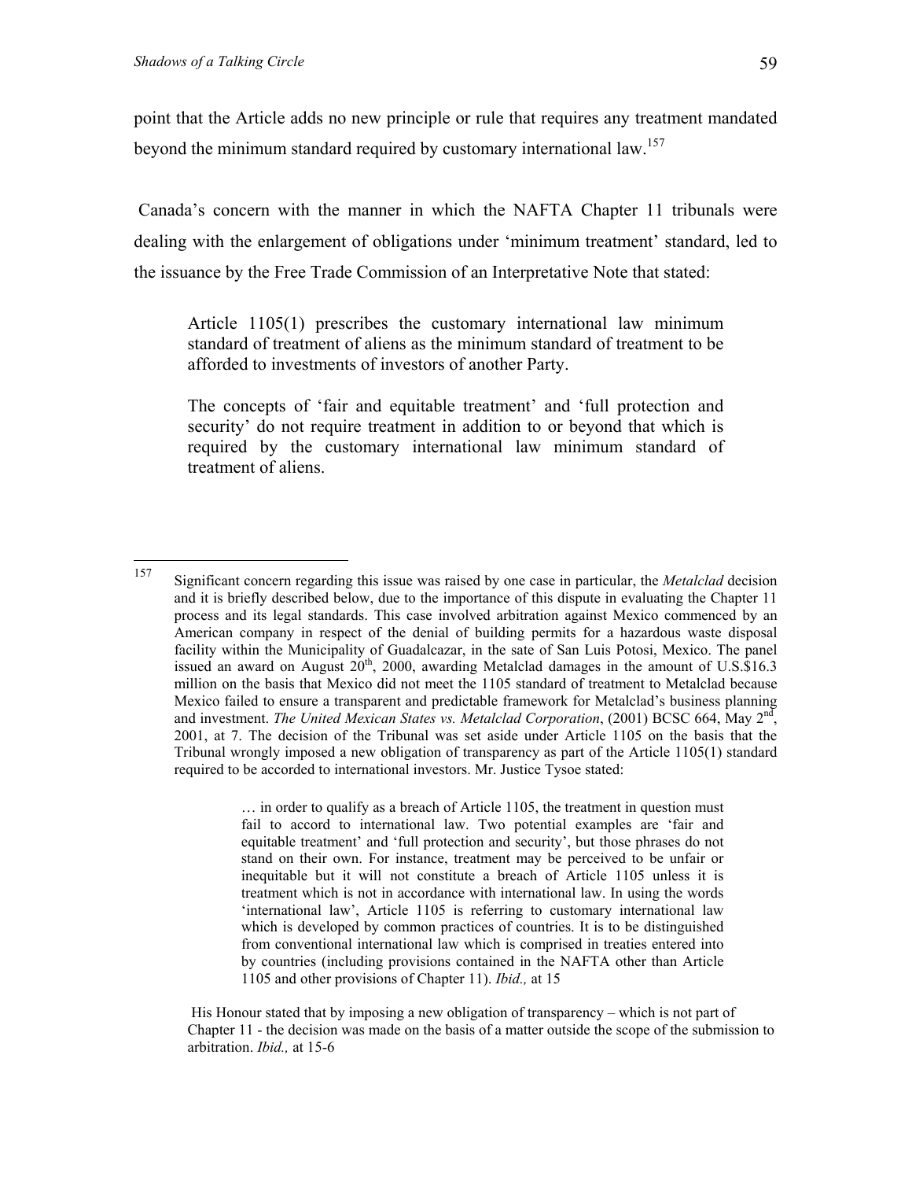point that the Article adds no new principle or rule that requires any treatment mandated beyond the minimum standard required by customary international law.[157]

Canada's concern with the manner in which the NAFTA Chapter 11 tribunals were dealing with the enlargement of obligations under 'minimum treatment' standard, led to the issuance by the Free Trade Commission of an Interpretative Note that stated:

> Article 1105(1) prescribes the customary international law minimum standard of treatment of aliens as the minimum standard of treatment to be afforded to investments of investors of another Party.
>
> The concepts of 'fair and equitable treatment' and 'full protection and security' do not require treatment in addition to or beyond that which is required by the customary international law minimum standard of treatment of aliens.

---

[157] Significant concern regarding this issue was raised by one case in particular, the *Metalclad* decision and it is briefly described below, due to the importance of this dispute in evaluating the Chapter 11 process and its legal standards. This case involved arbitration against Mexico commenced by an American company in respect of the denial of building permits for a hazardous waste disposal facility within the Municipality of Guadalcazar, in the sate of San Luis Potosi, Mexico. The panel issued an award on August 20th, 2000, awarding Metalclad damages in the amount of U.S.$16.3 million on the basis that Mexico did not meet the 1105 standard of treatment to Metalclad because Mexico failed to ensure a transparent and predictable framework for Metalclad's business planning and investment. *The United Mexican States vs. Metalclad Corporation*, (2001) BCSC 664, May 2nd, 2001, at 7. The decision of the Tribunal was set aside under Article 1105 on the basis that the Tribunal wrongly imposed a new obligation of transparency as part of the Article 1105(1) standard required to be accorded to international investors. Mr. Justice Tysoe stated:

> … in order to qualify as a breach of Article 1105, the treatment in question must fail to accord to international law. Two potential examples are 'fair and equitable treatment' and 'full protection and security', but those phrases do not stand on their own. For instance, treatment may be perceived to be unfair or inequitable but it will not constitute a breach of Article 1105 unless it is treatment which is not in accordance with international law. In using the words 'international law', Article 1105 is referring to customary international law which is developed by common practices of countries. It is to be distinguished from conventional international law which is comprised in treaties entered into by countries (including provisions contained in the NAFTA other than Article 1105 and other provisions of Chapter 11). *Ibid.,* at 15

His Honour stated that by imposing a new obligation of transparency – which is not part of Chapter 11 - the decision was made on the basis of a matter outside the scope of the submission to arbitration. *Ibid.,* at 15-6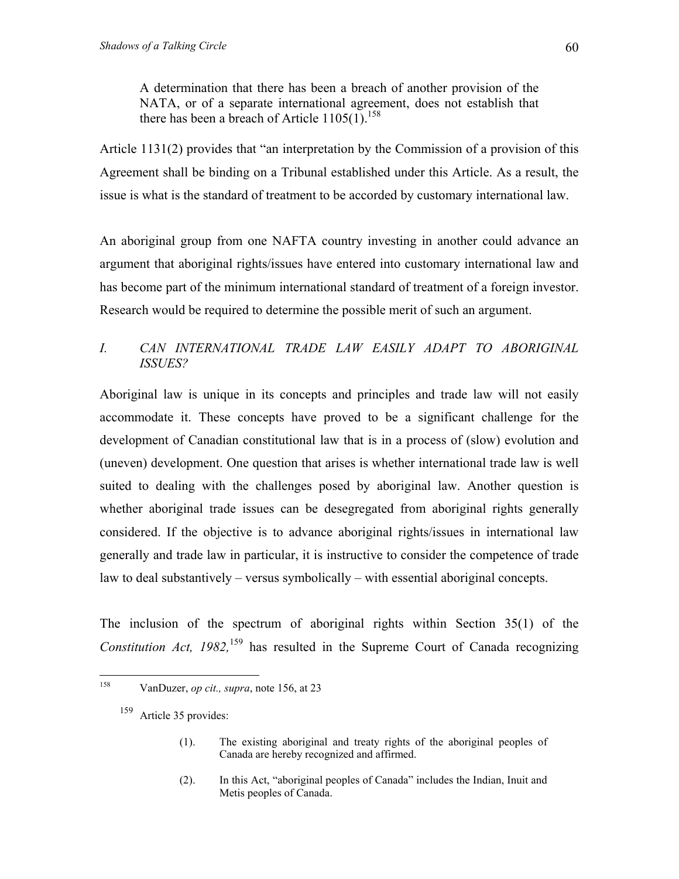> A determination that there has been a breach of another provision of the NATA, or of a separate international agreement, does not establish that there has been a breach of Article 1105(1).[158]

Article 1131(2) provides that "an interpretation by the Commission of a provision of this Agreement shall be binding on a Tribunal established under this Article. As a result, the issue is what is the standard of treatment to be accorded by customary international law.

An aboriginal group from one NAFTA country investing in another could advance an argument that aboriginal rights/issues have entered into customary international law and has become part of the minimum international standard of treatment of a foreign investor. Research would be required to determine the possible merit of such an argument.

### *I. CAN INTERNATIONAL TRADE LAW EASILY ADAPT TO ABORIGINAL ISSUES?*

Aboriginal law is unique in its concepts and principles and trade law will not easily accommodate it. These concepts have proved to be a significant challenge for the development of Canadian constitutional law that is in a process of (slow) evolution and (uneven) development. One question that arises is whether international trade law is well suited to dealing with the challenges posed by aboriginal law. Another question is whether aboriginal trade issues can be desegregated from aboriginal rights generally considered. If the objective is to advance aboriginal rights/issues in international law generally and trade law in particular, it is instructive to consider the competence of trade law to deal substantively – versus symbolically – with essential aboriginal concepts.

The inclusion of the spectrum of aboriginal rights within Section 35(1) of the *Constitution Act, 1982,*[159] has resulted in the Supreme Court of Canada recognizing

---

[158] VanDuzer, *op cit., supra*, note 156, at 23

[159] Article 35 provides:

> (1). The existing aboriginal and treaty rights of the aboriginal peoples of Canada are hereby recognized and affirmed.
>
> (2). In this Act, "aboriginal peoples of Canada" includes the Indian, Inuit and Metis peoples of Canada.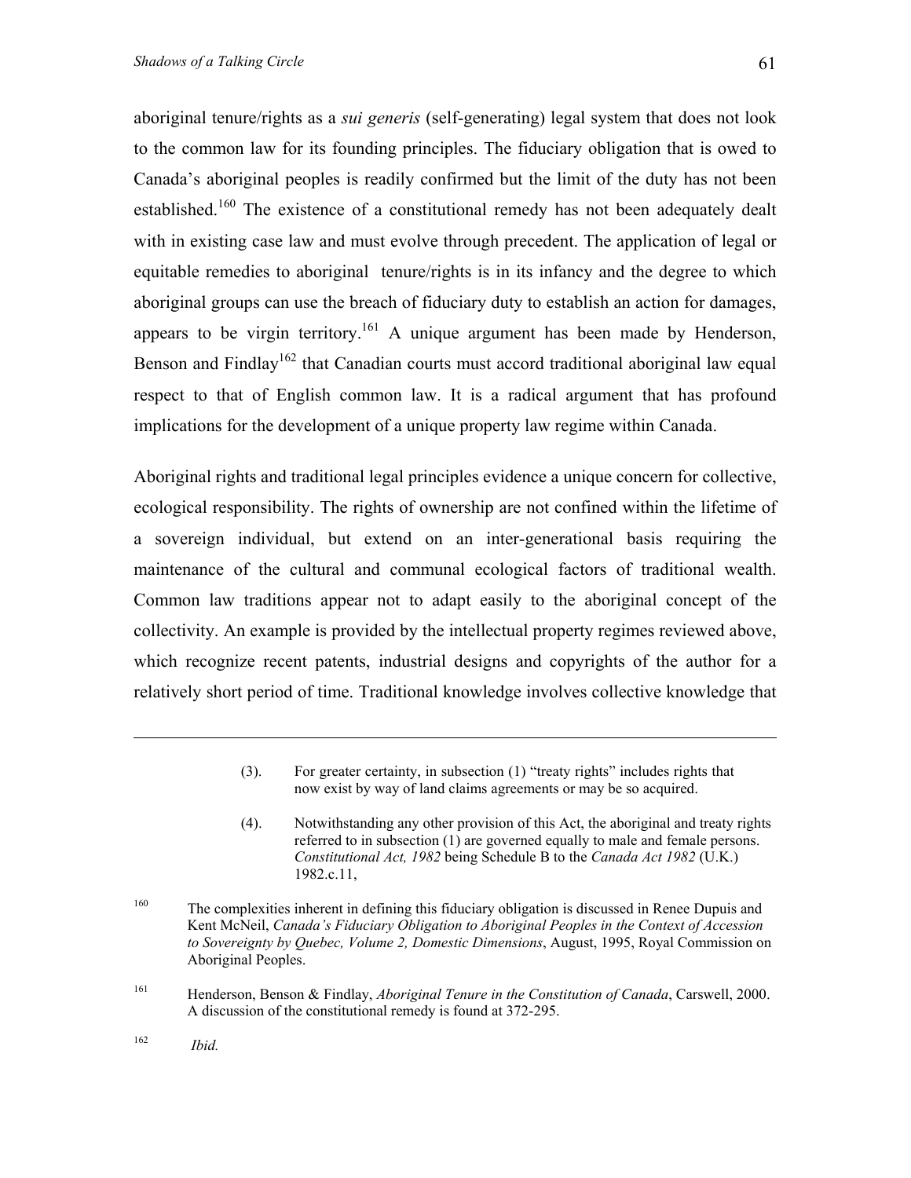aboriginal tenure/rights as a *sui generis* (self-generating) legal system that does not look to the common law for its founding principles. The fiduciary obligation that is owed to Canada's aboriginal peoples is readily confirmed but the limit of the duty has not been established.[160] The existence of a constitutional remedy has not been adequately dealt with in existing case law and must evolve through precedent. The application of legal or equitable remedies to aboriginal tenure/rights is in its infancy and the degree to which aboriginal groups can use the breach of fiduciary duty to establish an action for damages, appears to be virgin territory.[161] A unique argument has been made by Henderson, Benson and Findlay[162] that Canadian courts must accord traditional aboriginal law equal respect to that of English common law. It is a radical argument that has profound implications for the development of a unique property law regime within Canada.

Aboriginal rights and traditional legal principles evidence a unique concern for collective, ecological responsibility. The rights of ownership are not confined within the lifetime of a sovereign individual, but extend on an inter-generational basis requiring the maintenance of the cultural and communal ecological factors of traditional wealth. Common law traditions appear not to adapt easily to the aboriginal concept of the collectivity. An example is provided by the intellectual property regimes reviewed above, which recognize recent patents, industrial designs and copyrights of the author for a relatively short period of time. Traditional knowledge involves collective knowledge that

---

> (3). For greater certainty, in subsection (1) "treaty rights" includes rights that now exist by way of land claims agreements or may be so acquired.
>
> (4). Notwithstanding any other provision of this Act, the aboriginal and treaty rights referred to in subsection (1) are governed equally to male and female persons. *Constitutional Act, 1982* being Schedule B to the *Canada Act 1982* (U.K.) 1982.c.11,

[160] The complexities inherent in defining this fiduciary obligation is discussed in Renee Dupuis and Kent McNeil, *Canada's Fiduciary Obligation to Aboriginal Peoples in the Context of Accession to Sovereignty by Quebec, Volume 2, Domestic Dimensions*, August, 1995, Royal Commission on Aboriginal Peoples.

[161] Henderson, Benson & Findlay, *Aboriginal Tenure in the Constitution of Canada*, Carswell, 2000. A discussion of the constitutional remedy is found at 372-295.

[162] *Ibid.*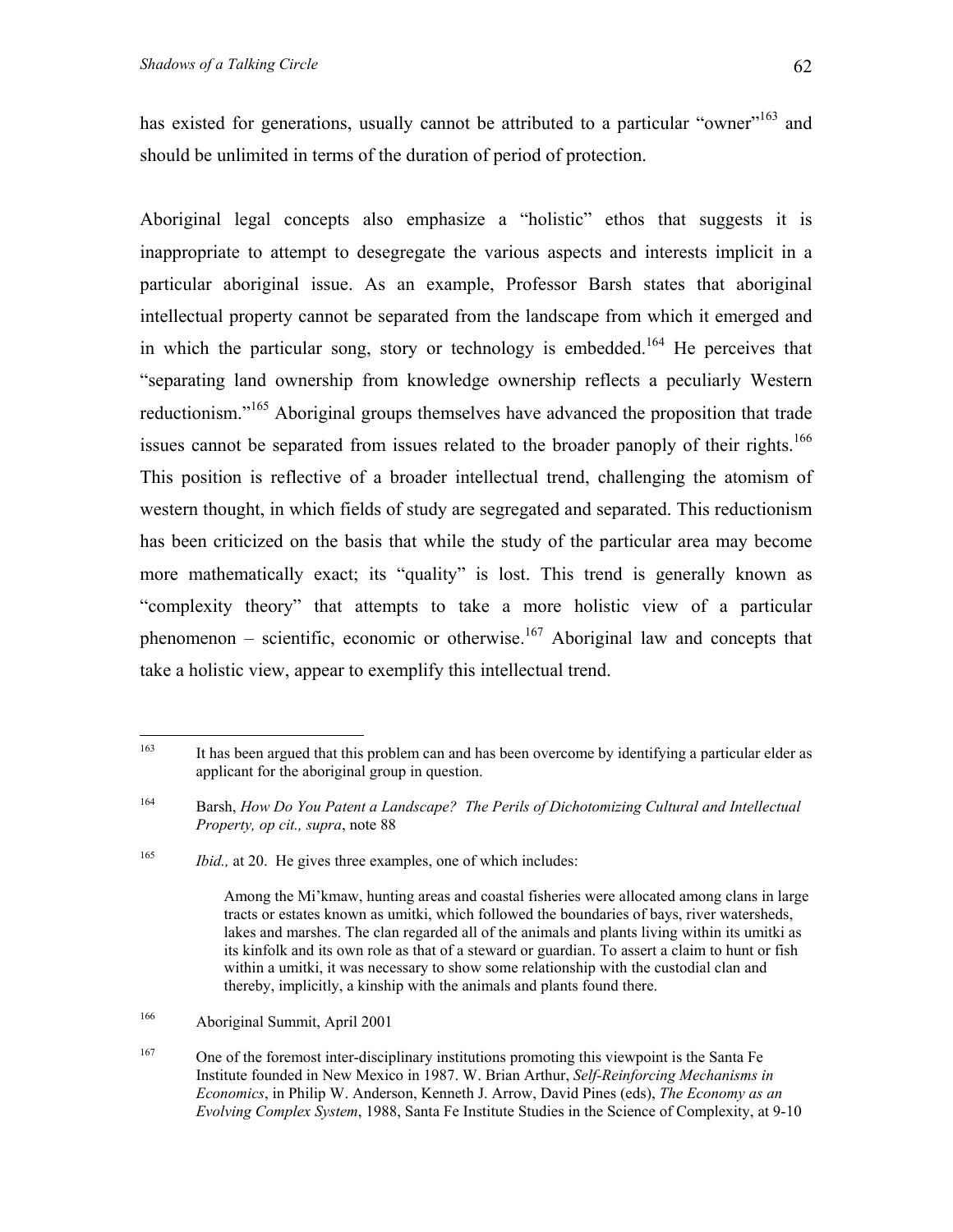has existed for generations, usually cannot be attributed to a particular "owner"[163] and should be unlimited in terms of the duration of period of protection.

Aboriginal legal concepts also emphasize a "holistic" ethos that suggests it is inappropriate to attempt to desegregate the various aspects and interests implicit in a particular aboriginal issue. As an example, Professor Barsh states that aboriginal intellectual property cannot be separated from the landscape from which it emerged and in which the particular song, story or technology is embedded.[164] He perceives that "separating land ownership from knowledge ownership reflects a peculiarly Western reductionism."[165] Aboriginal groups themselves have advanced the proposition that trade issues cannot be separated from issues related to the broader panoply of their rights.[166] This position is reflective of a broader intellectual trend, challenging the atomism of western thought, in which fields of study are segregated and separated. This reductionism has been criticized on the basis that while the study of the particular area may become more mathematically exact; its "quality" is lost. This trend is generally known as "complexity theory" that attempts to take a more holistic view of a particular phenomenon – scientific, economic or otherwise.[167] Aboriginal law and concepts that take a holistic view, appear to exemplify this intellectual trend.

---

[163] It has been argued that this problem can and has been overcome by identifying a particular elder as applicant for the aboriginal group in question.

[164] Barsh, *How Do You Patent a Landscape? The Perils of Dichotomizing Cultural and Intellectual Property, op cit., supra*, note 88

[165] *Ibid.,* at 20. He gives three examples, one of which includes:

> Among the Mi'kmaw, hunting areas and coastal fisheries were allocated among clans in large tracts or estates known as umitki, which followed the boundaries of bays, river watersheds, lakes and marshes. The clan regarded all of the animals and plants living within its umitki as its kinfolk and its own role as that of a steward or guardian. To assert a claim to hunt or fish within a umitki, it was necessary to show some relationship with the custodial clan and thereby, implicitly, a kinship with the animals and plants found there.

[166] Aboriginal Summit, April 2001

[167] One of the foremost inter-disciplinary institutions promoting this viewpoint is the Santa Fe Institute founded in New Mexico in 1987. W. Brian Arthur, *Self-Reinforcing Mechanisms in Economics*, in Philip W. Anderson, Kenneth J. Arrow, David Pines (eds), *The Economy as an Evolving Complex System*, 1988, Santa Fe Institute Studies in the Science of Complexity, at 9-10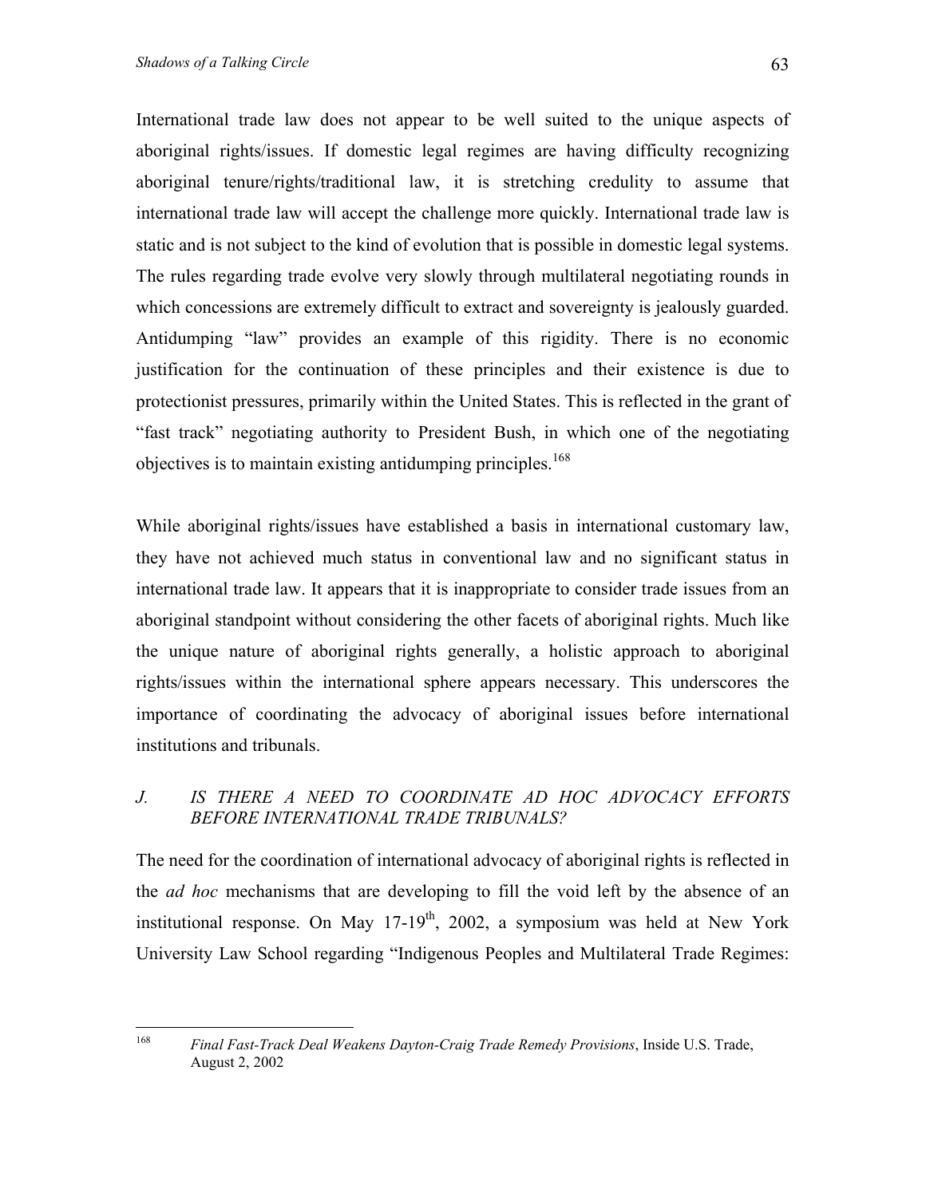International trade law does not appear to be well suited to the unique aspects of aboriginal rights/issues. If domestic legal regimes are having difficulty recognizing aboriginal tenure/rights/traditional law, it is stretching credulity to assume that international trade law will accept the challenge more quickly. International trade law is static and is not subject to the kind of evolution that is possible in domestic legal systems. The rules regarding trade evolve very slowly through multilateral negotiating rounds in which concessions are extremely difficult to extract and sovereignty is jealously guarded. Antidumping "law" provides an example of this rigidity. There is no economic justification for the continuation of these principles and their existence is due to protectionist pressures, primarily within the United States. This is reflected in the grant of "fast track" negotiating authority to President Bush, in which one of the negotiating objectives is to maintain existing antidumping principles.[168]

While aboriginal rights/issues have established a basis in international customary law, they have not achieved much status in conventional law and no significant status in international trade law. It appears that it is inappropriate to consider trade issues from an aboriginal standpoint without considering the other facets of aboriginal rights. Much like the unique nature of aboriginal rights generally, a holistic approach to aboriginal rights/issues within the international sphere appears necessary. This underscores the importance of coordinating the advocacy of aboriginal issues before international institutions and tribunals.

### *J. IS THERE A NEED TO COORDINATE AD HOC ADVOCACY EFFORTS BEFORE INTERNATIONAL TRADE TRIBUNALS?*

The need for the coordination of international advocacy of aboriginal rights is reflected in the *ad hoc* mechanisms that are developing to fill the void left by the absence of an institutional response. On May 17-19th, 2002, a symposium was held at New York University Law School regarding "Indigenous Peoples and Multilateral Trade Regimes:

---

[168] *Final Fast-Track Deal Weakens Dayton-Craig Trade Remedy Provisions*, Inside U.S. Trade, August 2, 2002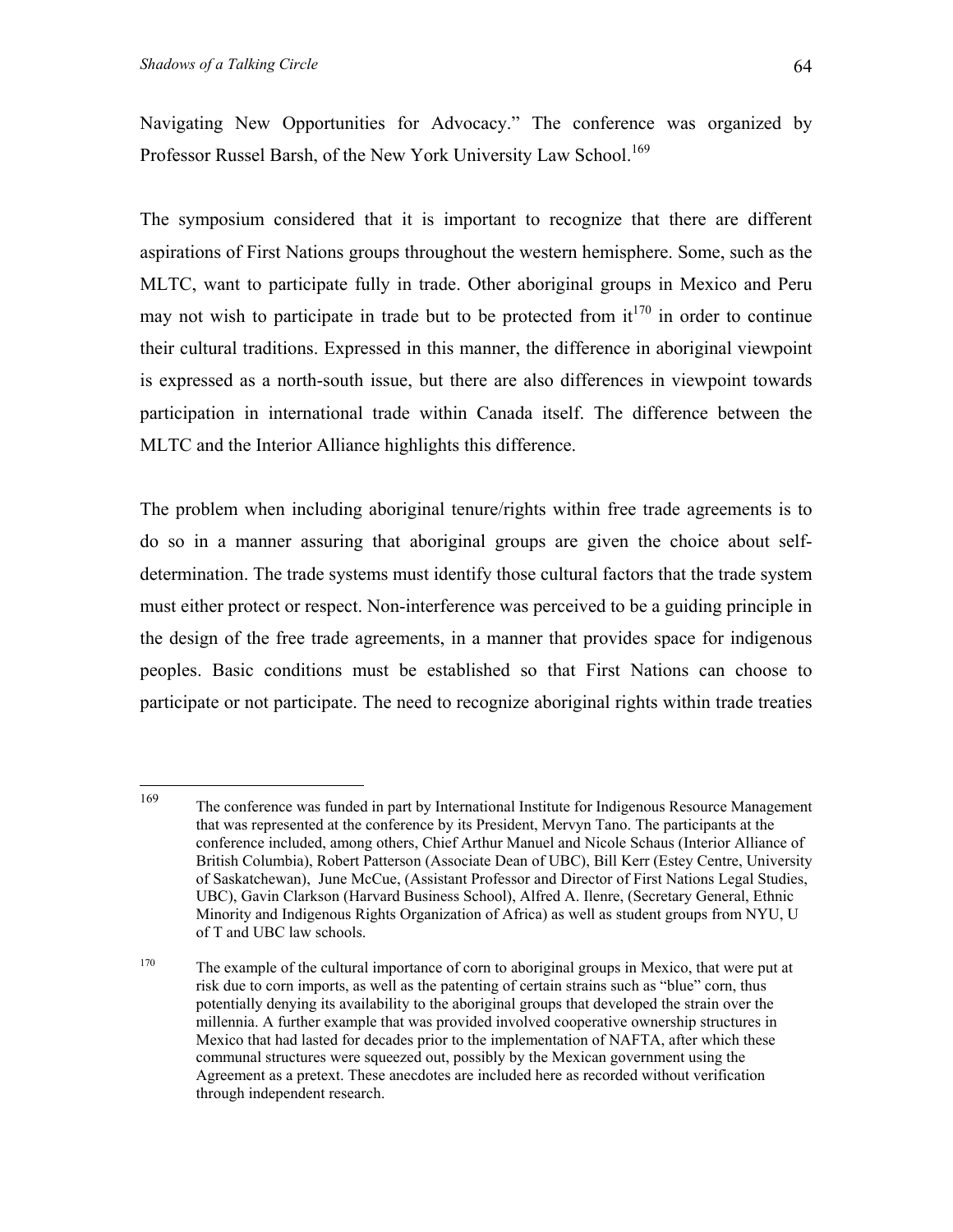Navigating New Opportunities for Advocacy." The conference was organized by Professor Russel Barsh, of the New York University Law School.[169]

The symposium considered that it is important to recognize that there are different aspirations of First Nations groups throughout the western hemisphere. Some, such as the MLTC, want to participate fully in trade. Other aboriginal groups in Mexico and Peru may not wish to participate in trade but to be protected from it[170] in order to continue their cultural traditions. Expressed in this manner, the difference in aboriginal viewpoint is expressed as a north-south issue, but there are also differences in viewpoint towards participation in international trade within Canada itself. The difference between the MLTC and the Interior Alliance highlights this difference.

The problem when including aboriginal tenure/rights within free trade agreements is to do so in a manner assuring that aboriginal groups are given the choice about self-determination. The trade systems must identify those cultural factors that the trade system must either protect or respect. Non-interference was perceived to be a guiding principle in the design of the free trade agreements, in a manner that provides space for indigenous peoples. Basic conditions must be established so that First Nations can choose to participate or not participate. The need to recognize aboriginal rights within trade treaties

---

[169] The conference was funded in part by International Institute for Indigenous Resource Management that was represented at the conference by its President, Mervyn Tano. The participants at the conference included, among others, Chief Arthur Manuel and Nicole Schaus (Interior Alliance of British Columbia), Robert Patterson (Associate Dean of UBC), Bill Kerr (Estey Centre, University of Saskatchewan), June McCue, (Assistant Professor and Director of First Nations Legal Studies, UBC), Gavin Clarkson (Harvard Business School), Alfred A. Ilenre, (Secretary General, Ethnic Minority and Indigenous Rights Organization of Africa) as well as student groups from NYU, U of T and UBC law schools.

[170] The example of the cultural importance of corn to aboriginal groups in Mexico, that were put at risk due to corn imports, as well as the patenting of certain strains such as "blue" corn, thus potentially denying its availability to the aboriginal groups that developed the strain over the millennia. A further example that was provided involved cooperative ownership structures in Mexico that had lasted for decades prior to the implementation of NAFTA, after which these communal structures were squeezed out, possibly by the Mexican government using the Agreement as a pretext. These anecdotes are included here as recorded without verification through independent research.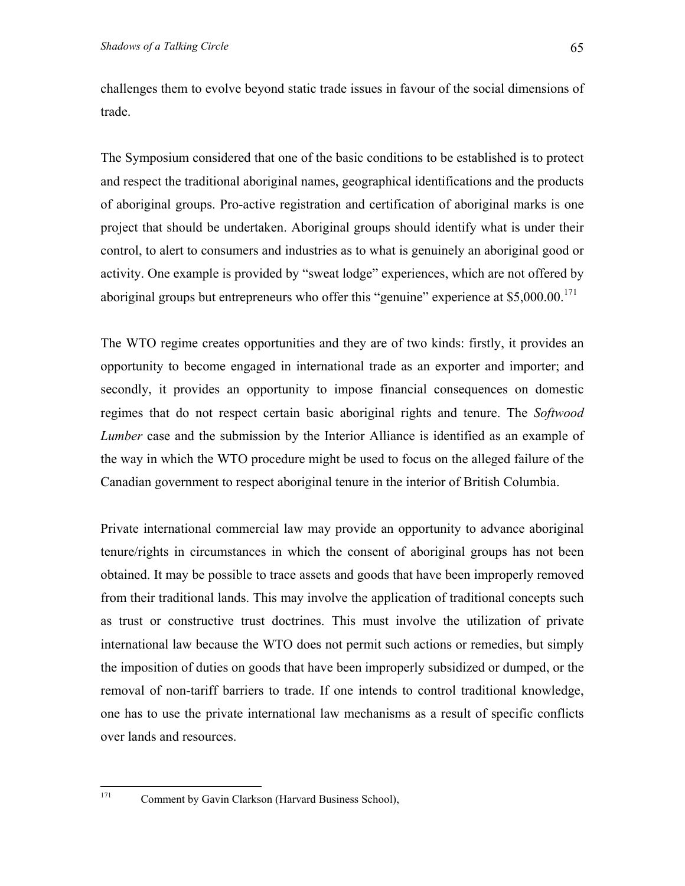challenges them to evolve beyond static trade issues in favour of the social dimensions of trade.

The Symposium considered that one of the basic conditions to be established is to protect and respect the traditional aboriginal names, geographical identifications and the products of aboriginal groups. Pro-active registration and certification of aboriginal marks is one project that should be undertaken. Aboriginal groups should identify what is under their control, to alert to consumers and industries as to what is genuinely an aboriginal good or activity. One example is provided by "sweat lodge" experiences, which are not offered by aboriginal groups but entrepreneurs who offer this "genuine" experience at $5,000.00.[171]

The WTO regime creates opportunities and they are of two kinds: firstly, it provides an opportunity to become engaged in international trade as an exporter and importer; and secondly, it provides an opportunity to impose financial consequences on domestic regimes that do not respect certain basic aboriginal rights and tenure. The *Softwood Lumber* case and the submission by the Interior Alliance is identified as an example of the way in which the WTO procedure might be used to focus on the alleged failure of the Canadian government to respect aboriginal tenure in the interior of British Columbia.

Private international commercial law may provide an opportunity to advance aboriginal tenure/rights in circumstances in which the consent of aboriginal groups has not been obtained. It may be possible to trace assets and goods that have been improperly removed from their traditional lands. This may involve the application of traditional concepts such as trust or constructive trust doctrines. This must involve the utilization of private international law because the WTO does not permit such actions or remedies, but simply the imposition of duties on goods that have been improperly subsidized or dumped, or the removal of non-tariff barriers to trade. If one intends to control traditional knowledge, one has to use the private international law mechanisms as a result of specific conflicts over lands and resources.

---

[171] Comment by Gavin Clarkson (Harvard Business School),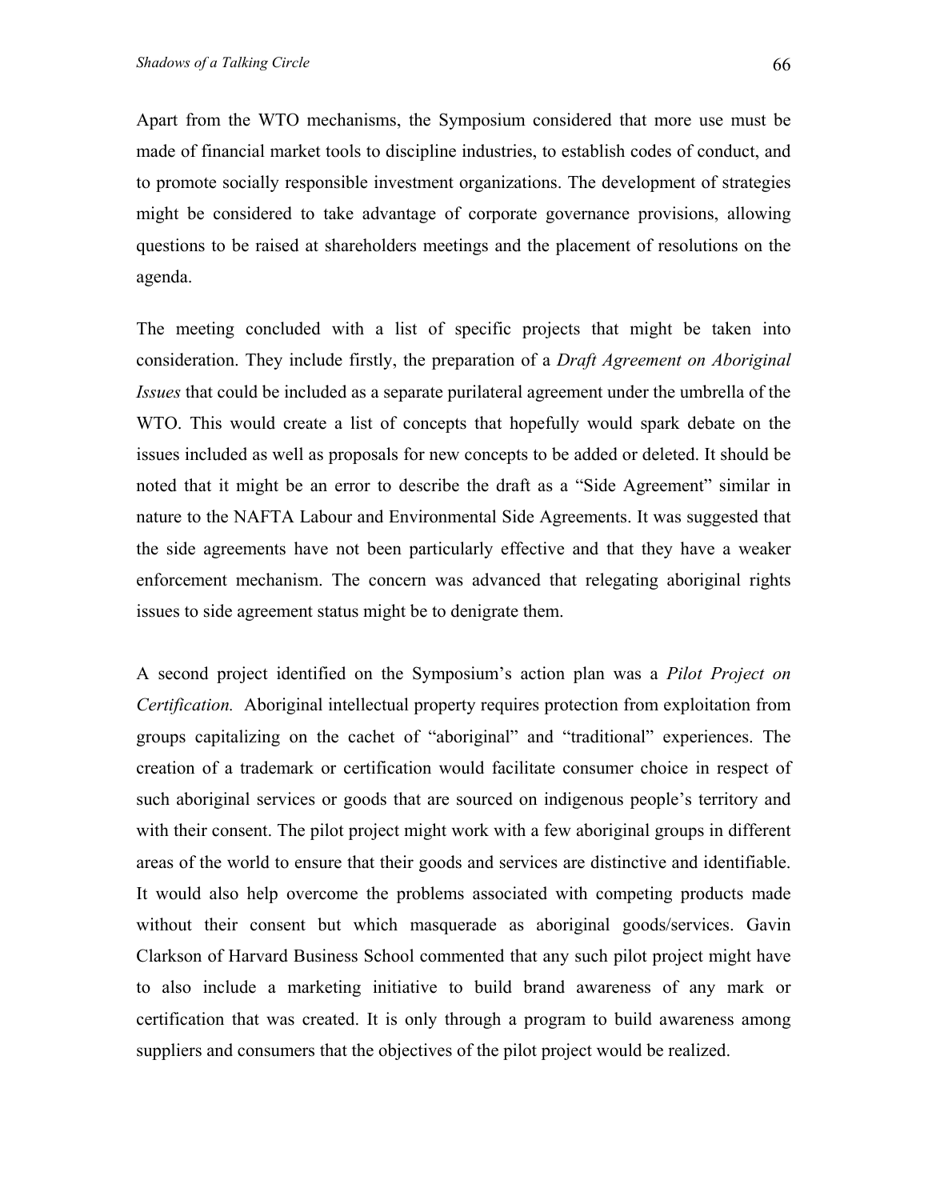Apart from the WTO mechanisms, the Symposium considered that more use must be made of financial market tools to discipline industries, to establish codes of conduct, and to promote socially responsible investment organizations. The development of strategies might be considered to take advantage of corporate governance provisions, allowing questions to be raised at shareholders meetings and the placement of resolutions on the agenda.

The meeting concluded with a list of specific projects that might be taken into consideration. They include firstly, the preparation of a *Draft Agreement on Aboriginal Issues* that could be included as a separate purilateral agreement under the umbrella of the WTO. This would create a list of concepts that hopefully would spark debate on the issues included as well as proposals for new concepts to be added or deleted. It should be noted that it might be an error to describe the draft as a "Side Agreement" similar in nature to the NAFTA Labour and Environmental Side Agreements. It was suggested that the side agreements have not been particularly effective and that they have a weaker enforcement mechanism. The concern was advanced that relegating aboriginal rights issues to side agreement status might be to denigrate them.

A second project identified on the Symposium's action plan was a *Pilot Project on Certification.* Aboriginal intellectual property requires protection from exploitation from groups capitalizing on the cachet of "aboriginal" and "traditional" experiences. The creation of a trademark or certification would facilitate consumer choice in respect of such aboriginal services or goods that are sourced on indigenous people's territory and with their consent. The pilot project might work with a few aboriginal groups in different areas of the world to ensure that their goods and services are distinctive and identifiable. It would also help overcome the problems associated with competing products made without their consent but which masquerade as aboriginal goods/services. Gavin Clarkson of Harvard Business School commented that any such pilot project might have to also include a marketing initiative to build brand awareness of any mark or certification that was created. It is only through a program to build awareness among suppliers and consumers that the objectives of the pilot project would be realized.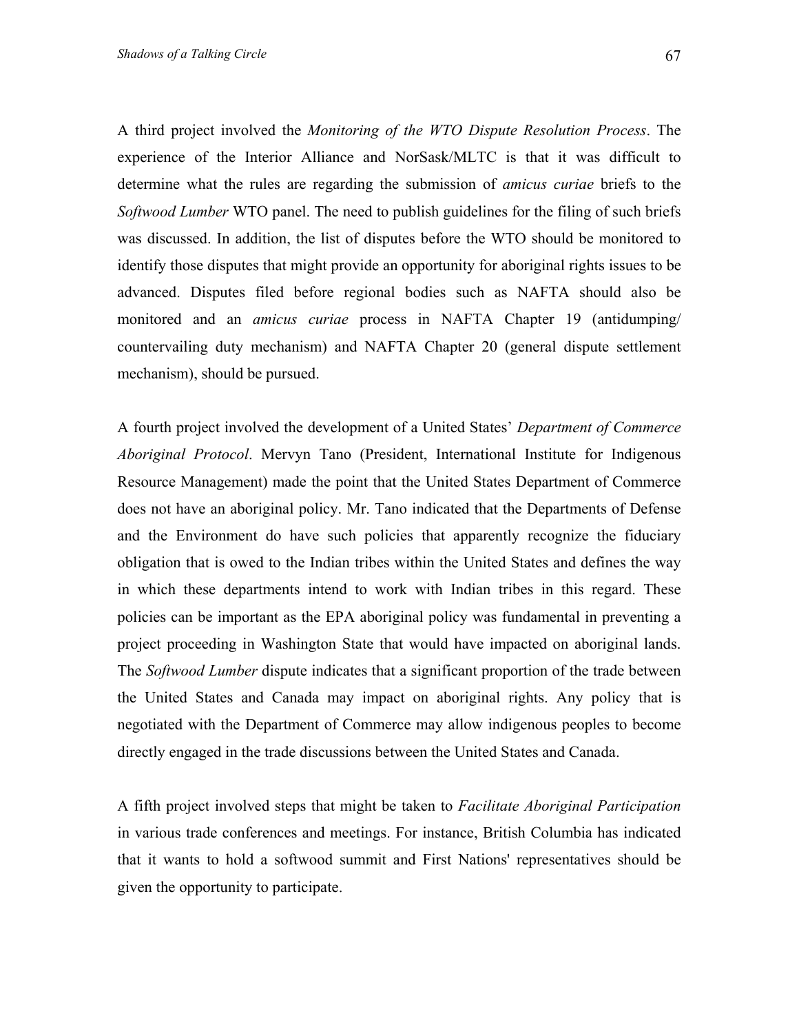A third project involved the *Monitoring of the WTO Dispute Resolution Process*. The experience of the Interior Alliance and NorSask/MLTC is that it was difficult to determine what the rules are regarding the submission of *amicus curiae* briefs to the *Softwood Lumber* WTO panel. The need to publish guidelines for the filing of such briefs was discussed. In addition, the list of disputes before the WTO should be monitored to identify those disputes that might provide an opportunity for aboriginal rights issues to be advanced. Disputes filed before regional bodies such as NAFTA should also be monitored and an *amicus curiae* process in NAFTA Chapter 19 (antidumping/ countervailing duty mechanism) and NAFTA Chapter 20 (general dispute settlement mechanism), should be pursued.

A fourth project involved the development of a United States' *Department of Commerce Aboriginal Protocol*. Mervyn Tano (President, International Institute for Indigenous Resource Management) made the point that the United States Department of Commerce does not have an aboriginal policy. Mr. Tano indicated that the Departments of Defense and the Environment do have such policies that apparently recognize the fiduciary obligation that is owed to the Indian tribes within the United States and defines the way in which these departments intend to work with Indian tribes in this regard. These policies can be important as the EPA aboriginal policy was fundamental in preventing a project proceeding in Washington State that would have impacted on aboriginal lands. The *Softwood Lumber* dispute indicates that a significant proportion of the trade between the United States and Canada may impact on aboriginal rights. Any policy that is negotiated with the Department of Commerce may allow indigenous peoples to become directly engaged in the trade discussions between the United States and Canada.

A fifth project involved steps that might be taken to *Facilitate Aboriginal Participation* in various trade conferences and meetings. For instance, British Columbia has indicated that it wants to hold a softwood summit and First Nations' representatives should be given the opportunity to participate.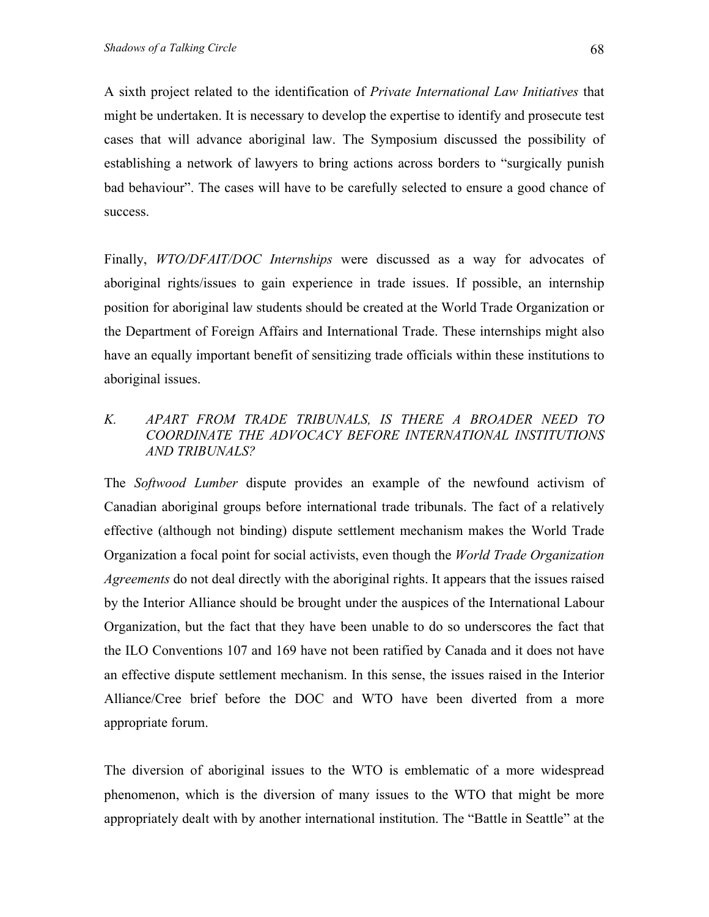A sixth project related to the identification of *Private International Law Initiatives* that might be undertaken. It is necessary to develop the expertise to identify and prosecute test cases that will advance aboriginal law. The Symposium discussed the possibility of establishing a network of lawyers to bring actions across borders to "surgically punish bad behaviour". The cases will have to be carefully selected to ensure a good chance of success.

Finally, *WTO/DFAIT/DOC Internships* were discussed as a way for advocates of aboriginal rights/issues to gain experience in trade issues. If possible, an internship position for aboriginal law students should be created at the World Trade Organization or the Department of Foreign Affairs and International Trade. These internships might also have an equally important benefit of sensitizing trade officials within these institutions to aboriginal issues.

### *K. APART FROM TRADE TRIBUNALS, IS THERE A BROADER NEED TO COORDINATE THE ADVOCACY BEFORE INTERNATIONAL INSTITUTIONS AND TRIBUNALS?*

The *Softwood Lumber* dispute provides an example of the newfound activism of Canadian aboriginal groups before international trade tribunals. The fact of a relatively effective (although not binding) dispute settlement mechanism makes the World Trade Organization a focal point for social activists, even though the *World Trade Organization Agreements* do not deal directly with the aboriginal rights. It appears that the issues raised by the Interior Alliance should be brought under the auspices of the International Labour Organization, but the fact that they have been unable to do so underscores the fact that the ILO Conventions 107 and 169 have not been ratified by Canada and it does not have an effective dispute settlement mechanism. In this sense, the issues raised in the Interior Alliance/Cree brief before the DOC and WTO have been diverted from a more appropriate forum.

The diversion of aboriginal issues to the WTO is emblematic of a more widespread phenomenon, which is the diversion of many issues to the WTO that might be more appropriately dealt with by another international institution. The "Battle in Seattle" at the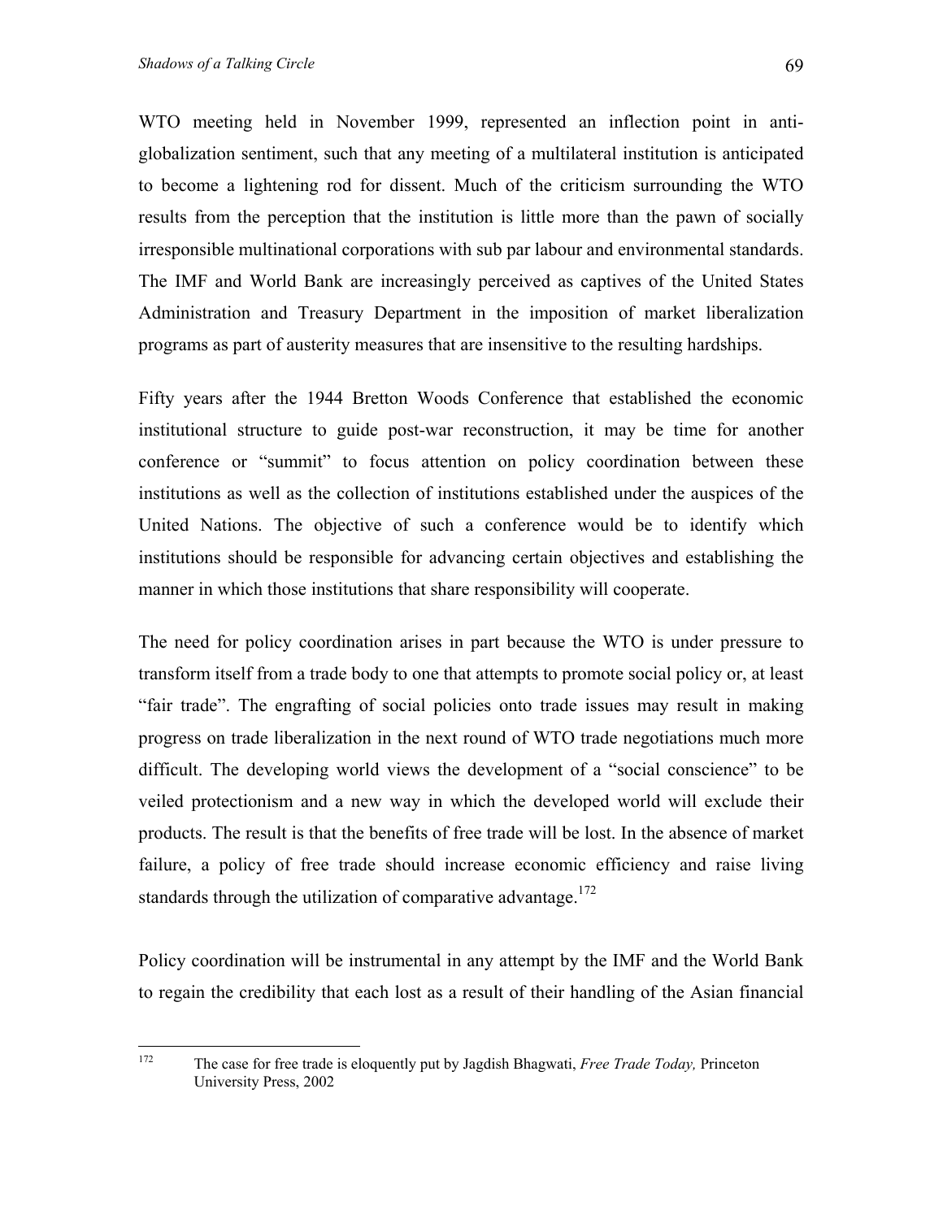WTO meeting held in November 1999, represented an inflection point in anti-globalization sentiment, such that any meeting of a multilateral institution is anticipated to become a lightening rod for dissent. Much of the criticism surrounding the WTO results from the perception that the institution is little more than the pawn of socially irresponsible multinational corporations with sub par labour and environmental standards. The IMF and World Bank are increasingly perceived as captives of the United States Administration and Treasury Department in the imposition of market liberalization programs as part of austerity measures that are insensitive to the resulting hardships.

Fifty years after the 1944 Bretton Woods Conference that established the economic institutional structure to guide post-war reconstruction, it may be time for another conference or "summit" to focus attention on policy coordination between these institutions as well as the collection of institutions established under the auspices of the United Nations. The objective of such a conference would be to identify which institutions should be responsible for advancing certain objectives and establishing the manner in which those institutions that share responsibility will cooperate.

The need for policy coordination arises in part because the WTO is under pressure to transform itself from a trade body to one that attempts to promote social policy or, at least "fair trade". The engrafting of social policies onto trade issues may result in making progress on trade liberalization in the next round of WTO trade negotiations much more difficult. The developing world views the development of a "social conscience" to be veiled protectionism and a new way in which the developed world will exclude their products. The result is that the benefits of free trade will be lost. In the absence of market failure, a policy of free trade should increase economic efficiency and raise living standards through the utilization of comparative advantage.[172]

Policy coordination will be instrumental in any attempt by the IMF and the World Bank to regain the credibility that each lost as a result of their handling of the Asian financial

---

[172] The case for free trade is eloquently put by Jagdish Bhagwati, *Free Trade Today,* Princeton University Press, 2002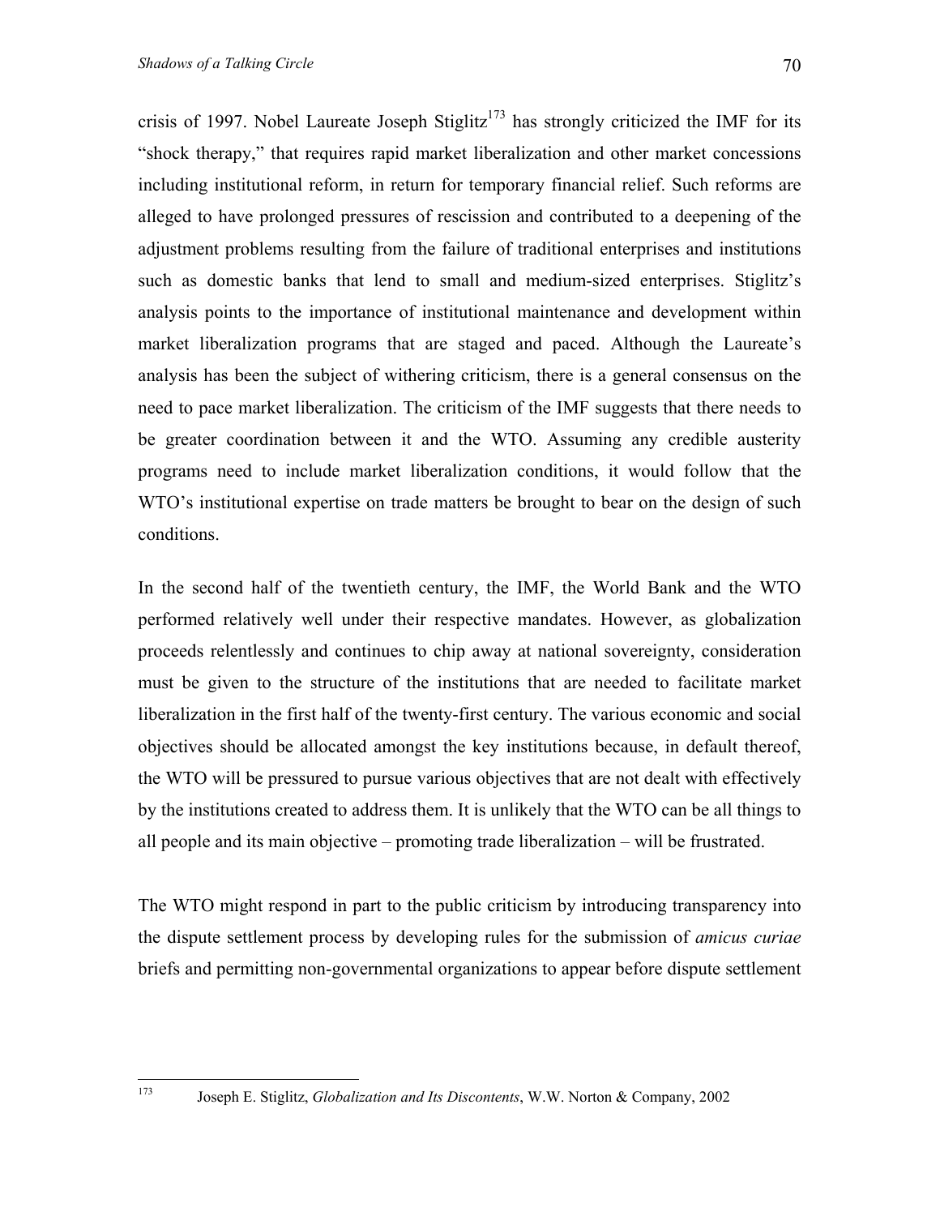crisis of 1997. Nobel Laureate Joseph Stiglitz[173] has strongly criticized the IMF for its "shock therapy," that requires rapid market liberalization and other market concessions including institutional reform, in return for temporary financial relief. Such reforms are alleged to have prolonged pressures of rescission and contributed to a deepening of the adjustment problems resulting from the failure of traditional enterprises and institutions such as domestic banks that lend to small and medium-sized enterprises. Stiglitz's analysis points to the importance of institutional maintenance and development within market liberalization programs that are staged and paced. Although the Laureate's analysis has been the subject of withering criticism, there is a general consensus on the need to pace market liberalization. The criticism of the IMF suggests that there needs to be greater coordination between it and the WTO. Assuming any credible austerity programs need to include market liberalization conditions, it would follow that the WTO's institutional expertise on trade matters be brought to bear on the design of such conditions.

In the second half of the twentieth century, the IMF, the World Bank and the WTO performed relatively well under their respective mandates. However, as globalization proceeds relentlessly and continues to chip away at national sovereignty, consideration must be given to the structure of the institutions that are needed to facilitate market liberalization in the first half of the twenty-first century. The various economic and social objectives should be allocated amongst the key institutions because, in default thereof, the WTO will be pressured to pursue various objectives that are not dealt with effectively by the institutions created to address them. It is unlikely that the WTO can be all things to all people and its main objective – promoting trade liberalization – will be frustrated.

The WTO might respond in part to the public criticism by introducing transparency into the dispute settlement process by developing rules for the submission of *amicus curiae* briefs and permitting non-governmental organizations to appear before dispute settlement

---

[173] Joseph E. Stiglitz, *Globalization and Its Discontents*, W.W. Norton & Company, 2002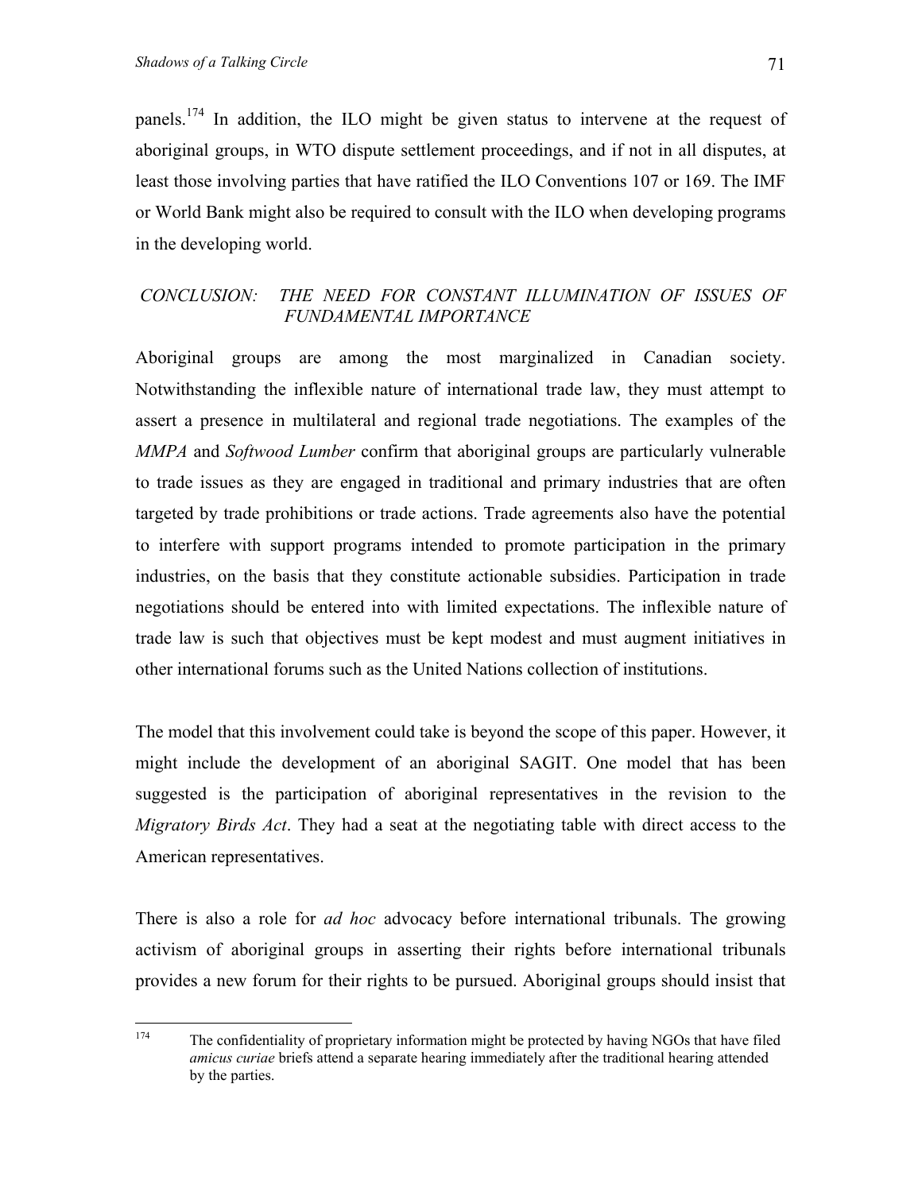panels.[174] In addition, the ILO might be given status to intervene at the request of aboriginal groups, in WTO dispute settlement proceedings, and if not in all disputes, at least those involving parties that have ratified the ILO Conventions 107 or 169. The IMF or World Bank might also be required to consult with the ILO when developing programs in the developing world.

## *CONCLUSION: THE NEED FOR CONSTANT ILLUMINATION OF ISSUES OF FUNDAMENTAL IMPORTANCE*

Aboriginal groups are among the most marginalized in Canadian society. Notwithstanding the inflexible nature of international trade law, they must attempt to assert a presence in multilateral and regional trade negotiations. The examples of the *MMPA* and *Softwood Lumber* confirm that aboriginal groups are particularly vulnerable to trade issues as they are engaged in traditional and primary industries that are often targeted by trade prohibitions or trade actions. Trade agreements also have the potential to interfere with support programs intended to promote participation in the primary industries, on the basis that they constitute actionable subsidies. Participation in trade negotiations should be entered into with limited expectations. The inflexible nature of trade law is such that objectives must be kept modest and must augment initiatives in other international forums such as the United Nations collection of institutions.

The model that this involvement could take is beyond the scope of this paper. However, it might include the development of an aboriginal SAGIT. One model that has been suggested is the participation of aboriginal representatives in the revision to the *Migratory Birds Act*. They had a seat at the negotiating table with direct access to the American representatives.

There is also a role for *ad hoc* advocacy before international tribunals. The growing activism of aboriginal groups in asserting their rights before international tribunals provides a new forum for their rights to be pursued. Aboriginal groups should insist that

---

[174] The confidentiality of proprietary information might be protected by having NGOs that have filed *amicus curiae* briefs attend a separate hearing immediately after the traditional hearing attended by the parties.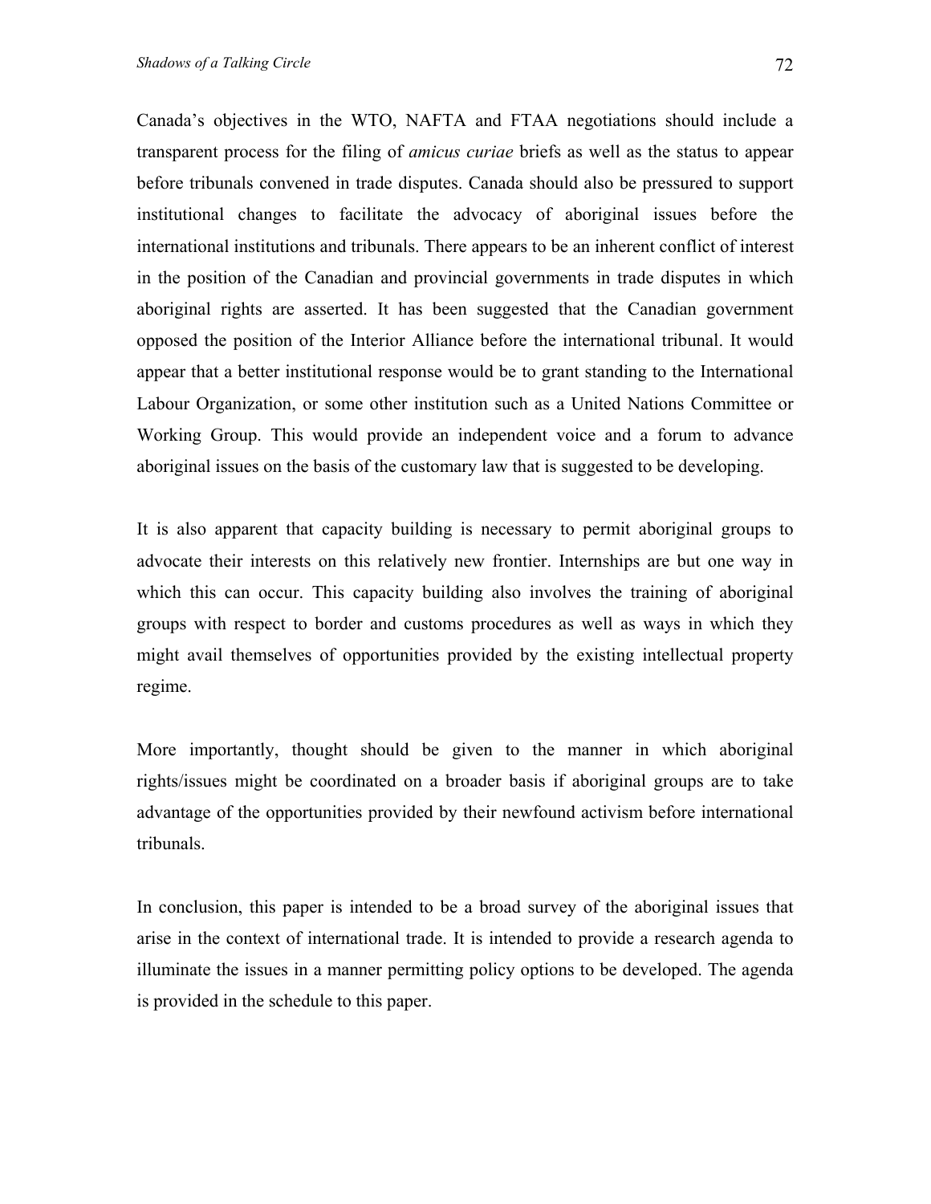Canada's objectives in the WTO, NAFTA and FTAA negotiations should include a transparent process for the filing of *amicus curiae* briefs as well as the status to appear before tribunals convened in trade disputes. Canada should also be pressured to support institutional changes to facilitate the advocacy of aboriginal issues before the international institutions and tribunals. There appears to be an inherent conflict of interest in the position of the Canadian and provincial governments in trade disputes in which aboriginal rights are asserted. It has been suggested that the Canadian government opposed the position of the Interior Alliance before the international tribunal. It would appear that a better institutional response would be to grant standing to the International Labour Organization, or some other institution such as a United Nations Committee or Working Group. This would provide an independent voice and a forum to advance aboriginal issues on the basis of the customary law that is suggested to be developing.

It is also apparent that capacity building is necessary to permit aboriginal groups to advocate their interests on this relatively new frontier. Internships are but one way in which this can occur. This capacity building also involves the training of aboriginal groups with respect to border and customs procedures as well as ways in which they might avail themselves of opportunities provided by the existing intellectual property regime.

More importantly, thought should be given to the manner in which aboriginal rights/issues might be coordinated on a broader basis if aboriginal groups are to take advantage of the opportunities provided by their newfound activism before international tribunals.

In conclusion, this paper is intended to be a broad survey of the aboriginal issues that arise in the context of international trade. It is intended to provide a research agenda to illuminate the issues in a manner permitting policy options to be developed. The agenda is provided in the schedule to this paper.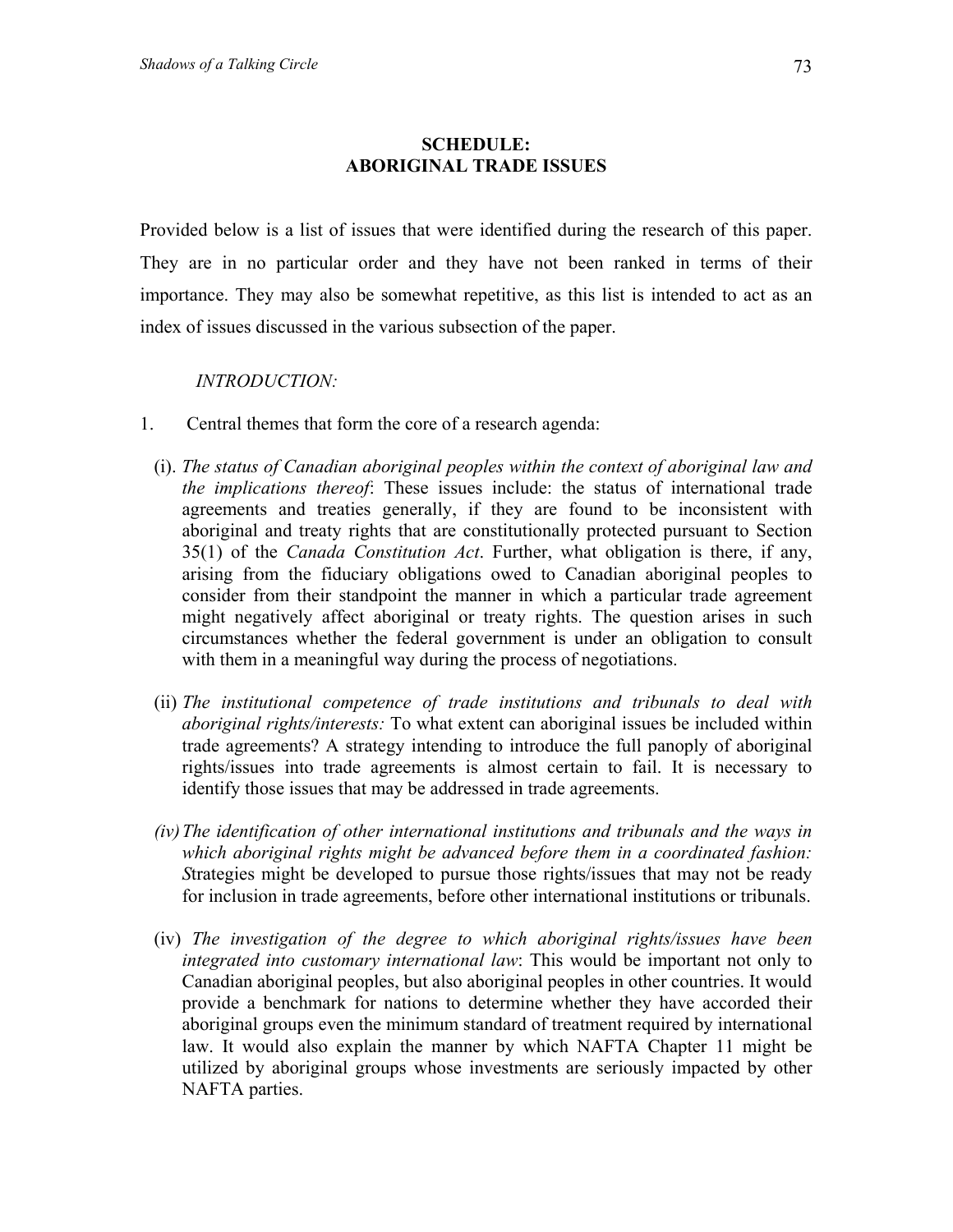## SCHEDULE:
## ABORIGINAL TRADE ISSUES

Provided below is a list of issues that were identified during the research of this paper. They are in no particular order and they have not been ranked in terms of their importance. They may also be somewhat repetitive, as this list is intended to act as an index of issues discussed in the various subsection of the paper.

*INTRODUCTION:*

1. Central themes that form the core of a research agenda:

   (i). *The status of Canadian aboriginal peoples within the context of aboriginal law and the implications thereof*: These issues include: the status of international trade agreements and treaties generally, if they are found to be inconsistent with aboriginal and treaty rights that are constitutionally protected pursuant to Section 35(1) of the *Canada Constitution Act*. Further, what obligation is there, if any, arising from the fiduciary obligations owed to Canadian aboriginal peoples to consider from their standpoint the manner in which a particular trade agreement might negatively affect aboriginal or treaty rights. The question arises in such circumstances whether the federal government is under an obligation to consult with them in a meaningful way during the process of negotiations.

   (ii) *The institutional competence of trade institutions and tribunals to deal with aboriginal rights/interests:* To what extent can aboriginal issues be included within trade agreements? A strategy intending to introduce the full panoply of aboriginal rights/issues into trade agreements is almost certain to fail. It is necessary to identify those issues that may be addressed in trade agreements.

   *(iv) The identification of other international institutions and tribunals and the ways in which aboriginal rights might be advanced before them in a coordinated fashion: S*trategies might be developed to pursue those rights/issues that may not be ready for inclusion in trade agreements, before other international institutions or tribunals.

   (iv) *The investigation of the degree to which aboriginal rights/issues have been integrated into customary international law*: This would be important not only to Canadian aboriginal peoples, but also aboriginal peoples in other countries. It would provide a benchmark for nations to determine whether they have accorded their aboriginal groups even the minimum standard of treatment required by international law. It would also explain the manner by which NAFTA Chapter 11 might be utilized by aboriginal groups whose investments are seriously impacted by other NAFTA parties.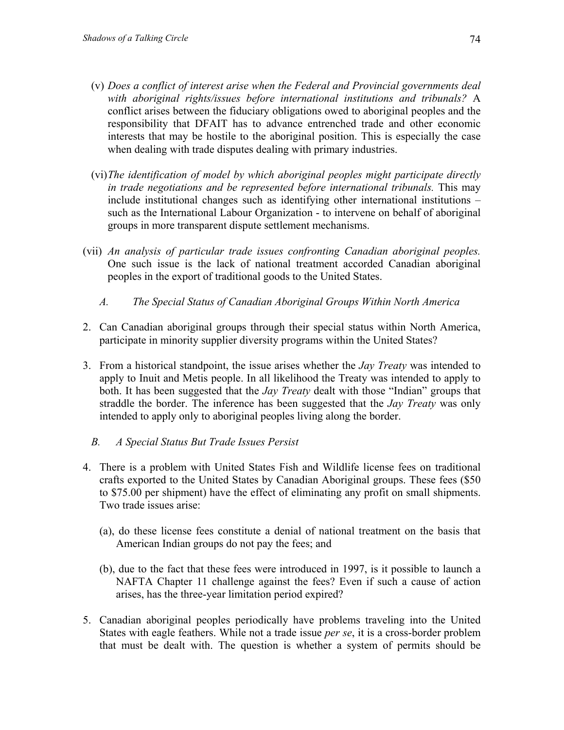(v) *Does a conflict of interest arise when the Federal and Provincial governments deal with aboriginal rights/issues before international institutions and tribunals?* A conflict arises between the fiduciary obligations owed to aboriginal peoples and the responsibility that DFAIT has to advance entrenched trade and other economic interests that may be hostile to the aboriginal position. This is especially the case when dealing with trade disputes dealing with primary industries.

(vi) *The identification of model by which aboriginal peoples might participate directly in trade negotiations and be represented before international tribunals.* This may include institutional changes such as identifying other international institutions – such as the International Labour Organization - to intervene on behalf of aboriginal groups in more transparent dispute settlement mechanisms.

(vii) *An analysis of particular trade issues confronting Canadian aboriginal peoples.* One such issue is the lack of national treatment accorded Canadian aboriginal peoples in the export of traditional goods to the United States.

*A. The Special Status of Canadian Aboriginal Groups Within North America*

2. Can Canadian aboriginal groups through their special status within North America, participate in minority supplier diversity programs within the United States?

3. From a historical standpoint, the issue arises whether the *Jay Treaty* was intended to apply to Inuit and Metis people. In all likelihood the Treaty was intended to apply to both. It has been suggested that the *Jay Treaty* dealt with those "Indian" groups that straddle the border. The inference has been suggested that the *Jay Treaty* was only intended to apply only to aboriginal peoples living along the border.

*B. A Special Status But Trade Issues Persist*

4. There is a problem with United States Fish and Wildlife license fees on traditional crafts exported to the United States by Canadian Aboriginal groups. These fees ($50 to $75.00 per shipment) have the effect of eliminating any profit on small shipments. Two trade issues arise:

   (a), do these license fees constitute a denial of national treatment on the basis that American Indian groups do not pay the fees; and

   (b), due to the fact that these fees were introduced in 1997, is it possible to launch a NAFTA Chapter 11 challenge against the fees? Even if such a cause of action arises, has the three-year limitation period expired?

5. Canadian aboriginal peoples periodically have problems traveling into the United States with eagle feathers. While not a trade issue *per se*, it is a cross-border problem that must be dealt with. The question is whether a system of permits should be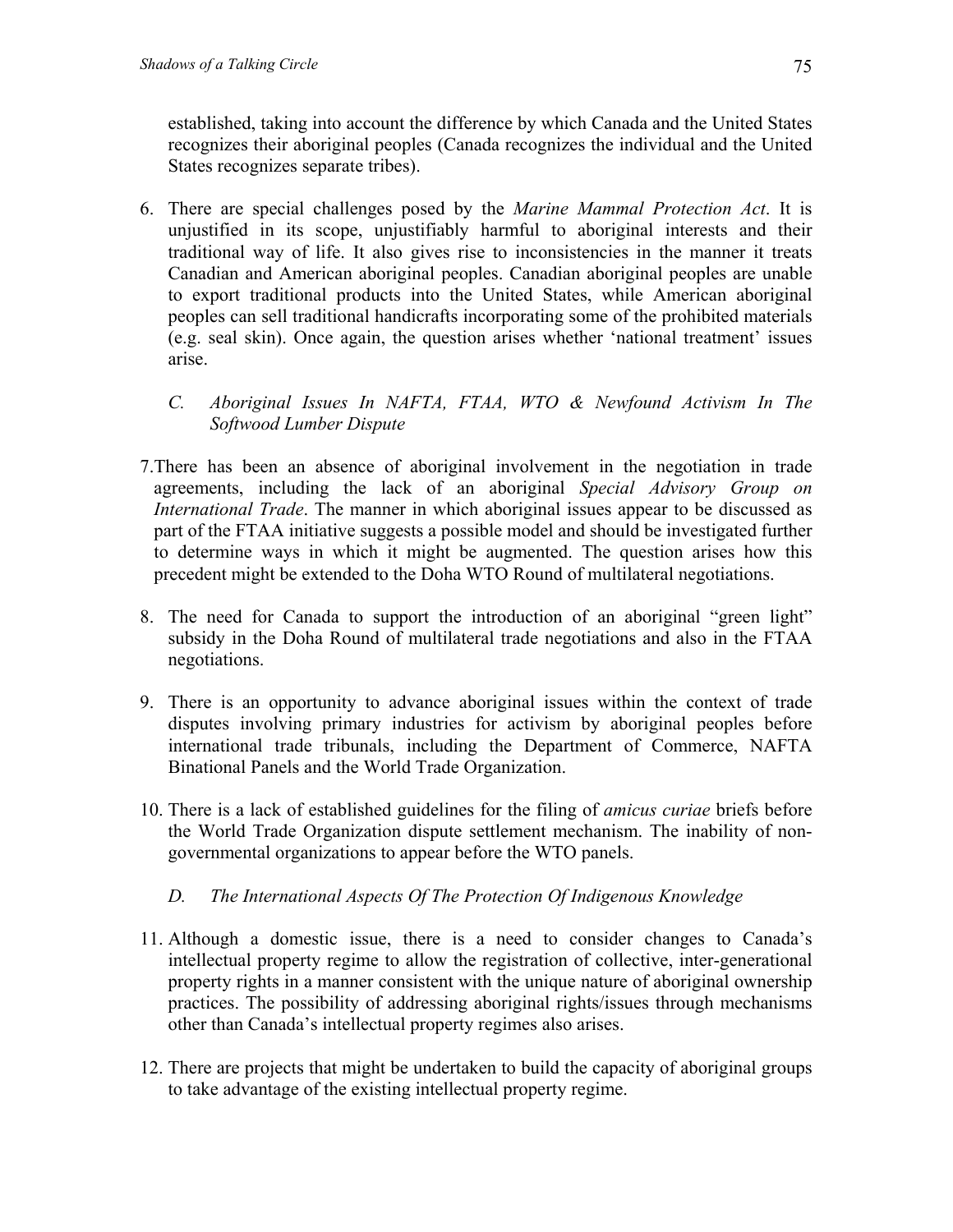established, taking into account the difference by which Canada and the United States recognizes their aboriginal peoples (Canada recognizes the individual and the United States recognizes separate tribes).

6. There are special challenges posed by the *Marine Mammal Protection Act*. It is unjustified in its scope, unjustifiably harmful to aboriginal interests and their traditional way of life. It also gives rise to inconsistencies in the manner it treats Canadian and American aboriginal peoples. Canadian aboriginal peoples are unable to export traditional products into the United States, while American aboriginal peoples can sell traditional handicrafts incorporating some of the prohibited materials (e.g. seal skin). Once again, the question arises whether 'national treatment' issues arise.

### *C. Aboriginal Issues In NAFTA, FTAA, WTO & Newfound Activism In The Softwood Lumber Dispute*

7. There has been an absence of aboriginal involvement in the negotiation in trade agreements, including the lack of an aboriginal *Special Advisory Group on International Trade*. The manner in which aboriginal issues appear to be discussed as part of the FTAA initiative suggests a possible model and should be investigated further to determine ways in which it might be augmented. The question arises how this precedent might be extended to the Doha WTO Round of multilateral negotiations.

8. The need for Canada to support the introduction of an aboriginal "green light" subsidy in the Doha Round of multilateral trade negotiations and also in the FTAA negotiations.

9. There is an opportunity to advance aboriginal issues within the context of trade disputes involving primary industries for activism by aboriginal peoples before international trade tribunals, including the Department of Commerce, NAFTA Binational Panels and the World Trade Organization.

10. There is a lack of established guidelines for the filing of *amicus curiae* briefs before the World Trade Organization dispute settlement mechanism. The inability of non-governmental organizations to appear before the WTO panels.

### *D. The International Aspects Of The Protection Of Indigenous Knowledge*

11. Although a domestic issue, there is a need to consider changes to Canada's intellectual property regime to allow the registration of collective, inter-generational property rights in a manner consistent with the unique nature of aboriginal ownership practices. The possibility of addressing aboriginal rights/issues through mechanisms other than Canada's intellectual property regimes also arises.

12. There are projects that might be undertaken to build the capacity of aboriginal groups to take advantage of the existing intellectual property regime.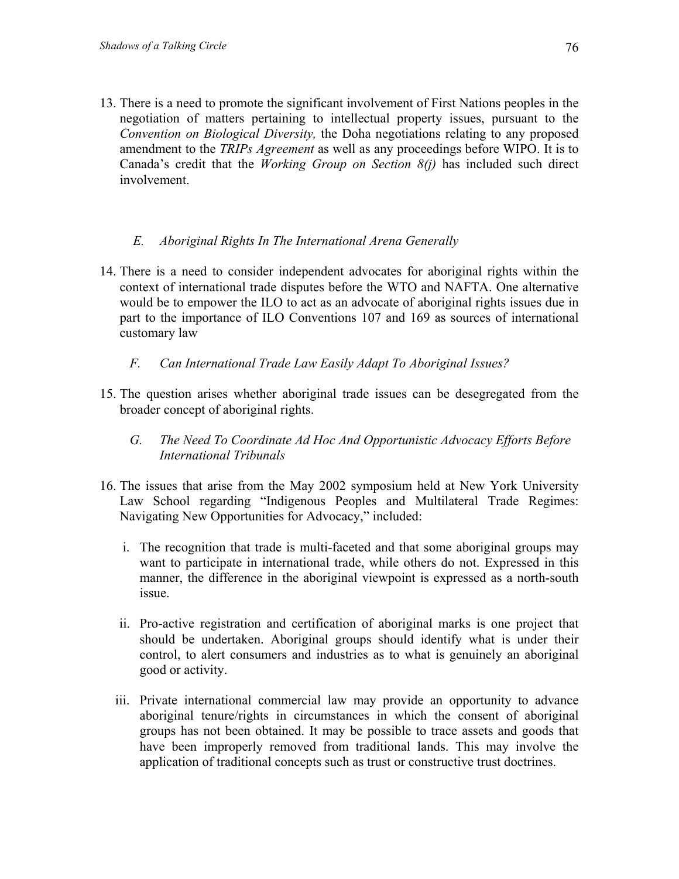13. There is a need to promote the significant involvement of First Nations peoples in the negotiation of matters pertaining to intellectual property issues, pursuant to the *Convention on Biological Diversity,* the Doha negotiations relating to any proposed amendment to the *TRIPs Agreement* as well as any proceedings before WIPO. It is to Canada's credit that the *Working Group on Section 8(j)* has included such direct involvement.

### *E. Aboriginal Rights In The International Arena Generally*

14. There is a need to consider independent advocates for aboriginal rights within the context of international trade disputes before the WTO and NAFTA. One alternative would be to empower the ILO to act as an advocate of aboriginal rights issues due in part to the importance of ILO Conventions 107 and 169 as sources of international customary law

### *F. Can International Trade Law Easily Adapt To Aboriginal Issues?*

15. The question arises whether aboriginal trade issues can be desegregated from the broader concept of aboriginal rights.

### *G. The Need To Coordinate Ad Hoc And Opportunistic Advocacy Efforts Before International Tribunals*

16. The issues that arise from the May 2002 symposium held at New York University Law School regarding "Indigenous Peoples and Multilateral Trade Regimes: Navigating New Opportunities for Advocacy," included:

    i. The recognition that trade is multi-faceted and that some aboriginal groups may want to participate in international trade, while others do not. Expressed in this manner, the difference in the aboriginal viewpoint is expressed as a north-south issue.

    ii. Pro-active registration and certification of aboriginal marks is one project that should be undertaken. Aboriginal groups should identify what is under their control, to alert consumers and industries as to what is genuinely an aboriginal good or activity.

    iii. Private international commercial law may provide an opportunity to advance aboriginal tenure/rights in circumstances in which the consent of aboriginal groups has not been obtained. It may be possible to trace assets and goods that have been improperly removed from traditional lands. This may involve the application of traditional concepts such as trust or constructive trust doctrines.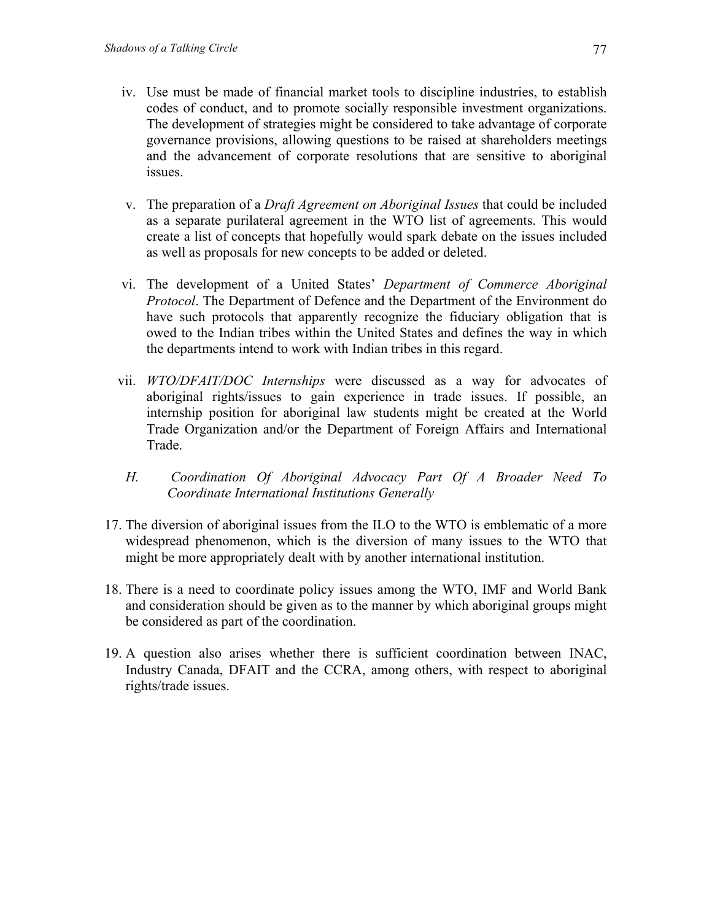iv. Use must be made of financial market tools to discipline industries, to establish codes of conduct, and to promote socially responsible investment organizations. The development of strategies might be considered to take advantage of corporate governance provisions, allowing questions to be raised at shareholders meetings and the advancement of corporate resolutions that are sensitive to aboriginal issues.

v. The preparation of a *Draft Agreement on Aboriginal Issues* that could be included as a separate purilateral agreement in the WTO list of agreements. This would create a list of concepts that hopefully would spark debate on the issues included as well as proposals for new concepts to be added or deleted.

vi. The development of a United States' *Department of Commerce Aboriginal Protocol*. The Department of Defence and the Department of the Environment do have such protocols that apparently recognize the fiduciary obligation that is owed to the Indian tribes within the United States and defines the way in which the departments intend to work with Indian tribes in this regard.

vii. *WTO/DFAIT/DOC Internships* were discussed as a way for advocates of aboriginal rights/issues to gain experience in trade issues. If possible, an internship position for aboriginal law students might be created at the World Trade Organization and/or the Department of Foreign Affairs and International Trade.

### *H. Coordination Of Aboriginal Advocacy Part Of A Broader Need To Coordinate International Institutions Generally*

17. The diversion of aboriginal issues from the ILO to the WTO is emblematic of a more widespread phenomenon, which is the diversion of many issues to the WTO that might be more appropriately dealt with by another international institution.

18. There is a need to coordinate policy issues among the WTO, IMF and World Bank and consideration should be given as to the manner by which aboriginal groups might be considered as part of the coordination.

19. A question also arises whether there is sufficient coordination between INAC, Industry Canada, DFAIT and the CCRA, among others, with respect to aboriginal rights/trade issues.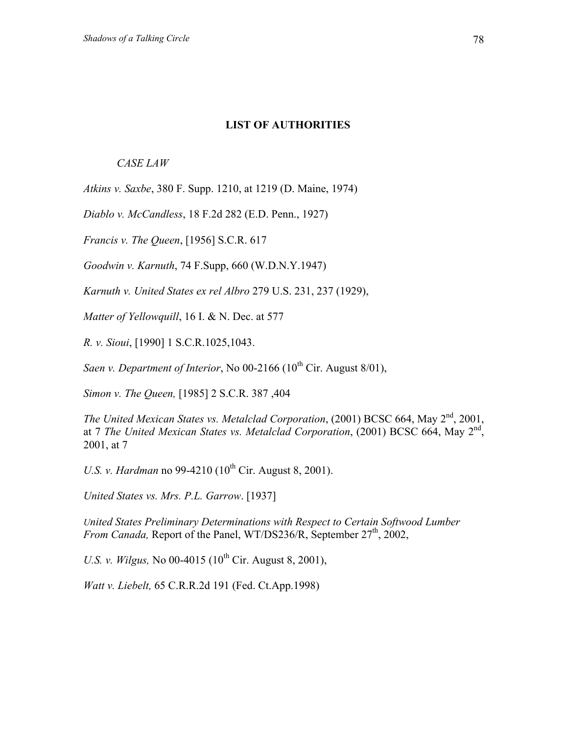## LIST OF AUTHORITIES

*CASE LAW*

*Atkins v. Saxbe*, 380 F. Supp. 1210, at 1219 (D. Maine, 1974)

*Diablo v. McCandless*, 18 F.2d 282 (E.D. Penn., 1927)

*Francis v. The Queen*, [1956] S.C.R. 617

*Goodwin v. Karnuth*, 74 F.Supp, 660 (W.D.N.Y.1947)

*Karnuth v. United States ex rel Albro* 279 U.S. 231, 237 (1929),

*Matter of Yellowquill*, 16 I. & N. Dec. at 577

*R. v. Sioui*, [1990] 1 S.C.R.1025,1043.

*Saen v. Department of Interior*, No 00-2166 (10th Cir. August 8/01),

*Simon v. The Queen,* [1985] 2 S.C.R. 387 ,404

*The United Mexican States vs. Metalclad Corporation*, (2001) BCSC 664, May 2nd, 2001, at 7 *The United Mexican States vs. Metalclad Corporation*, (2001) BCSC 664, May 2nd, 2001, at 7

*U.S. v. Hardman* no 99-4210 (10th Cir. August 8, 2001).

*United States vs. Mrs. P.L. Garrow*. [1937]

*United States Preliminary Determinations with Respect to Certain Softwood Lumber From Canada,* Report of the Panel, WT/DS236/R, September 27th, 2002,

*U.S. v. Wilgus,* No 00-4015 (10th Cir. August 8, 2001),

*Watt v. Liebelt,* 65 C.R.R.2d 191 (Fed. Ct.App.1998)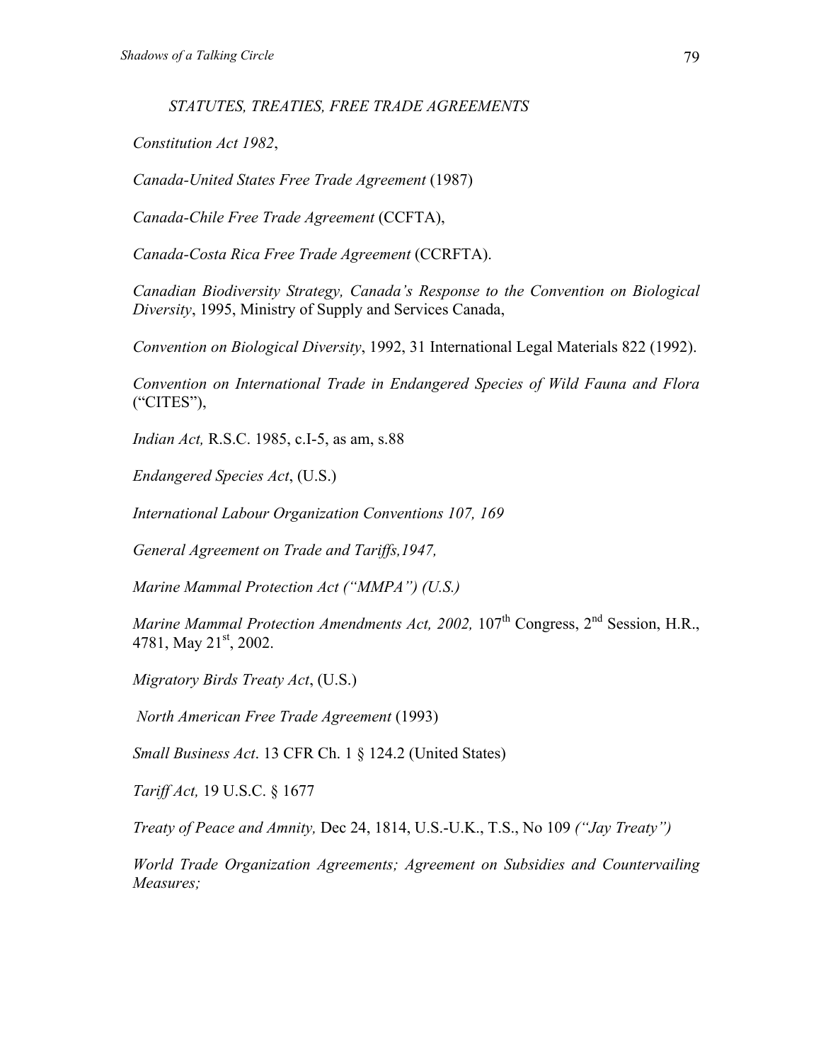## *STATUTES, TREATIES, FREE TRADE AGREEMENTS*

*Constitution Act 1982*,

*Canada-United States Free Trade Agreement* (1987)

*Canada-Chile Free Trade Agreement* (CCFTA),

*Canada-Costa Rica Free Trade Agreement* (CCRFTA).

*Canadian Biodiversity Strategy, Canada's Response to the Convention on Biological Diversity*, 1995, Ministry of Supply and Services Canada,

*Convention on Biological Diversity*, 1992, 31 International Legal Materials 822 (1992).

*Convention on International Trade in Endangered Species of Wild Fauna and Flora* ("CITES"),

*Indian Act,* R.S.C. 1985, c.I-5, as am, s.88

*Endangered Species Act*, (U.S.)

*International Labour Organization Conventions 107, 169*

*General Agreement on Trade and Tariffs,1947,*

*Marine Mammal Protection Act ("MMPA") (U.S.)*

*Marine Mammal Protection Amendments Act, 2002,* 107th Congress, 2nd Session, H.R., 4781, May 21st, 2002.

*Migratory Birds Treaty Act*, (U.S.)

*North American Free Trade Agreement* (1993)

*Small Business Act*. 13 CFR Ch. 1 § 124.2 (United States)

*Tariff Act,* 19 U.S.C. § 1677

*Treaty of Peace and Amnity,* Dec 24, 1814, U.S.-U.K., T.S., No 109 *("Jay Treaty")*

*World Trade Organization Agreements; Agreement on Subsidies and Countervailing Measures;*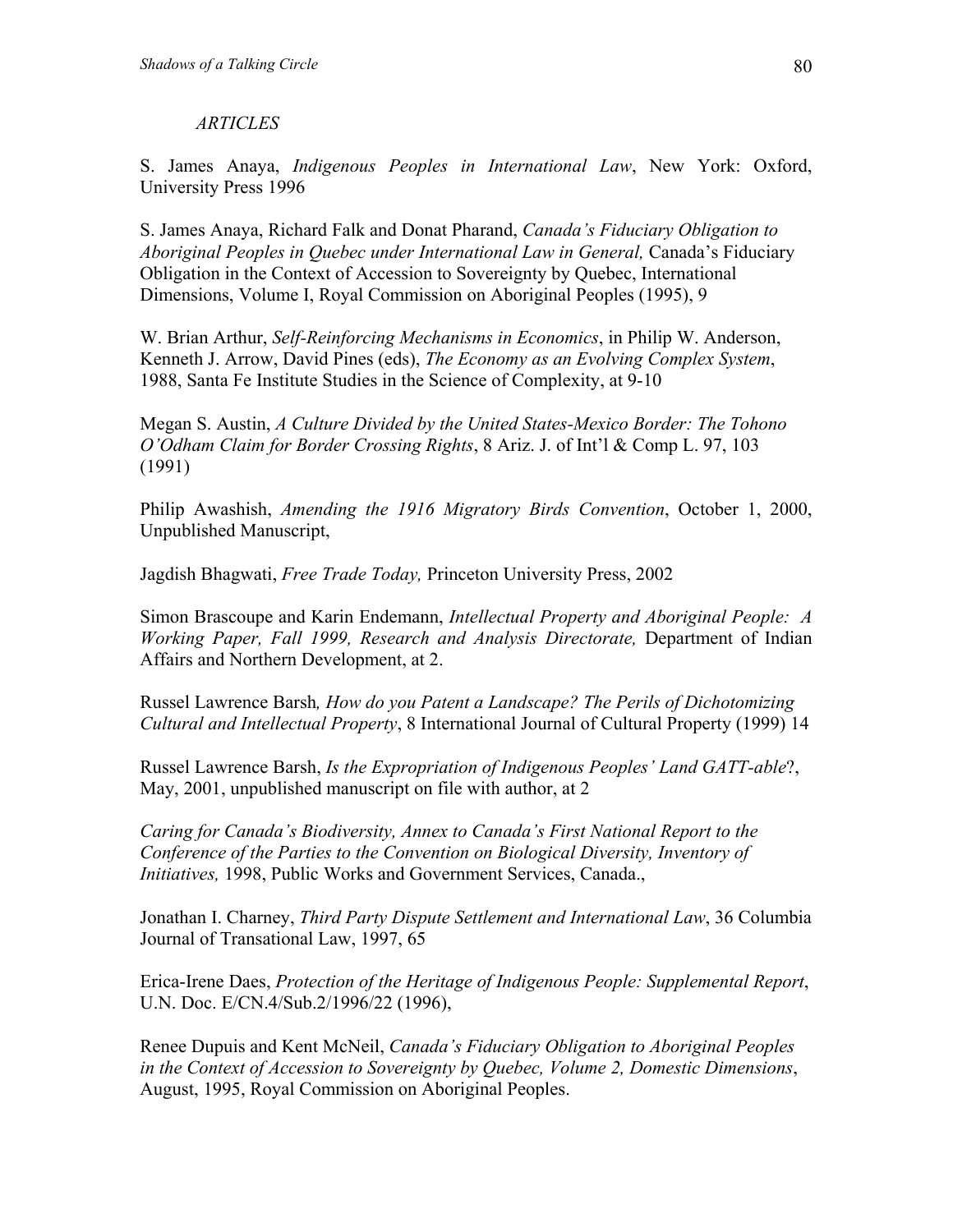*ARTICLES*

S. James Anaya, *Indigenous Peoples in International Law*, New York: Oxford, University Press 1996

S. James Anaya, Richard Falk and Donat Pharand, *Canada's Fiduciary Obligation to Aboriginal Peoples in Quebec under International Law in General,* Canada's Fiduciary Obligation in the Context of Accession to Sovereignty by Quebec, International Dimensions, Volume I, Royal Commission on Aboriginal Peoples (1995), 9

W. Brian Arthur, *Self-Reinforcing Mechanisms in Economics*, in Philip W. Anderson, Kenneth J. Arrow, David Pines (eds), *The Economy as an Evolving Complex System*, 1988, Santa Fe Institute Studies in the Science of Complexity, at 9-10

Megan S. Austin, *A Culture Divided by the United States-Mexico Border: The Tohono O'Odham Claim for Border Crossing Rights*, 8 Ariz. J. of Int'l & Comp L. 97, 103 (1991)

Philip Awashish, *Amending the 1916 Migratory Birds Convention*, October 1, 2000, Unpublished Manuscript,

Jagdish Bhagwati, *Free Trade Today,* Princeton University Press, 2002

Simon Brascoupe and Karin Endemann, *Intellectual Property and Aboriginal People: A Working Paper, Fall 1999, Research and Analysis Directorate,* Department of Indian Affairs and Northern Development, at 2.

Russel Lawrence Barsh*, How do you Patent a Landscape? The Perils of Dichotomizing Cultural and Intellectual Property*, 8 International Journal of Cultural Property (1999) 14

Russel Lawrence Barsh, *Is the Expropriation of Indigenous Peoples' Land GATT-able*?, May, 2001, unpublished manuscript on file with author, at 2

*Caring for Canada's Biodiversity, Annex to Canada's First National Report to the Conference of the Parties to the Convention on Biological Diversity, Inventory of Initiatives,* 1998, Public Works and Government Services, Canada.,

Jonathan I. Charney, *Third Party Dispute Settlement and International Law*, 36 Columbia Journal of Transational Law, 1997, 65

Erica-Irene Daes, *Protection of the Heritage of Indigenous People: Supplemental Report*, U.N. Doc. E/CN.4/Sub.2/1996/22 (1996),

Renee Dupuis and Kent McNeil, *Canada's Fiduciary Obligation to Aboriginal Peoples in the Context of Accession to Sovereignty by Quebec, Volume 2, Domestic Dimensions*, August, 1995, Royal Commission on Aboriginal Peoples.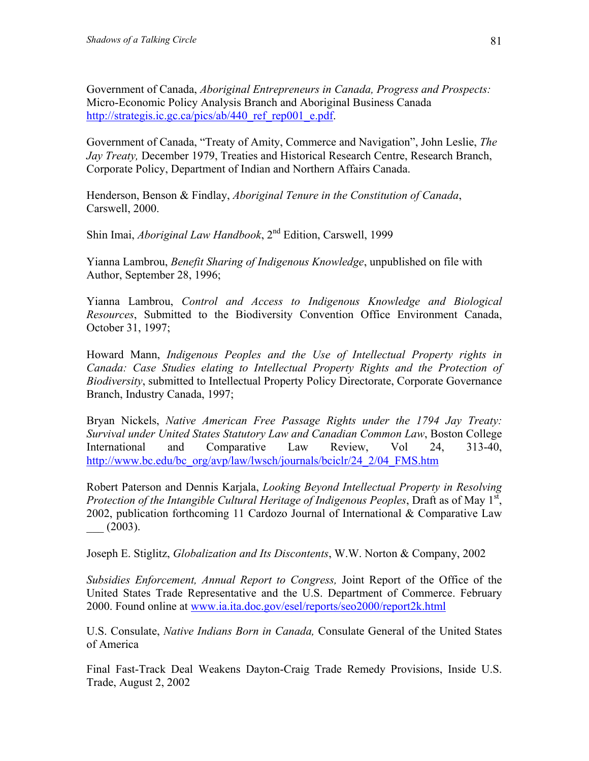Government of Canada, *Aboriginal Entrepreneurs in Canada, Progress and Prospects:* Micro-Economic Policy Analysis Branch and Aboriginal Business Canada http://strategis.ic.gc.ca/pics/ab/440_ref_rep001_e.pdf.

Government of Canada, "Treaty of Amity, Commerce and Navigation", John Leslie, *The Jay Treaty,* December 1979, Treaties and Historical Research Centre, Research Branch, Corporate Policy, Department of Indian and Northern Affairs Canada.

Henderson, Benson & Findlay, *Aboriginal Tenure in the Constitution of Canada*, Carswell, 2000.

Shin Imai, *Aboriginal Law Handbook*, 2nd Edition, Carswell, 1999

Yianna Lambrou, *Benefit Sharing of Indigenous Knowledge*, unpublished on file with Author, September 28, 1996;

Yianna Lambrou, *Control and Access to Indigenous Knowledge and Biological Resources*, Submitted to the Biodiversity Convention Office Environment Canada, October 31, 1997;

Howard Mann, *Indigenous Peoples and the Use of Intellectual Property rights in Canada: Case Studies elating to Intellectual Property Rights and the Protection of Biodiversity*, submitted to Intellectual Property Policy Directorate, Corporate Governance Branch, Industry Canada, 1997;

Bryan Nickels, *Native American Free Passage Rights under the 1794 Jay Treaty: Survival under United States Statutory Law and Canadian Common Law*, Boston College International and Comparative Law Review, Vol 24, 313-40, http://www.bc.edu/bc_org/avp/law/lwsch/journals/bciclr/24_2/04_FMS.htm

Robert Paterson and Dennis Karjala, *Looking Beyond Intellectual Property in Resolving Protection of the Intangible Cultural Heritage of Indigenous Peoples*, Draft as of May 1st, 2002, publication forthcoming 11 Cardozo Journal of International & Comparative Law ___ (2003).

Joseph E. Stiglitz, *Globalization and Its Discontents*, W.W. Norton & Company, 2002

*Subsidies Enforcement, Annual Report to Congress,* Joint Report of the Office of the United States Trade Representative and the U.S. Department of Commerce. February 2000. Found online at www.ia.ita.doc.gov/esel/reports/seo2000/report2k.html

U.S. Consulate, *Native Indians Born in Canada,* Consulate General of the United States of America

Final Fast-Track Deal Weakens Dayton-Craig Trade Remedy Provisions, Inside U.S. Trade, August 2, 2002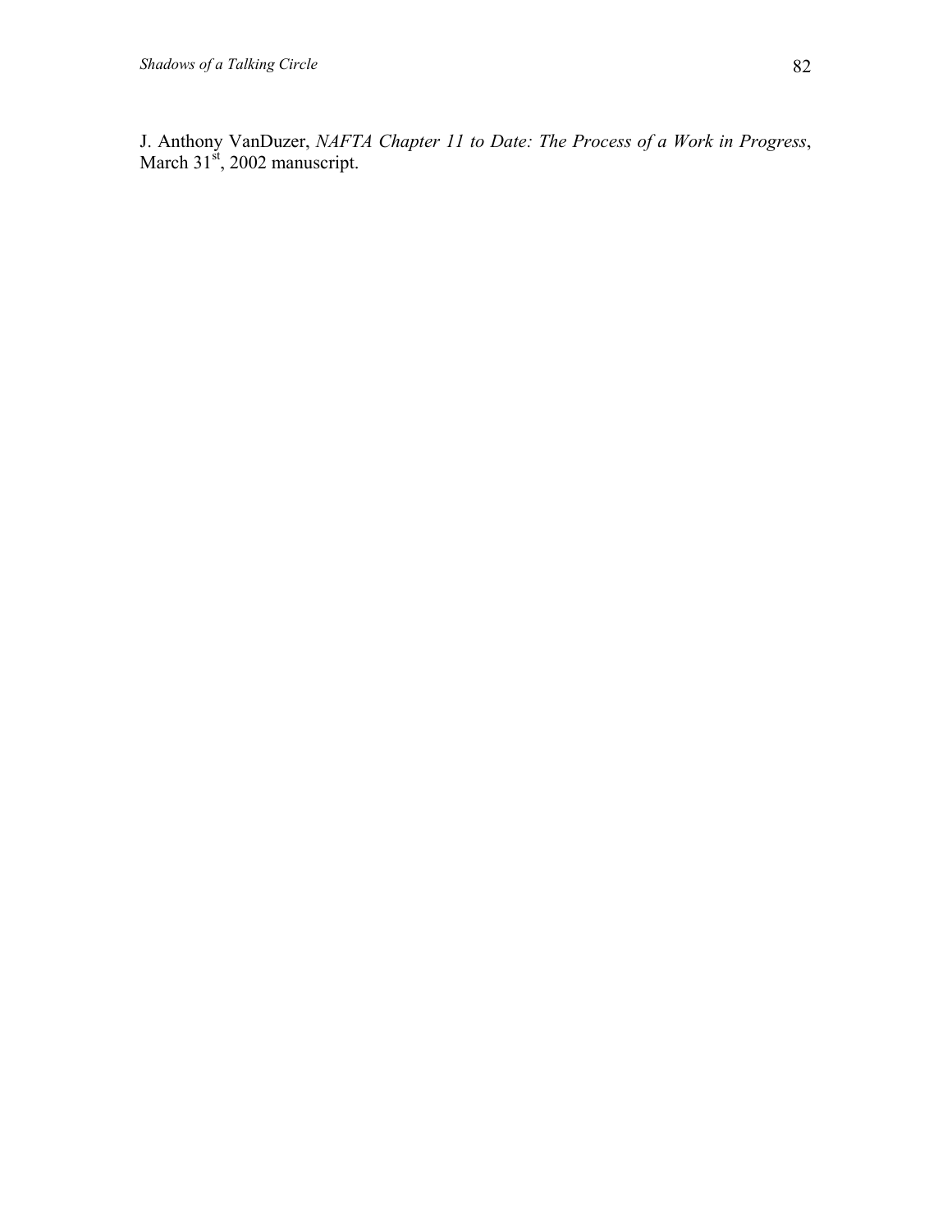J. Anthony VanDuzer, *NAFTA Chapter 11 to Date: The Process of a Work in Progress*, March 31[st], 2002 manuscript.